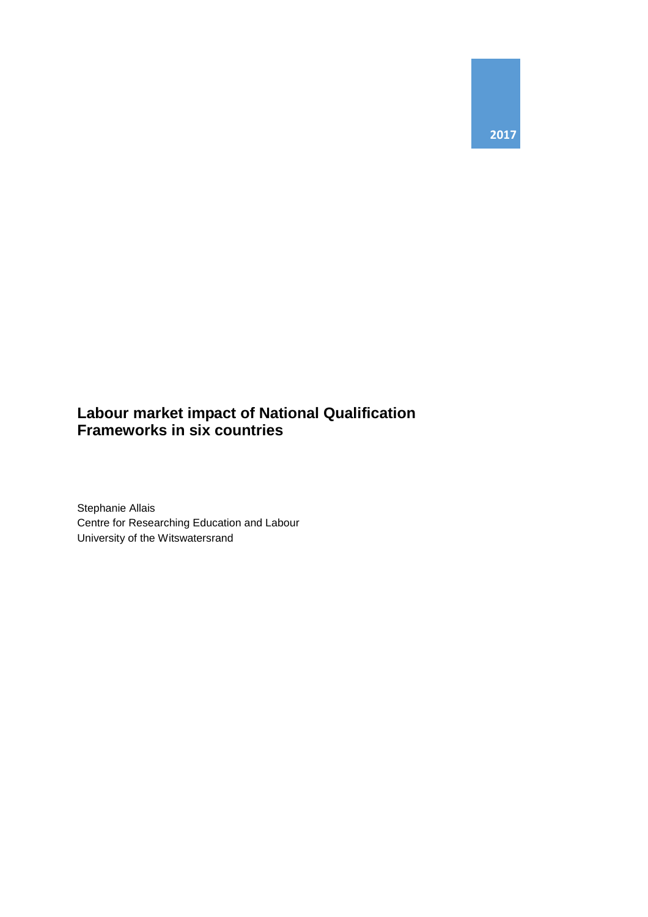2017

# Labour market impact of National Qualification Frameworks in six countries

Stephanie Allais
Centre for Researching Education and Labour
University of the Witswatersrand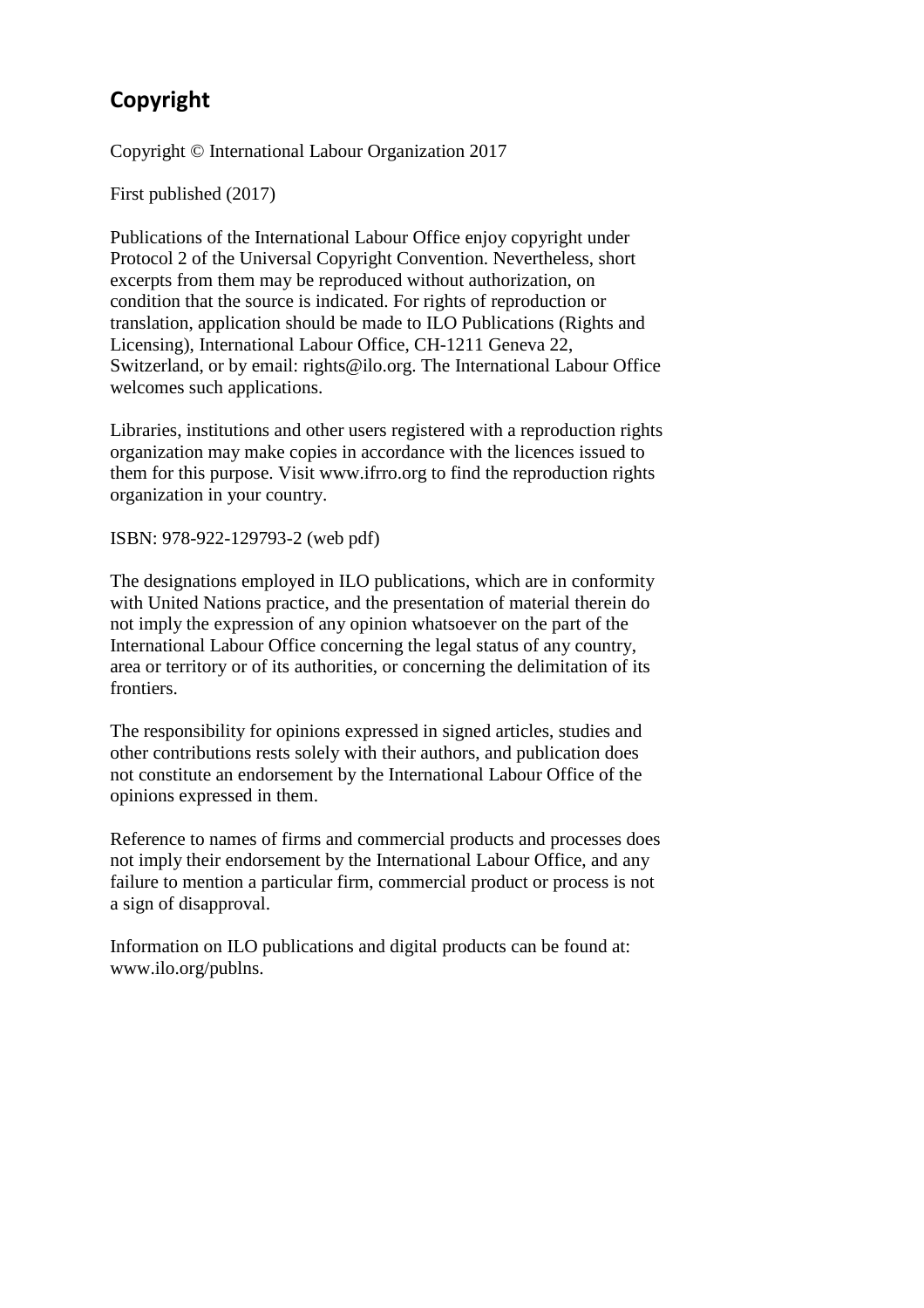## Copyright

Copyright © International Labour Organization 2017

First published (2017)

Publications of the International Labour Office enjoy copyright under Protocol 2 of the Universal Copyright Convention. Nevertheless, short excerpts from them may be reproduced without authorization, on condition that the source is indicated. For rights of reproduction or translation, application should be made to ILO Publications (Rights and Licensing), International Labour Office, CH-1211 Geneva 22, Switzerland, or by email: rights@ilo.org. The International Labour Office welcomes such applications.

Libraries, institutions and other users registered with a reproduction rights organization may make copies in accordance with the licences issued to them for this purpose. Visit www.ifrro.org to find the reproduction rights organization in your country.

ISBN: 978-922-129793-2 (web pdf)

The designations employed in ILO publications, which are in conformity with United Nations practice, and the presentation of material therein do not imply the expression of any opinion whatsoever on the part of the International Labour Office concerning the legal status of any country, area or territory or of its authorities, or concerning the delimitation of its frontiers.

The responsibility for opinions expressed in signed articles, studies and other contributions rests solely with their authors, and publication does not constitute an endorsement by the International Labour Office of the opinions expressed in them.

Reference to names of firms and commercial products and processes does not imply their endorsement by the International Labour Office, and any failure to mention a particular firm, commercial product or process is not a sign of disapproval.

Information on ILO publications and digital products can be found at: www.ilo.org/publns.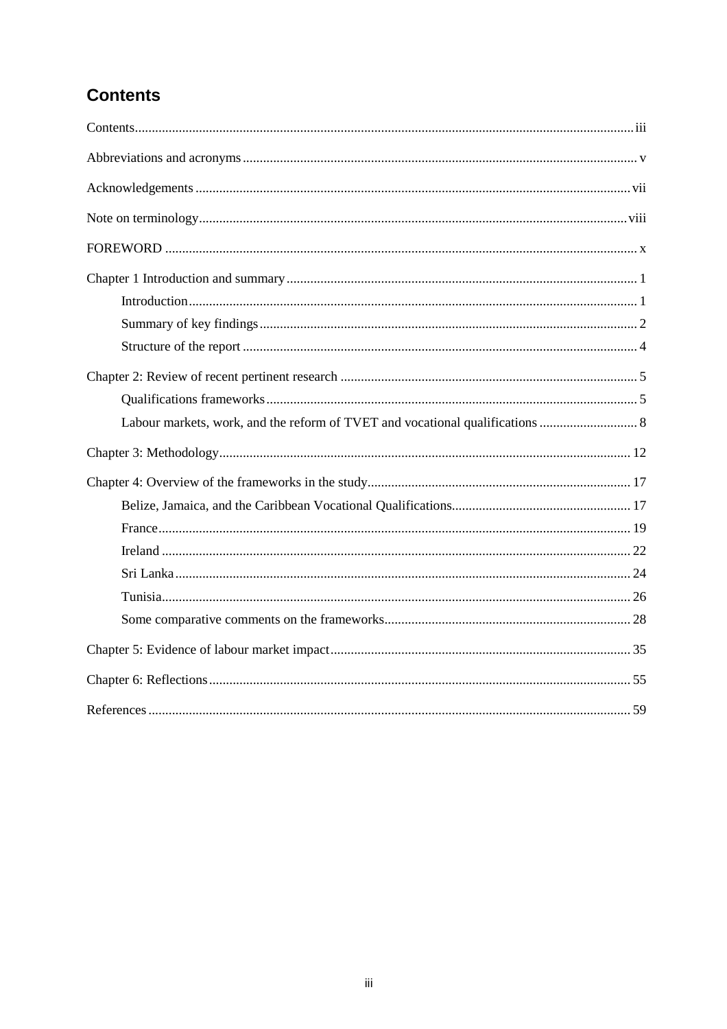# Contents

Contents .................................................................................................................................... iii

Abbreviations and acronyms .................................................................................................... v

Acknowledgements .................................................................................................................. vii

Note on terminology ................................................................................................................ viii

FOREWORD ............................................................................................................................. x

Chapter 1 Introduction and summary ........................................................................................ 1

- Introduction .......................................................................................................................... 1
- Summary of key findings ...................................................................................................... 2
- Structure of the report ........................................................................................................... 4

Chapter 2: Review of recent pertinent research ......................................................................... 5

- Qualifications frameworks .................................................................................................... 5
- Labour markets, work, and the reform of TVET and vocational qualifications ................... 8

Chapter 3: Methodology ........................................................................................................... 12

Chapter 4: Overview of the frameworks in the study ............................................................... 17

- Belize, Jamaica, and the Caribbean Vocational Qualifications ........................................... 17
- France ................................................................................................................................. 19
- Ireland ................................................................................................................................. 22
- Sri Lanka ............................................................................................................................. 24
- Tunisia ................................................................................................................................. 26
- Some comparative comments on the frameworks .............................................................. 28

Chapter 5: Evidence of labour market impact .......................................................................... 35

Chapter 6: Reflections ............................................................................................................... 55

References ................................................................................................................................ 59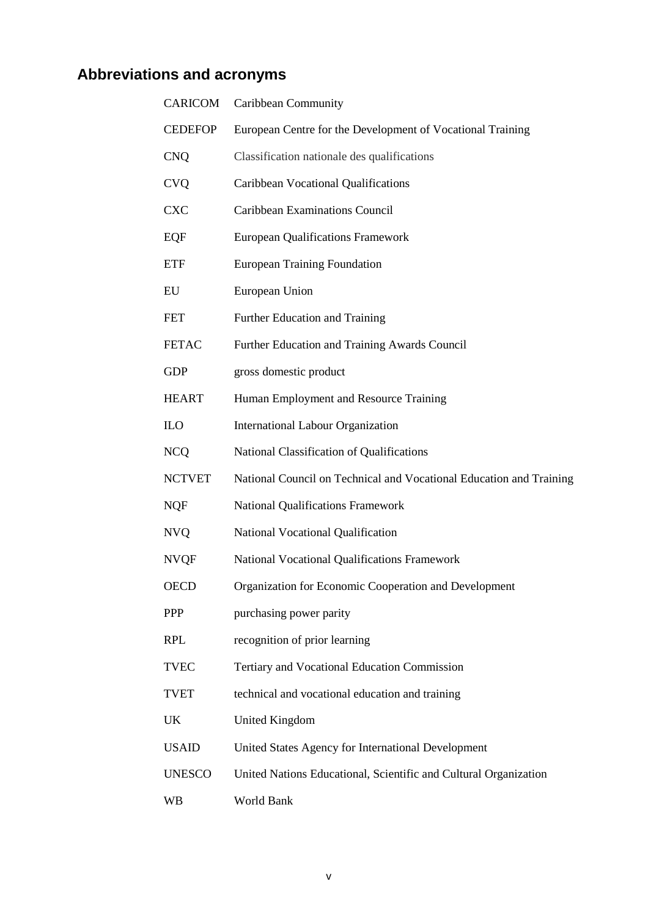## Abbreviations and acronyms

| | |
|---|---|
| CARICOM | Caribbean Community |
| CEDEFOP | European Centre for the Development of Vocational Training |
| CNQ | Classification nationale des qualifications |
| CVQ | Caribbean Vocational Qualifications |
| CXC | Caribbean Examinations Council |
| EQF | European Qualifications Framework |
| ETF | European Training Foundation |
| EU | European Union |
| FET | Further Education and Training |
| FETAC | Further Education and Training Awards Council |
| GDP | gross domestic product |
| HEART | Human Employment and Resource Training |
| ILO | International Labour Organization |
| NCQ | National Classification of Qualifications |
| NCTVET | National Council on Technical and Vocational Education and Training |
| NQF | National Qualifications Framework |
| NVQ | National Vocational Qualification |
| NVQF | National Vocational Qualifications Framework |
| OECD | Organization for Economic Cooperation and Development |
| PPP | purchasing power parity |
| RPL | recognition of prior learning |
| TVEC | Tertiary and Vocational Education Commission |
| TVET | technical and vocational education and training |
| UK | United Kingdom |
| USAID | United States Agency for International Development |
| UNESCO | United Nations Educational, Scientific and Cultural Organization |
| WB | World Bank |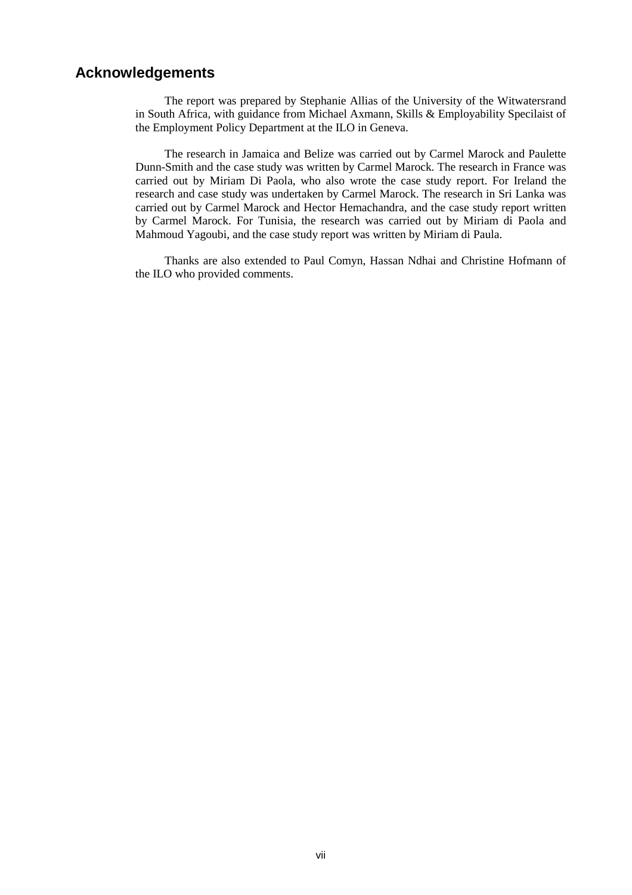## Acknowledgements

The report was prepared by Stephanie Allias of the University of the Witwatersrand in South Africa, with guidance from Michael Axmann, Skills & Employability Specilaist of the Employment Policy Department at the ILO in Geneva.

The research in Jamaica and Belize was carried out by Carmel Marock and Paulette Dunn-Smith and the case study was written by Carmel Marock. The research in France was carried out by Miriam Di Paola, who also wrote the case study report. For Ireland the research and case study was undertaken by Carmel Marock. The research in Sri Lanka was carried out by Carmel Marock and Hector Hemachandra, and the case study report written by Carmel Marock. For Tunisia, the research was carried out by Miriam di Paola and Mahmoud Yagoubi, and the case study report was written by Miriam di Paula.

Thanks are also extended to Paul Comyn, Hassan Ndhai and Christine Hofmann of the ILO who provided comments.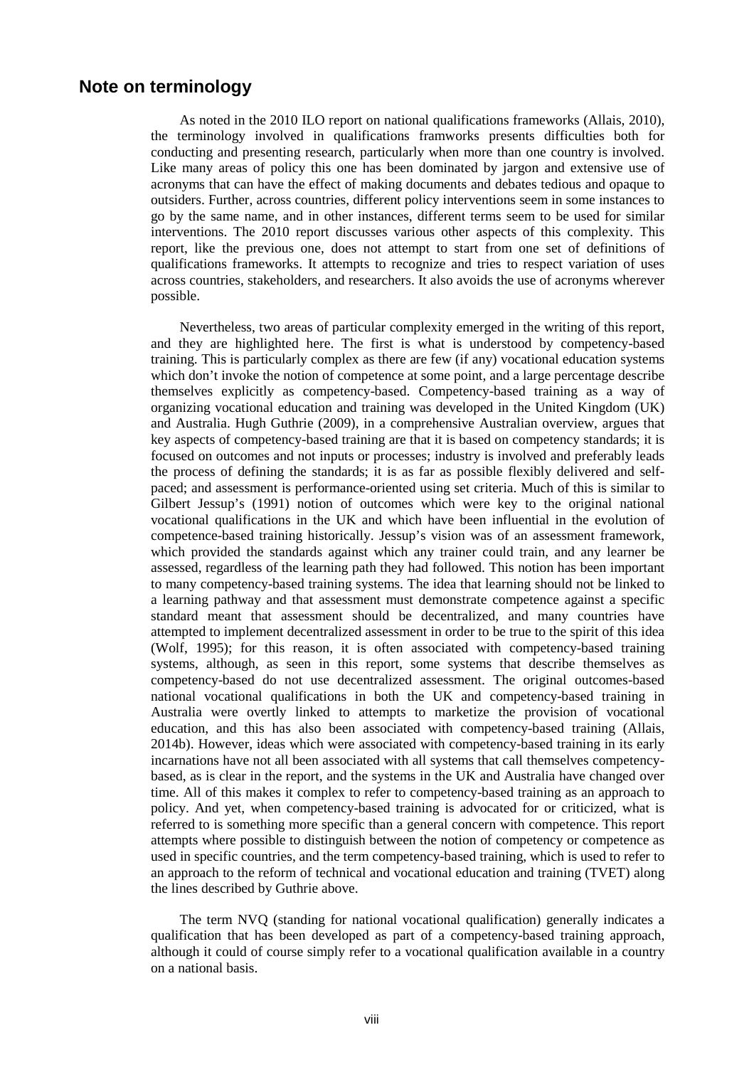## Note on terminology

As noted in the 2010 ILO report on national qualifications frameworks (Allais, 2010), the terminology involved in qualifications framworks presents difficulties both for conducting and presenting research, particularly when more than one country is involved. Like many areas of policy this one has been dominated by jargon and extensive use of acronyms that can have the effect of making documents and debates tedious and opaque to outsiders. Further, across countries, different policy interventions seem in some instances to go by the same name, and in other instances, different terms seem to be used for similar interventions. The 2010 report discusses various other aspects of this complexity. This report, like the previous one, does not attempt to start from one set of definitions of qualifications frameworks. It attempts to recognize and tries to respect variation of uses across countries, stakeholders, and researchers. It also avoids the use of acronyms wherever possible.

Nevertheless, two areas of particular complexity emerged in the writing of this report, and they are highlighted here. The first is what is understood by competency-based training. This is particularly complex as there are few (if any) vocational education systems which don't invoke the notion of competence at some point, and a large percentage describe themselves explicitly as competency-based. Competency-based training as a way of organizing vocational education and training was developed in the United Kingdom (UK) and Australia. Hugh Guthrie (2009), in a comprehensive Australian overview, argues that key aspects of competency-based training are that it is based on competency standards; it is focused on outcomes and not inputs or processes; industry is involved and preferably leads the process of defining the standards; it is as far as possible flexibly delivered and self-paced; and assessment is performance-oriented using set criteria. Much of this is similar to Gilbert Jessup's (1991) notion of outcomes which were key to the original national vocational qualifications in the UK and which have been influential in the evolution of competence-based training historically. Jessup's vision was of an assessment framework, which provided the standards against which any trainer could train, and any learner be assessed, regardless of the learning path they had followed. This notion has been important to many competency-based training systems. The idea that learning should not be linked to a learning pathway and that assessment must demonstrate competence against a specific standard meant that assessment should be decentralized, and many countries have attempted to implement decentralized assessment in order to be true to the spirit of this idea (Wolf, 1995); for this reason, it is often associated with competency-based training systems, although, as seen in this report, some systems that describe themselves as competency-based do not use decentralized assessment. The original outcomes-based national vocational qualifications in both the UK and competency-based training in Australia were overtly linked to attempts to marketize the provision of vocational education, and this has also been associated with competency-based training (Allais, 2014b). However, ideas which were associated with competency-based training in its early incarnations have not all been associated with all systems that call themselves competency-based, as is clear in the report, and the systems in the UK and Australia have changed over time. All of this makes it complex to refer to competency-based training as an approach to policy. And yet, when competency-based training is advocated for or criticized, what is referred to is something more specific than a general concern with competence. This report attempts where possible to distinguish between the notion of competency or competence as used in specific countries, and the term competency-based training, which is used to refer to an approach to the reform of technical and vocational education and training (TVET) along the lines described by Guthrie above.

The term NVQ (standing for national vocational qualification) generally indicates a qualification that has been developed as part of a competency-based training approach, although it could of course simply refer to a vocational qualification available in a country on a national basis.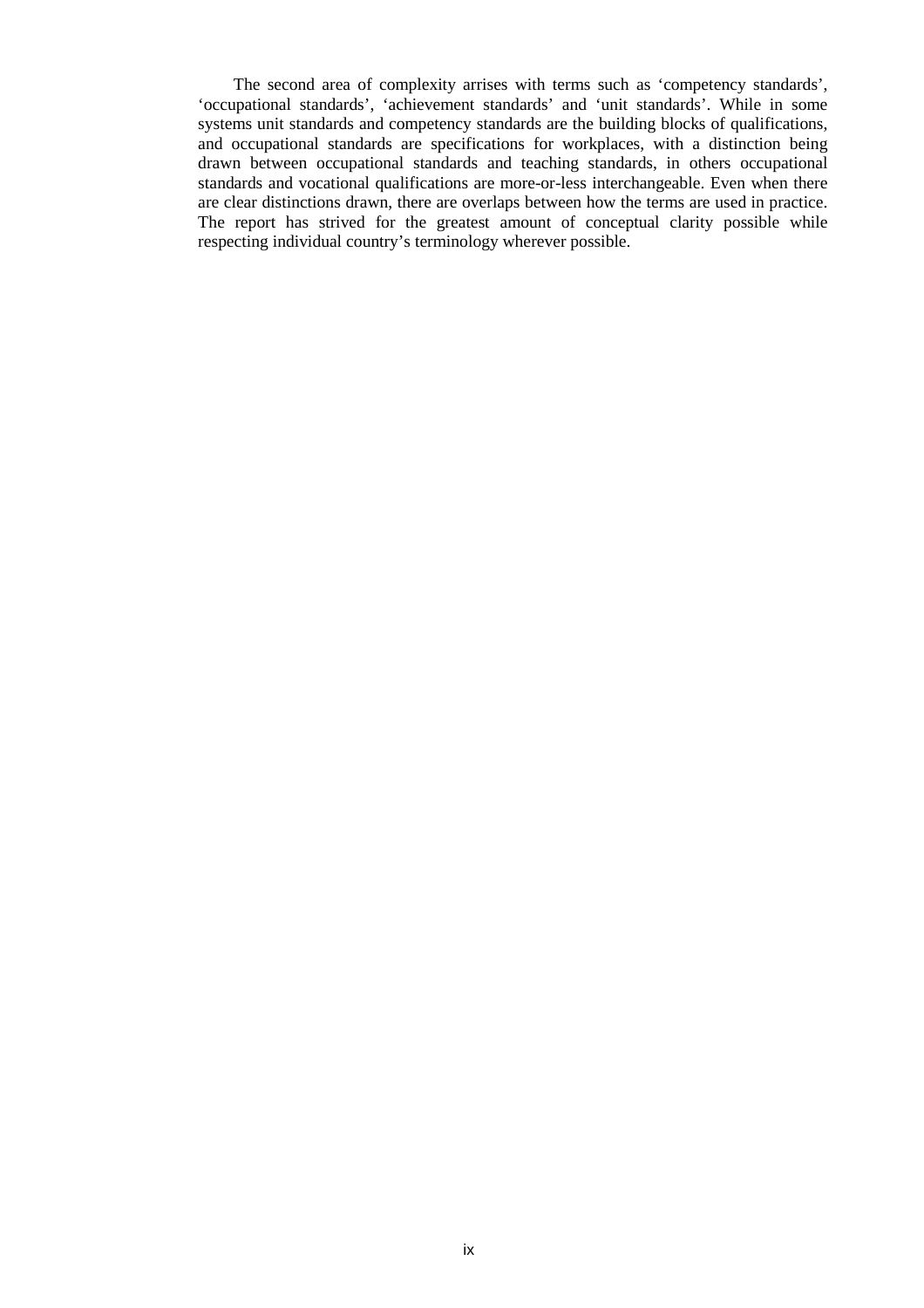The second area of complexity arrises with terms such as 'competency standards', 'occupational standards', 'achievement standards' and 'unit standards'. While in some systems unit standards and competency standards are the building blocks of qualifications, and occupational standards are specifications for workplaces, with a distinction being drawn between occupational standards and teaching standards, in others occupational standards and vocational qualifications are more-or-less interchangeable. Even when there are clear distinctions drawn, there are overlaps between how the terms are used in practice. The report has strived for the greatest amount of conceptual clarity possible while respecting individual country's terminology wherever possible.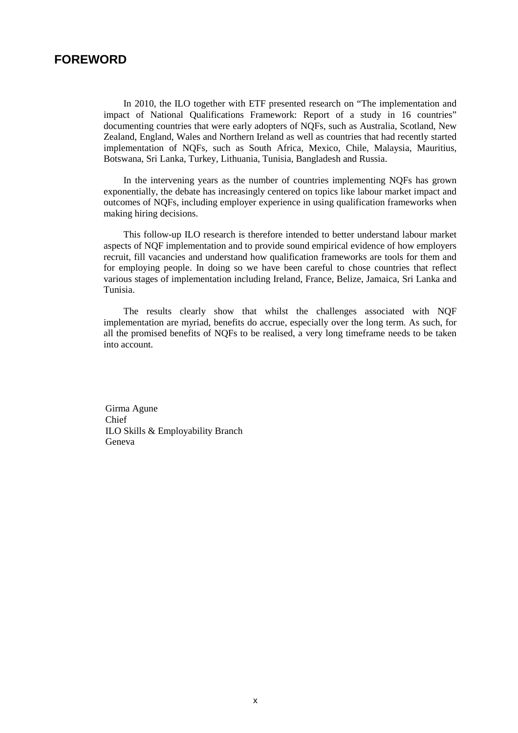# FOREWORD

In 2010, the ILO together with ETF presented research on "The implementation and impact of National Qualifications Framework: Report of a study in 16 countries" documenting countries that were early adopters of NQFs, such as Australia, Scotland, New Zealand, England, Wales and Northern Ireland as well as countries that had recently started implementation of NQFs, such as South Africa, Mexico, Chile, Malaysia, Mauritius, Botswana, Sri Lanka, Turkey, Lithuania, Tunisia, Bangladesh and Russia.

In the intervening years as the number of countries implementing NQFs has grown exponentially, the debate has increasingly centered on topics like labour market impact and outcomes of NQFs, including employer experience in using qualification frameworks when making hiring decisions.

This follow-up ILO research is therefore intended to better understand labour market aspects of NQF implementation and to provide sound empirical evidence of how employers recruit, fill vacancies and understand how qualification frameworks are tools for them and for employing people. In doing so we have been careful to chose countries that reflect various stages of implementation including Ireland, France, Belize, Jamaica, Sri Lanka and Tunisia.

The results clearly show that whilst the challenges associated with NQF implementation are myriad, benefits do accrue, especially over the long term. As such, for all the promised benefits of NQFs to be realised, a very long timeframe needs to be taken into account.

Girma Agune  
Chief  
ILO Skills & Employability Branch  
Geneva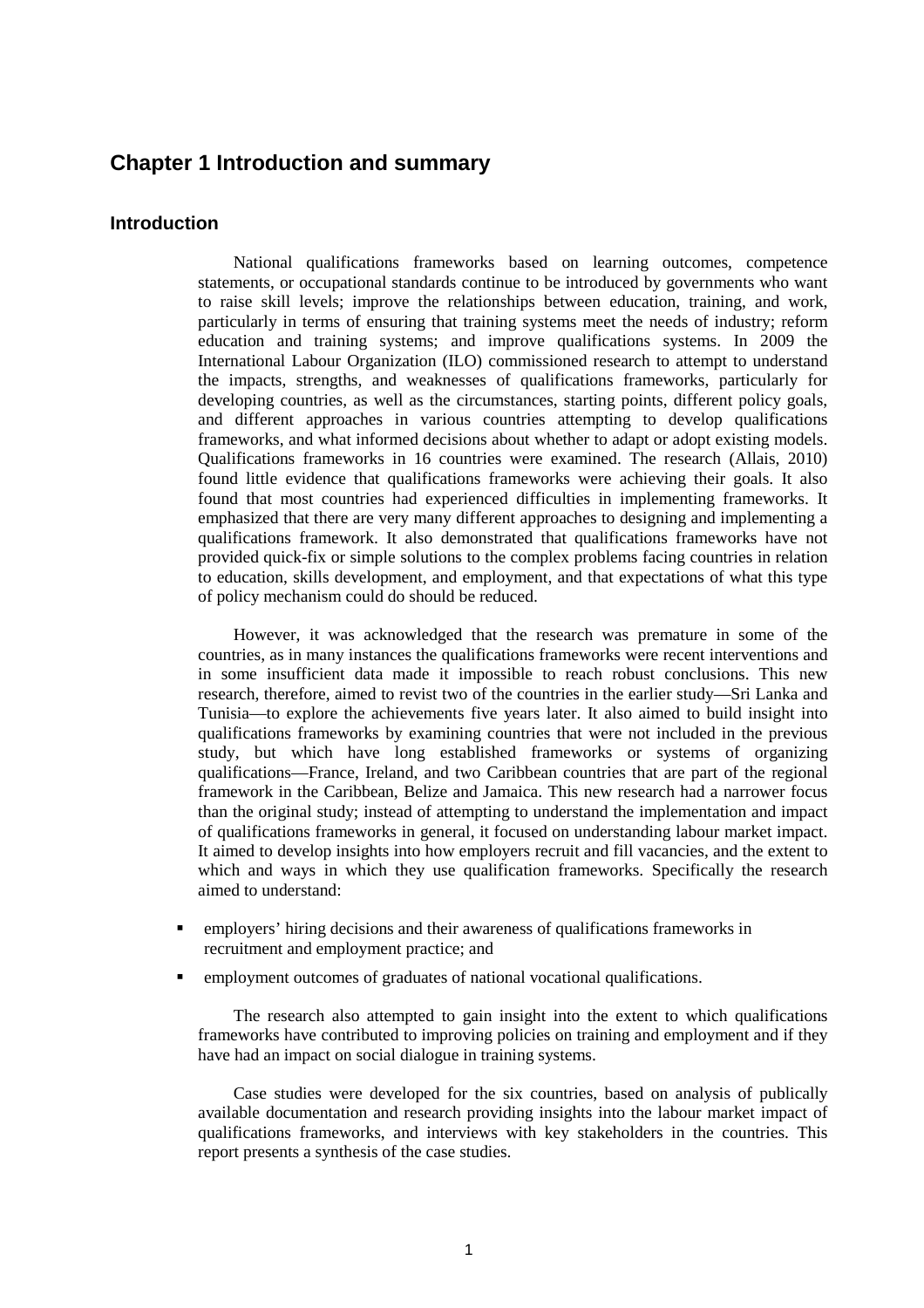# Chapter 1 Introduction and summary

## Introduction

National qualifications frameworks based on learning outcomes, competence statements, or occupational standards continue to be introduced by governments who want to raise skill levels; improve the relationships between education, training, and work, particularly in terms of ensuring that training systems meet the needs of industry; reform education and training systems; and improve qualifications systems. In 2009 the International Labour Organization (ILO) commissioned research to attempt to understand the impacts, strengths, and weaknesses of qualifications frameworks, particularly for developing countries, as well as the circumstances, starting points, different policy goals, and different approaches in various countries attempting to develop qualifications frameworks, and what informed decisions about whether to adapt or adopt existing models. Qualifications frameworks in 16 countries were examined. The research (Allais, 2010) found little evidence that qualifications frameworks were achieving their goals. It also found that most countries had experienced difficulties in implementing frameworks. It emphasized that there are very many different approaches to designing and implementing a qualifications framework. It also demonstrated that qualifications frameworks have not provided quick-fix or simple solutions to the complex problems facing countries in relation to education, skills development, and employment, and that expectations of what this type of policy mechanism could do should be reduced.

However, it was acknowledged that the research was premature in some of the countries, as in many instances the qualifications frameworks were recent interventions and in some insufficient data made it impossible to reach robust conclusions. This new research, therefore, aimed to revist two of the countries in the earlier study—Sri Lanka and Tunisia—to explore the achievements five years later. It also aimed to build insight into qualifications frameworks by examining countries that were not included in the previous study, but which have long established frameworks or systems of organizing qualifications—France, Ireland, and two Caribbean countries that are part of the regional framework in the Caribbean, Belize and Jamaica. This new research had a narrower focus than the original study; instead of attempting to understand the implementation and impact of qualifications frameworks in general, it focused on understanding labour market impact. It aimed to develop insights into how employers recruit and fill vacancies, and the extent to which and ways in which they use qualification frameworks. Specifically the research aimed to understand:

- employers' hiring decisions and their awareness of qualifications frameworks in recruitment and employment practice; and
- employment outcomes of graduates of national vocational qualifications.

The research also attempted to gain insight into the extent to which qualifications frameworks have contributed to improving policies on training and employment and if they have had an impact on social dialogue in training systems.

Case studies were developed for the six countries, based on analysis of publically available documentation and research providing insights into the labour market impact of qualifications frameworks, and interviews with key stakeholders in the countries. This report presents a synthesis of the case studies.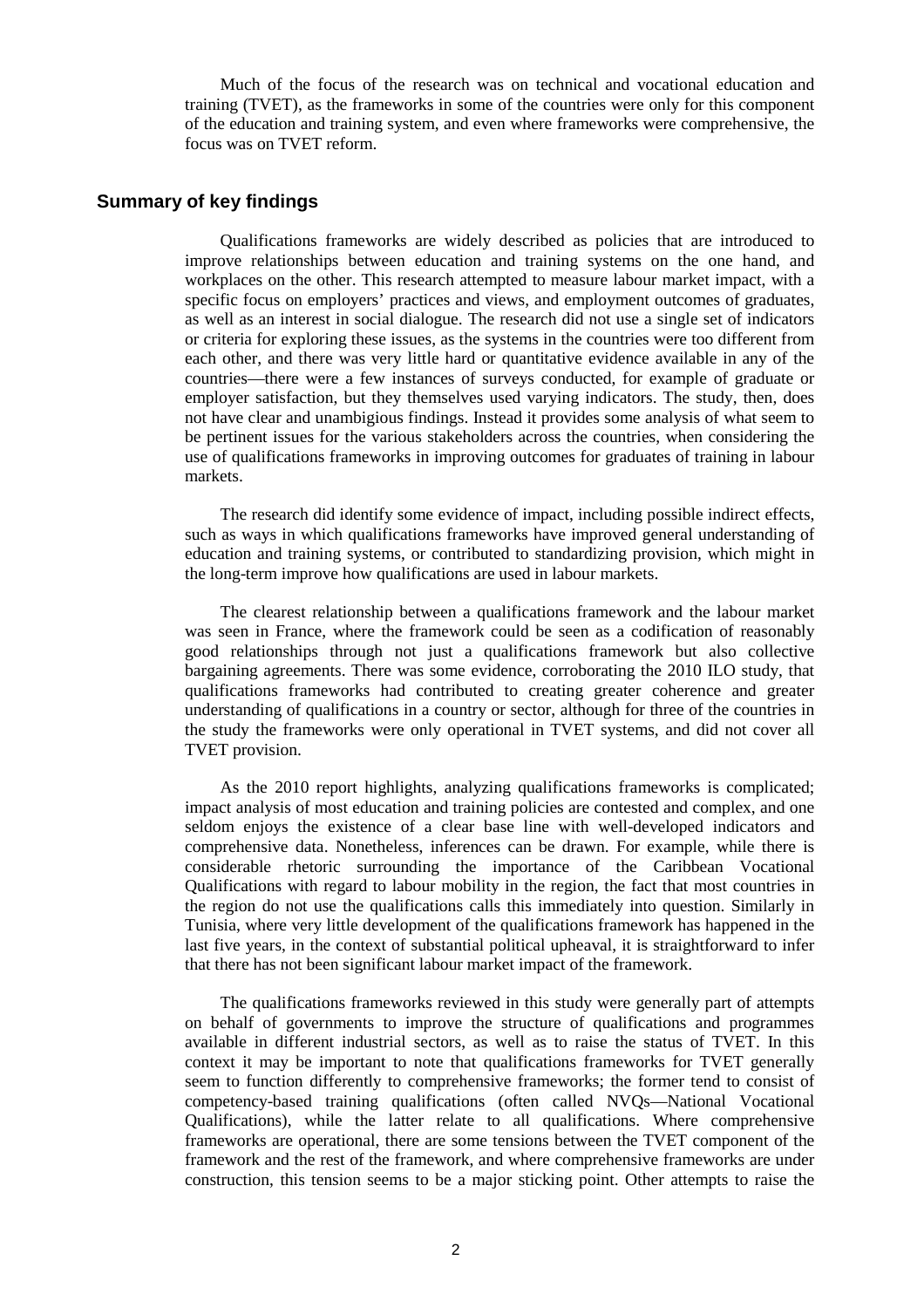Much of the focus of the research was on technical and vocational education and training (TVET), as the frameworks in some of the countries were only for this component of the education and training system, and even where frameworks were comprehensive, the focus was on TVET reform.

## Summary of key findings

Qualifications frameworks are widely described as policies that are introduced to improve relationships between education and training systems on the one hand, and workplaces on the other. This research attempted to measure labour market impact, with a specific focus on employers' practices and views, and employment outcomes of graduates, as well as an interest in social dialogue. The research did not use a single set of indicators or criteria for exploring these issues, as the systems in the countries were too different from each other, and there was very little hard or quantitative evidence available in any of the countries—there were a few instances of surveys conducted, for example of graduate or employer satisfaction, but they themselves used varying indicators. The study, then, does not have clear and unambiguous findings. Instead it provides some analysis of what seem to be pertinent issues for the various stakeholders across the countries, when considering the use of qualifications frameworks in improving outcomes for graduates of training in labour markets.

The research did identify some evidence of impact, including possible indirect effects, such as ways in which qualifications frameworks have improved general understanding of education and training systems, or contributed to standardizing provision, which might in the long-term improve how qualifications are used in labour markets.

The clearest relationship between a qualifications framework and the labour market was seen in France, where the framework could be seen as a codification of reasonably good relationships through not just a qualifications framework but also collective bargaining agreements. There was some evidence, corroborating the 2010 ILO study, that qualifications frameworks had contributed to creating greater coherence and greater understanding of qualifications in a country or sector, although for three of the countries in the study the frameworks were only operational in TVET systems, and did not cover all TVET provision.

As the 2010 report highlights, analyzing qualifications frameworks is complicated; impact analysis of most education and training policies are contested and complex, and one seldom enjoys the existence of a clear base line with well-developed indicators and comprehensive data. Nonetheless, inferences can be drawn. For example, while there is considerable rhetoric surrounding the importance of the Caribbean Vocational Qualifications with regard to labour mobility in the region, the fact that most countries in the region do not use the qualifications calls this immediately into question. Similarly in Tunisia, where very little development of the qualifications framework has happened in the last five years, in the context of substantial political upheaval, it is straightforward to infer that there has not been significant labour market impact of the framework.

The qualifications frameworks reviewed in this study were generally part of attempts on behalf of governments to improve the structure of qualifications and programmes available in different industrial sectors, as well as to raise the status of TVET. In this context it may be important to note that qualifications frameworks for TVET generally seem to function differently to comprehensive frameworks; the former tend to consist of competency-based training qualifications (often called NVQs—National Vocational Qualifications), while the latter relate to all qualifications. Where comprehensive frameworks are operational, there are some tensions between the TVET component of the framework and the rest of the framework, and where comprehensive frameworks are under construction, this tension seems to be a major sticking point. Other attempts to raise the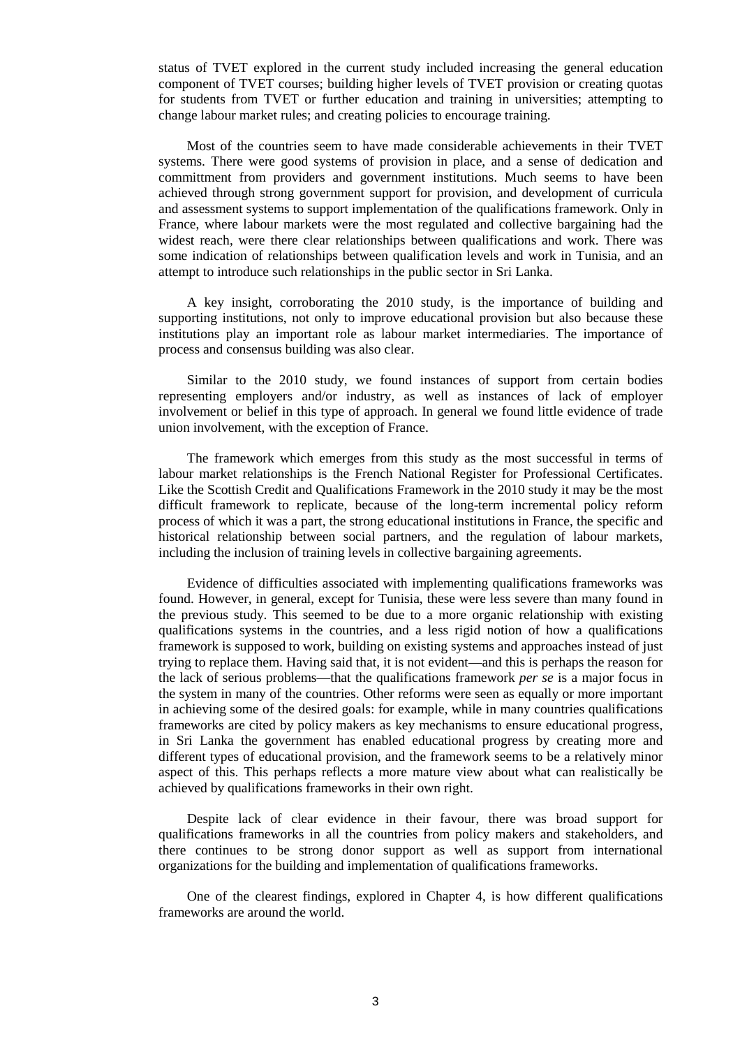status of TVET explored in the current study included increasing the general education component of TVET courses; building higher levels of TVET provision or creating quotas for students from TVET or further education and training in universities; attempting to change labour market rules; and creating policies to encourage training.

Most of the countries seem to have made considerable achievements in their TVET systems. There were good systems of provision in place, and a sense of dedication and committment from providers and government institutions. Much seems to have been achieved through strong government support for provision, and development of curricula and assessment systems to support implementation of the qualifications framework. Only in France, where labour markets were the most regulated and collective bargaining had the widest reach, were there clear relationships between qualifications and work. There was some indication of relationships between qualification levels and work in Tunisia, and an attempt to introduce such relationships in the public sector in Sri Lanka.

A key insight, corroborating the 2010 study, is the importance of building and supporting institutions, not only to improve educational provision but also because these institutions play an important role as labour market intermediaries. The importance of process and consensus building was also clear.

Similar to the 2010 study, we found instances of support from certain bodies representing employers and/or industry, as well as instances of lack of employer involvement or belief in this type of approach. In general we found little evidence of trade union involvement, with the exception of France.

The framework which emerges from this study as the most successful in terms of labour market relationships is the French National Register for Professional Certificates. Like the Scottish Credit and Qualifications Framework in the 2010 study it may be the most difficult framework to replicate, because of the long-term incremental policy reform process of which it was a part, the strong educational institutions in France, the specific and historical relationship between social partners, and the regulation of labour markets, including the inclusion of training levels in collective bargaining agreements.

Evidence of difficulties associated with implementing qualifications frameworks was found. However, in general, except for Tunisia, these were less severe than many found in the previous study. This seemed to be due to a more organic relationship with existing qualifications systems in the countries, and a less rigid notion of how a qualifications framework is supposed to work, building on existing systems and approaches instead of just trying to replace them. Having said that, it is not evident—and this is perhaps the reason for the lack of serious problems—that the qualifications framework *per se* is a major focus in the system in many of the countries. Other reforms were seen as equally or more important in achieving some of the desired goals: for example, while in many countries qualifications frameworks are cited by policy makers as key mechanisms to ensure educational progress, in Sri Lanka the government has enabled educational progress by creating more and different types of educational provision, and the framework seems to be a relatively minor aspect of this. This perhaps reflects a more mature view about what can realistically be achieved by qualifications frameworks in their own right.

Despite lack of clear evidence in their favour, there was broad support for qualifications frameworks in all the countries from policy makers and stakeholders, and there continues to be strong donor support as well as support from international organizations for the building and implementation of qualifications frameworks.

One of the clearest findings, explored in Chapter 4, is how different qualifications frameworks are around the world.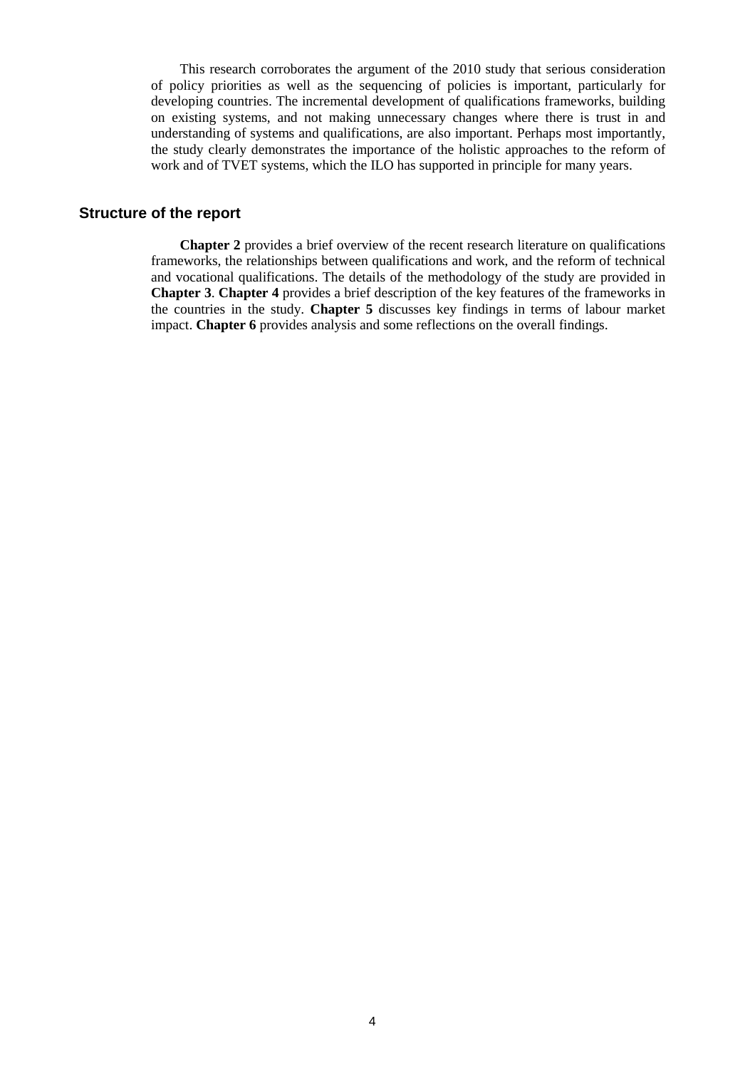This research corroborates the argument of the 2010 study that serious consideration of policy priorities as well as the sequencing of policies is important, particularly for developing countries. The incremental development of qualifications frameworks, building on existing systems, and not making unnecessary changes where there is trust in and understanding of systems and qualifications, are also important. Perhaps most importantly, the study clearly demonstrates the importance of the holistic approaches to the reform of work and of TVET systems, which the ILO has supported in principle for many years.

## Structure of the report

**Chapter 2** provides a brief overview of the recent research literature on qualifications frameworks, the relationships between qualifications and work, and the reform of technical and vocational qualifications. The details of the methodology of the study are provided in **Chapter 3**. **Chapter 4** provides a brief description of the key features of the frameworks in the countries in the study. **Chapter 5** discusses key findings in terms of labour market impact. **Chapter 6** provides analysis and some reflections on the overall findings.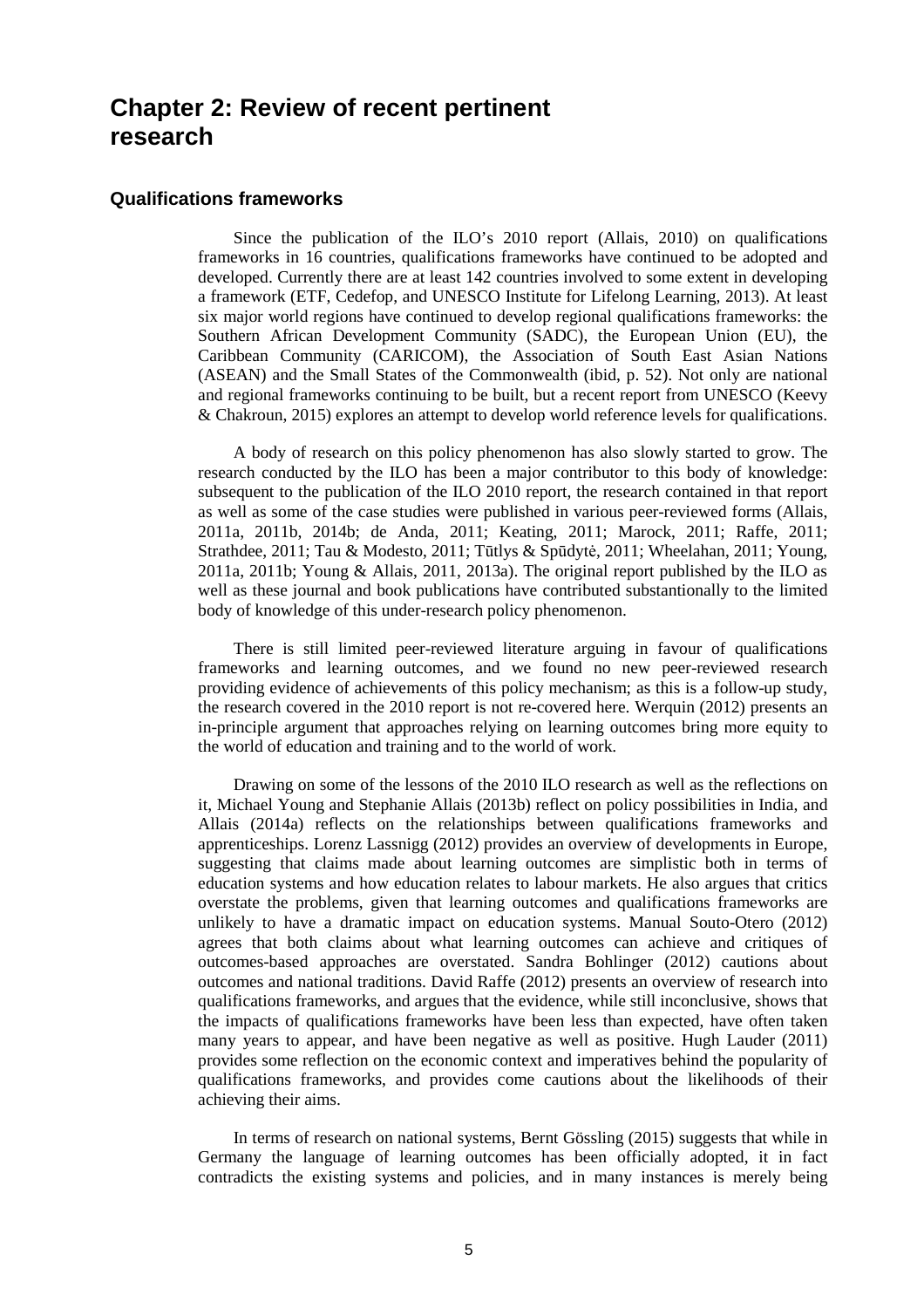# Chapter 2: Review of recent pertinent research

## Qualifications frameworks

Since the publication of the ILO's 2010 report (Allais, 2010) on qualifications frameworks in 16 countries, qualifications frameworks have continued to be adopted and developed. Currently there are at least 142 countries involved to some extent in developing a framework (ETF, Cedefop, and UNESCO Institute for Lifelong Learning, 2013). At least six major world regions have continued to develop regional qualifications frameworks: the Southern African Development Community (SADC), the European Union (EU), the Caribbean Community (CARICOM), the Association of South East Asian Nations (ASEAN) and the Small States of the Commonwealth (ibid, p. 52). Not only are national and regional frameworks continuing to be built, but a recent report from UNESCO (Keevy & Chakroun, 2015) explores an attempt to develop world reference levels for qualifications.

A body of research on this policy phenomenon has also slowly started to grow. The research conducted by the ILO has been a major contributor to this body of knowledge: subsequent to the publication of the ILO 2010 report, the research contained in that report as well as some of the case studies were published in various peer-reviewed forms (Allais, 2011a, 2011b, 2014b; de Anda, 2011; Keating, 2011; Marock, 2011; Raffe, 2011; Strathdee, 2011; Tau & Modesto, 2011; Tūtlys & Spūdytė, 2011; Wheelahan, 2011; Young, 2011a, 2011b; Young & Allais, 2011, 2013a). The original report published by the ILO as well as these journal and book publications have contributed substantionally to the limited body of knowledge of this under-research policy phenomenon.

There is still limited peer-reviewed literature arguing in favour of qualifications frameworks and learning outcomes, and we found no new peer-reviewed research providing evidence of achievements of this policy mechanism; as this is a follow-up study, the research covered in the 2010 report is not re-covered here. Werquin (2012) presents an in-principle argument that approaches relying on learning outcomes bring more equity to the world of education and training and to the world of work.

Drawing on some of the lessons of the 2010 ILO research as well as the reflections on it, Michael Young and Stephanie Allais (2013b) reflect on policy possibilities in India, and Allais (2014a) reflects on the relationships between qualifications frameworks and apprenticeships. Lorenz Lassnigg (2012) provides an overview of developments in Europe, suggesting that claims made about learning outcomes are simplistic both in terms of education systems and how education relates to labour markets. He also argues that critics overstate the problems, given that learning outcomes and qualifications frameworks are unlikely to have a dramatic impact on education systems. Manual Souto-Otero (2012) agrees that both claims about what learning outcomes can achieve and critiques of outcomes-based approaches are overstated. Sandra Bohlinger (2012) cautions about outcomes and national traditions. David Raffe (2012) presents an overview of research into qualifications frameworks, and argues that the evidence, while still inconclusive, shows that the impacts of qualifications frameworks have been less than expected, have often taken many years to appear, and have been negative as well as positive. Hugh Lauder (2011) provides some reflection on the economic context and imperatives behind the popularity of qualifications frameworks, and provides come cautions about the likelihoods of their achieving their aims.

In terms of research on national systems, Bernt Gössling (2015) suggests that while in Germany the language of learning outcomes has been officially adopted, it in fact contradicts the existing systems and policies, and in many instances is merely being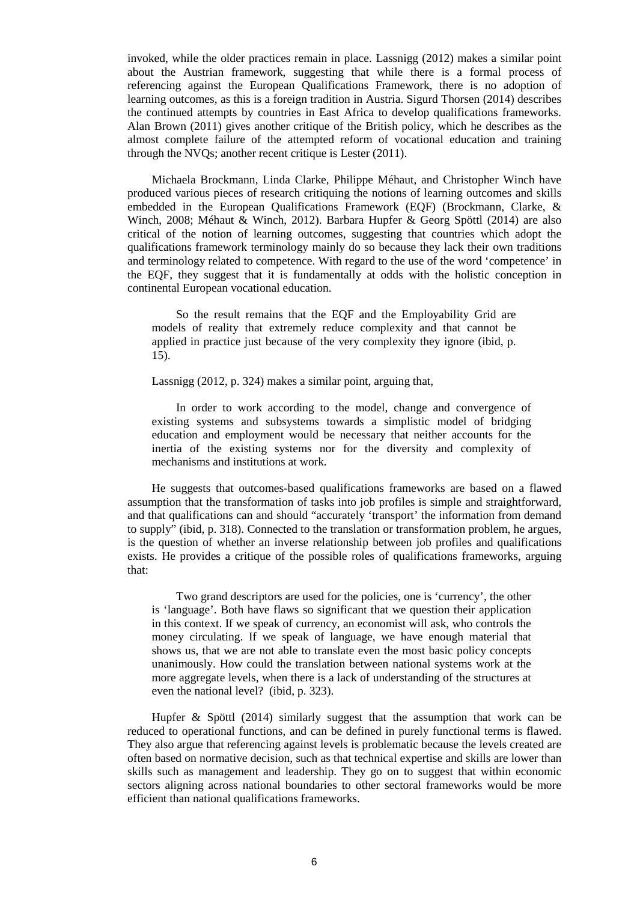invoked, while the older practices remain in place. Lassnigg (2012) makes a similar point about the Austrian framework, suggesting that while there is a formal process of referencing against the European Qualifications Framework, there is no adoption of learning outcomes, as this is a foreign tradition in Austria. Sigurd Thorsen (2014) describes the continued attempts by countries in East Africa to develop qualifications frameworks. Alan Brown (2011) gives another critique of the British policy, which he describes as the almost complete failure of the attempted reform of vocational education and training through the NVQs; another recent critique is Lester (2011).

Michaela Brockmann, Linda Clarke, Philippe Méhaut, and Christopher Winch have produced various pieces of research critiquing the notions of learning outcomes and skills embedded in the European Qualifications Framework (EQF) (Brockmann, Clarke, & Winch, 2008; Méhaut & Winch, 2012). Barbara Hupfer & Georg Spöttl (2014) are also critical of the notion of learning outcomes, suggesting that countries which adopt the qualifications framework terminology mainly do so because they lack their own traditions and terminology related to competence. With regard to the use of the word 'competence' in the EQF, they suggest that it is fundamentally at odds with the holistic conception in continental European vocational education.

> So the result remains that the EQF and the Employability Grid are models of reality that extremely reduce complexity and that cannot be applied in practice just because of the very complexity they ignore (ibid, p. 15).

Lassnigg (2012, p. 324) makes a similar point, arguing that,

> In order to work according to the model, change and convergence of existing systems and subsystems towards a simplistic model of bridging education and employment would be necessary that neither accounts for the inertia of the existing systems nor for the diversity and complexity of mechanisms and institutions at work.

He suggests that outcomes-based qualifications frameworks are based on a flawed assumption that the transformation of tasks into job profiles is simple and straightforward, and that qualifications can and should "accurately 'transport' the information from demand to supply" (ibid, p. 318). Connected to the translation or transformation problem, he argues, is the question of whether an inverse relationship between job profiles and qualifications exists. He provides a critique of the possible roles of qualifications frameworks, arguing that:

> Two grand descriptors are used for the policies, one is 'currency', the other is 'language'. Both have flaws so significant that we question their application in this context. If we speak of currency, an economist will ask, who controls the money circulating. If we speak of language, we have enough material that shows us, that we are not able to translate even the most basic policy concepts unanimously. How could the translation between national systems work at the more aggregate levels, when there is a lack of understanding of the structures at even the national level? (ibid, p. 323).

Hupfer & Spöttl (2014) similarly suggest that the assumption that work can be reduced to operational functions, and can be defined in purely functional terms is flawed. They also argue that referencing against levels is problematic because the levels created are often based on normative decision, such as that technical expertise and skills are lower than skills such as management and leadership. They go on to suggest that within economic sectors aligning across national boundaries to other sectoral frameworks would be more efficient than national qualifications frameworks.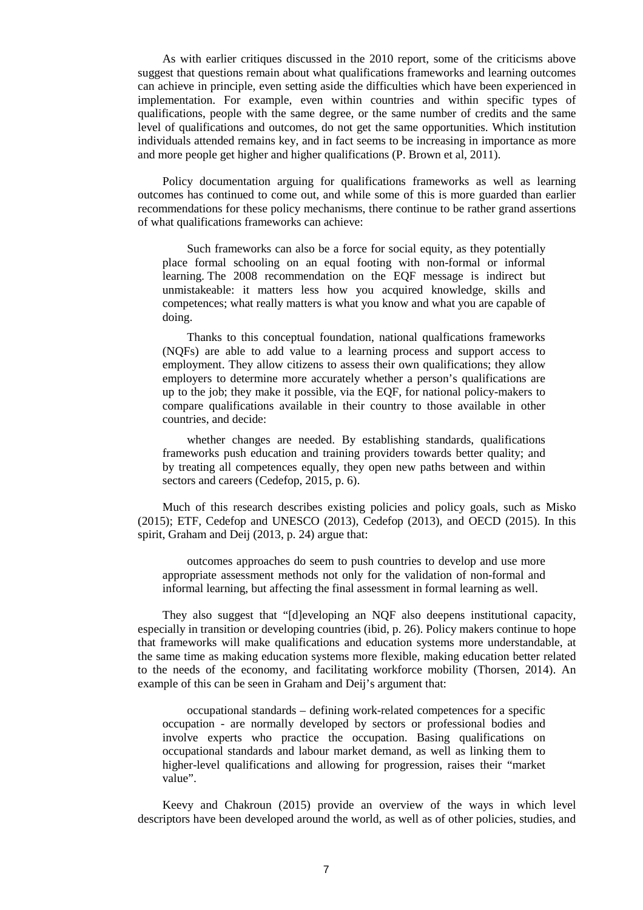As with earlier critiques discussed in the 2010 report, some of the criticisms above suggest that questions remain about what qualifications frameworks and learning outcomes can achieve in principle, even setting aside the difficulties which have been experienced in implementation. For example, even within countries and within specific types of qualifications, people with the same degree, or the same number of credits and the same level of qualifications and outcomes, do not get the same opportunities. Which institution individuals attended remains key, and in fact seems to be increasing in importance as more and more people get higher and higher qualifications (P. Brown et al, 2011).

Policy documentation arguing for qualifications frameworks as well as learning outcomes has continued to come out, and while some of this is more guarded than earlier recommendations for these policy mechanisms, there continue to be rather grand assertions of what qualifications frameworks can achieve:

> Such frameworks can also be a force for social equity, as they potentially place formal schooling on an equal footing with non-formal or informal learning. The 2008 recommendation on the EQF message is indirect but unmistakeable: it matters less how you acquired knowledge, skills and competences; what really matters is what you know and what you are capable of doing.
>
> Thanks to this conceptual foundation, national qualfications frameworks (NQFs) are able to add value to a learning process and support access to employment. They allow citizens to assess their own qualifications; they allow employers to determine more accurately whether a person's qualifications are up to the job; they make it possible, via the EQF, for national policy-makers to compare qualifications available in their country to those available in other countries, and decide:
>
> whether changes are needed. By establishing standards, qualifications frameworks push education and training providers towards better quality; and by treating all competences equally, they open new paths between and within sectors and careers (Cedefop, 2015, p. 6).

Much of this research describes existing policies and policy goals, such as Misko (2015); ETF, Cedefop and UNESCO (2013), Cedefop (2013), and OECD (2015). In this spirit, Graham and Deij (2013, p. 24) argue that:

> outcomes approaches do seem to push countries to develop and use more appropriate assessment methods not only for the validation of non-formal and informal learning, but affecting the final assessment in formal learning as well.

They also suggest that "[d]eveloping an NQF also deepens institutional capacity, especially in transition or developing countries (ibid, p. 26). Policy makers continue to hope that frameworks will make qualifications and education systems more understandable, at the same time as making education systems more flexible, making education better related to the needs of the economy, and facilitating workforce mobility (Thorsen, 2014). An example of this can be seen in Graham and Deij's argument that:

> occupational standards – defining work-related competences for a specific occupation - are normally developed by sectors or professional bodies and involve experts who practice the occupation. Basing qualifications on occupational standards and labour market demand, as well as linking them to higher-level qualifications and allowing for progression, raises their "market value".

Keevy and Chakroun (2015) provide an overview of the ways in which level descriptors have been developed around the world, as well as of other policies, studies, and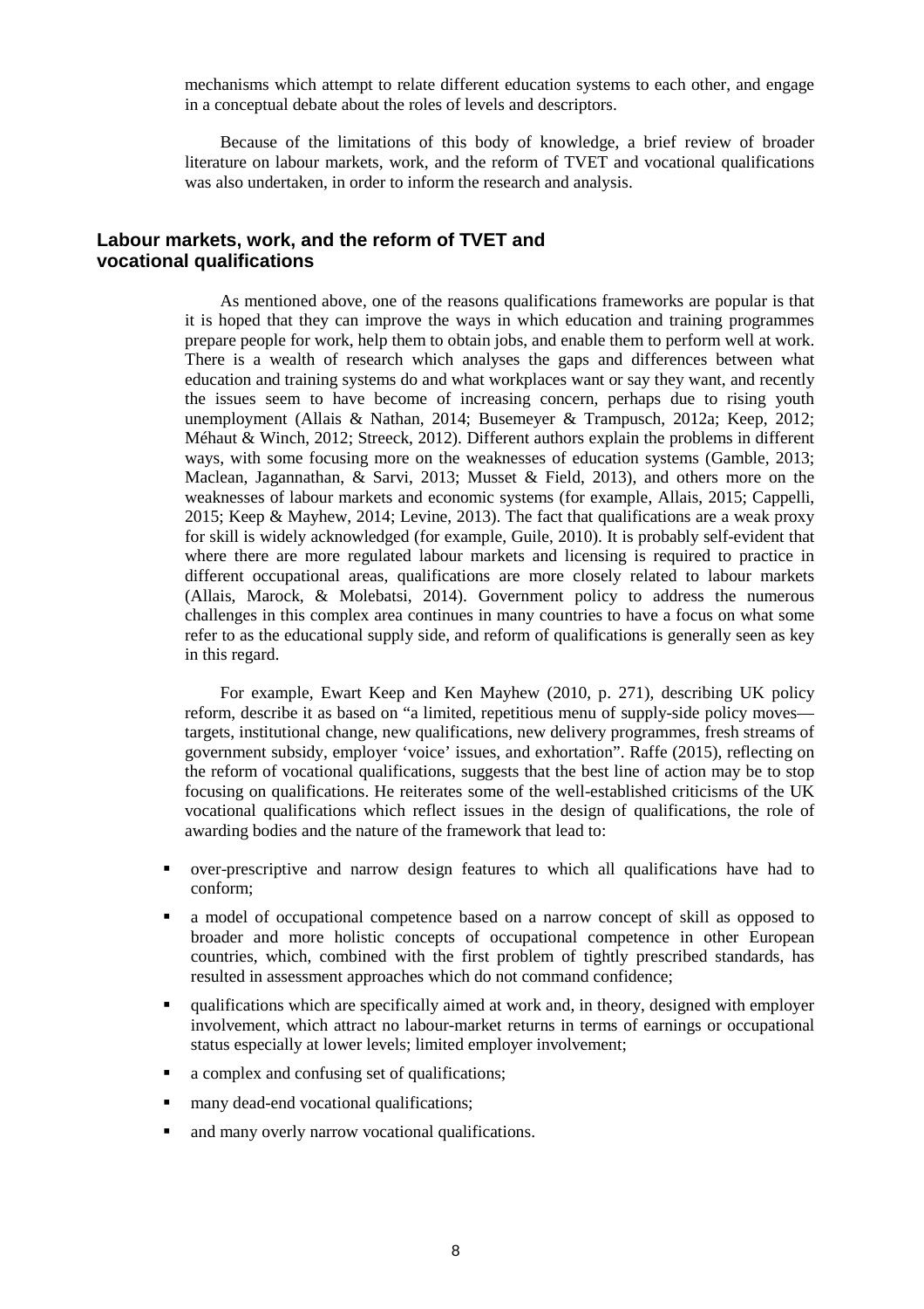mechanisms which attempt to relate different education systems to each other, and engage in a conceptual debate about the roles of levels and descriptors.

Because of the limitations of this body of knowledge, a brief review of broader literature on labour markets, work, and the reform of TVET and vocational qualifications was also undertaken, in order to inform the research and analysis.

## Labour markets, work, and the reform of TVET and vocational qualifications

As mentioned above, one of the reasons qualifications frameworks are popular is that it is hoped that they can improve the ways in which education and training programmes prepare people for work, help them to obtain jobs, and enable them to perform well at work. There is a wealth of research which analyses the gaps and differences between what education and training systems do and what workplaces want or say they want, and recently the issues seem to have become of increasing concern, perhaps due to rising youth unemployment (Allais & Nathan, 2014; Busemeyer & Trampusch, 2012a; Keep, 2012; Méhaut & Winch, 2012; Streeck, 2012). Different authors explain the problems in different ways, with some focusing more on the weaknesses of education systems (Gamble, 2013; Maclean, Jagannathan, & Sarvi, 2013; Musset & Field, 2013), and others more on the weaknesses of labour markets and economic systems (for example, Allais, 2015; Cappelli, 2015; Keep & Mayhew, 2014; Levine, 2013). The fact that qualifications are a weak proxy for skill is widely acknowledged (for example, Guile, 2010). It is probably self-evident that where there are more regulated labour markets and licensing is required to practice in different occupational areas, qualifications are more closely related to labour markets (Allais, Marock, & Molebatsi, 2014). Government policy to address the numerous challenges in this complex area continues in many countries to have a focus on what some refer to as the educational supply side, and reform of qualifications is generally seen as key in this regard.

For example, Ewart Keep and Ken Mayhew (2010, p. 271), describing UK policy reform, describe it as based on "a limited, repetitious menu of supply-side policy moves—targets, institutional change, new qualifications, new delivery programmes, fresh streams of government subsidy, employer 'voice' issues, and exhortation". Raffe (2015), reflecting on the reform of vocational qualifications, suggests that the best line of action may be to stop focusing on qualifications. He reiterates some of the well-established criticisms of the UK vocational qualifications which reflect issues in the design of qualifications, the role of awarding bodies and the nature of the framework that lead to:

- over-prescriptive and narrow design features to which all qualifications have had to conform;
- a model of occupational competence based on a narrow concept of skill as opposed to broader and more holistic concepts of occupational competence in other European countries, which, combined with the first problem of tightly prescribed standards, has resulted in assessment approaches which do not command confidence;
- qualifications which are specifically aimed at work and, in theory, designed with employer involvement, which attract no labour-market returns in terms of earnings or occupational status especially at lower levels; limited employer involvement;
- a complex and confusing set of qualifications;
- many dead-end vocational qualifications;
- and many overly narrow vocational qualifications.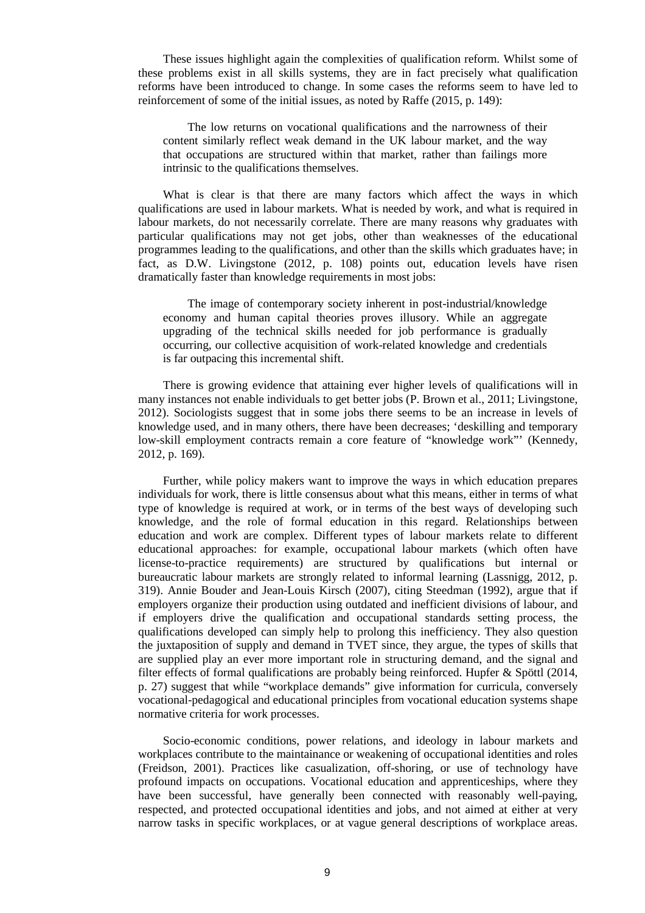These issues highlight again the complexities of qualification reform. Whilst some of these problems exist in all skills systems, they are in fact precisely what qualification reforms have been introduced to change. In some cases the reforms seem to have led to reinforcement of some of the initial issues, as noted by Raffe (2015, p. 149):

> The low returns on vocational qualifications and the narrowness of their content similarly reflect weak demand in the UK labour market, and the way that occupations are structured within that market, rather than failings more intrinsic to the qualifications themselves.

What is clear is that there are many factors which affect the ways in which qualifications are used in labour markets. What is needed by work, and what is required in labour markets, do not necessarily correlate. There are many reasons why graduates with particular qualifications may not get jobs, other than weaknesses of the educational programmes leading to the qualifications, and other than the skills which graduates have; in fact, as D.W. Livingstone (2012, p. 108) points out, education levels have risen dramatically faster than knowledge requirements in most jobs:

> The image of contemporary society inherent in post-industrial/knowledge economy and human capital theories proves illusory. While an aggregate upgrading of the technical skills needed for job performance is gradually occurring, our collective acquisition of work-related knowledge and credentials is far outpacing this incremental shift.

There is growing evidence that attaining ever higher levels of qualifications will in many instances not enable individuals to get better jobs (P. Brown et al., 2011; Livingstone, 2012). Sociologists suggest that in some jobs there seems to be an increase in levels of knowledge used, and in many others, there have been decreases; 'deskilling and temporary low-skill employment contracts remain a core feature of "knowledge work"' (Kennedy, 2012, p. 169).

Further, while policy makers want to improve the ways in which education prepares individuals for work, there is little consensus about what this means, either in terms of what type of knowledge is required at work, or in terms of the best ways of developing such knowledge, and the role of formal education in this regard. Relationships between education and work are complex. Different types of labour markets relate to different educational approaches: for example, occupational labour markets (which often have license-to-practice requirements) are structured by qualifications but internal or bureaucratic labour markets are strongly related to informal learning (Lassnigg, 2012, p. 319). Annie Bouder and Jean-Louis Kirsch (2007), citing Steedman (1992), argue that if employers organize their production using outdated and inefficient divisions of labour, and if employers drive the qualification and occupational standards setting process, the qualifications developed can simply help to prolong this inefficiency. They also question the juxtaposition of supply and demand in TVET since, they argue, the types of skills that are supplied play an ever more important role in structuring demand, and the signal and filter effects of formal qualifications are probably being reinforced. Hupfer & Spöttl (2014, p. 27) suggest that while "workplace demands" give information for curricula, conversely vocational-pedagogical and educational principles from vocational education systems shape normative criteria for work processes.

Socio-economic conditions, power relations, and ideology in labour markets and workplaces contribute to the maintainance or weakening of occupational identities and roles (Freidson, 2001). Practices like casualization, off-shoring, or use of technology have profound impacts on occupations. Vocational education and apprenticeships, where they have been successful, have generally been connected with reasonably well-paying, respected, and protected occupational identities and jobs, and not aimed at either at very narrow tasks in specific workplaces, or at vague general descriptions of workplace areas.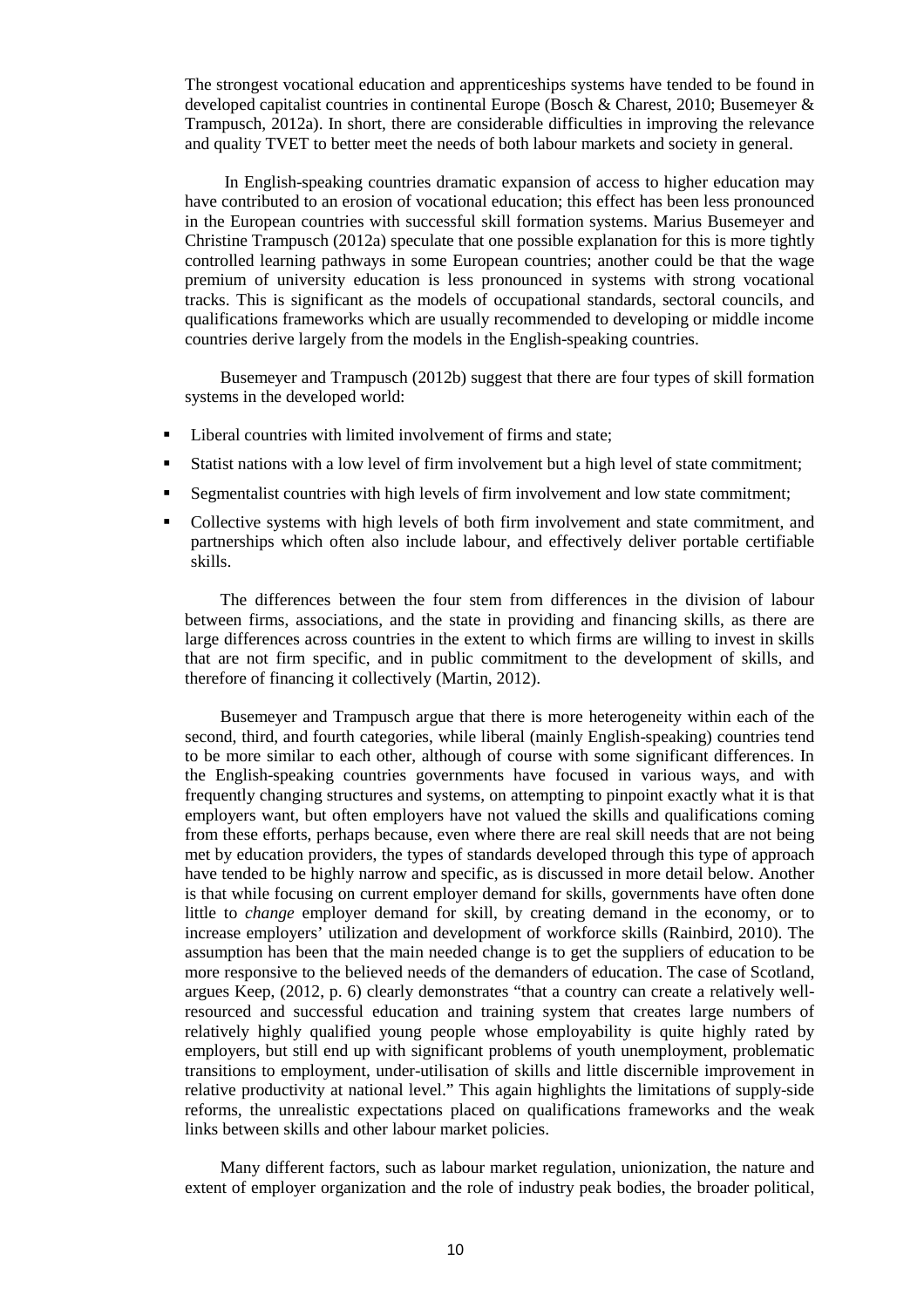The strongest vocational education and apprenticeships systems have tended to be found in developed capitalist countries in continental Europe (Bosch & Charest, 2010; Busemeyer & Trampusch, 2012a). In short, there are considerable difficulties in improving the relevance and quality TVET to better meet the needs of both labour markets and society in general.

In English-speaking countries dramatic expansion of access to higher education may have contributed to an erosion of vocational education; this effect has been less pronounced in the European countries with successful skill formation systems. Marius Busemeyer and Christine Trampusch (2012a) speculate that one possible explanation for this is more tightly controlled learning pathways in some European countries; another could be that the wage premium of university education is less pronounced in systems with strong vocational tracks. This is significant as the models of occupational standards, sectoral councils, and qualifications frameworks which are usually recommended to developing or middle income countries derive largely from the models in the English-speaking countries.

Busemeyer and Trampusch (2012b) suggest that there are four types of skill formation systems in the developed world:

- Liberal countries with limited involvement of firms and state;
- Statist nations with a low level of firm involvement but a high level of state commitment;
- Segmentalist countries with high levels of firm involvement and low state commitment;
- Collective systems with high levels of both firm involvement and state commitment, and partnerships which often also include labour, and effectively deliver portable certifiable skills.

The differences between the four stem from differences in the division of labour between firms, associations, and the state in providing and financing skills, as there are large differences across countries in the extent to which firms are willing to invest in skills that are not firm specific, and in public commitment to the development of skills, and therefore of financing it collectively (Martin, 2012).

Busemeyer and Trampusch argue that there is more heterogeneity within each of the second, third, and fourth categories, while liberal (mainly English-speaking) countries tend to be more similar to each other, although of course with some significant differences. In the English-speaking countries governments have focused in various ways, and with frequently changing structures and systems, on attempting to pinpoint exactly what it is that employers want, but often employers have not valued the skills and qualifications coming from these efforts, perhaps because, even where there are real skill needs that are not being met by education providers, the types of standards developed through this type of approach have tended to be highly narrow and specific, as is discussed in more detail below. Another is that while focusing on current employer demand for skills, governments have often done little to *change* employer demand for skill, by creating demand in the economy, or to increase employers' utilization and development of workforce skills (Rainbird, 2010). The assumption has been that the main needed change is to get the suppliers of education to be more responsive to the believed needs of the demanders of education. The case of Scotland, argues Keep, (2012, p. 6) clearly demonstrates "that a country can create a relatively well-resourced and successful education and training system that creates large numbers of relatively highly qualified young people whose employability is quite highly rated by employers, but still end up with significant problems of youth unemployment, problematic transitions to employment, under-utilisation of skills and little discernible improvement in relative productivity at national level." This again highlights the limitations of supply-side reforms, the unrealistic expectations placed on qualifications frameworks and the weak links between skills and other labour market policies.

Many different factors, such as labour market regulation, unionization, the nature and extent of employer organization and the role of industry peak bodies, the broader political,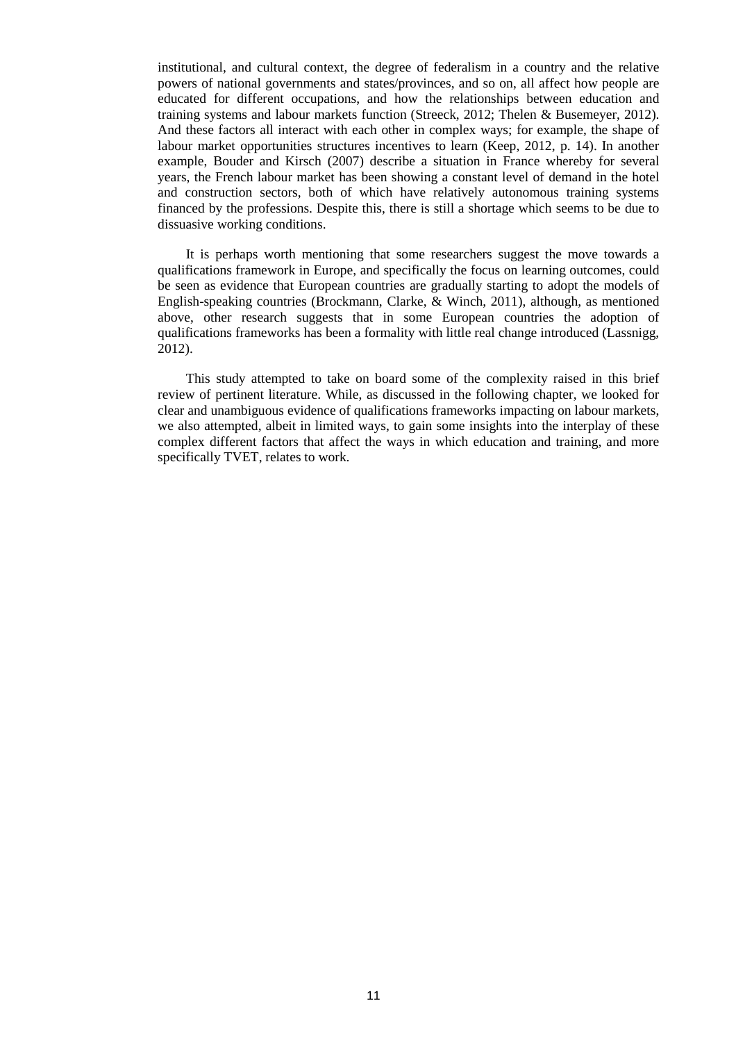institutional, and cultural context, the degree of federalism in a country and the relative powers of national governments and states/provinces, and so on, all affect how people are educated for different occupations, and how the relationships between education and training systems and labour markets function (Streeck, 2012; Thelen & Busemeyer, 2012). And these factors all interact with each other in complex ways; for example, the shape of labour market opportunities structures incentives to learn (Keep, 2012, p. 14). In another example, Bouder and Kirsch (2007) describe a situation in France whereby for several years, the French labour market has been showing a constant level of demand in the hotel and construction sectors, both of which have relatively autonomous training systems financed by the professions. Despite this, there is still a shortage which seems to be due to dissuasive working conditions.

It is perhaps worth mentioning that some researchers suggest the move towards a qualifications framework in Europe, and specifically the focus on learning outcomes, could be seen as evidence that European countries are gradually starting to adopt the models of English-speaking countries (Brockmann, Clarke, & Winch, 2011), although, as mentioned above, other research suggests that in some European countries the adoption of qualifications frameworks has been a formality with little real change introduced (Lassnigg, 2012).

This study attempted to take on board some of the complexity raised in this brief review of pertinent literature. While, as discussed in the following chapter, we looked for clear and unambiguous evidence of qualifications frameworks impacting on labour markets, we also attempted, albeit in limited ways, to gain some insights into the interplay of these complex different factors that affect the ways in which education and training, and more specifically TVET, relates to work.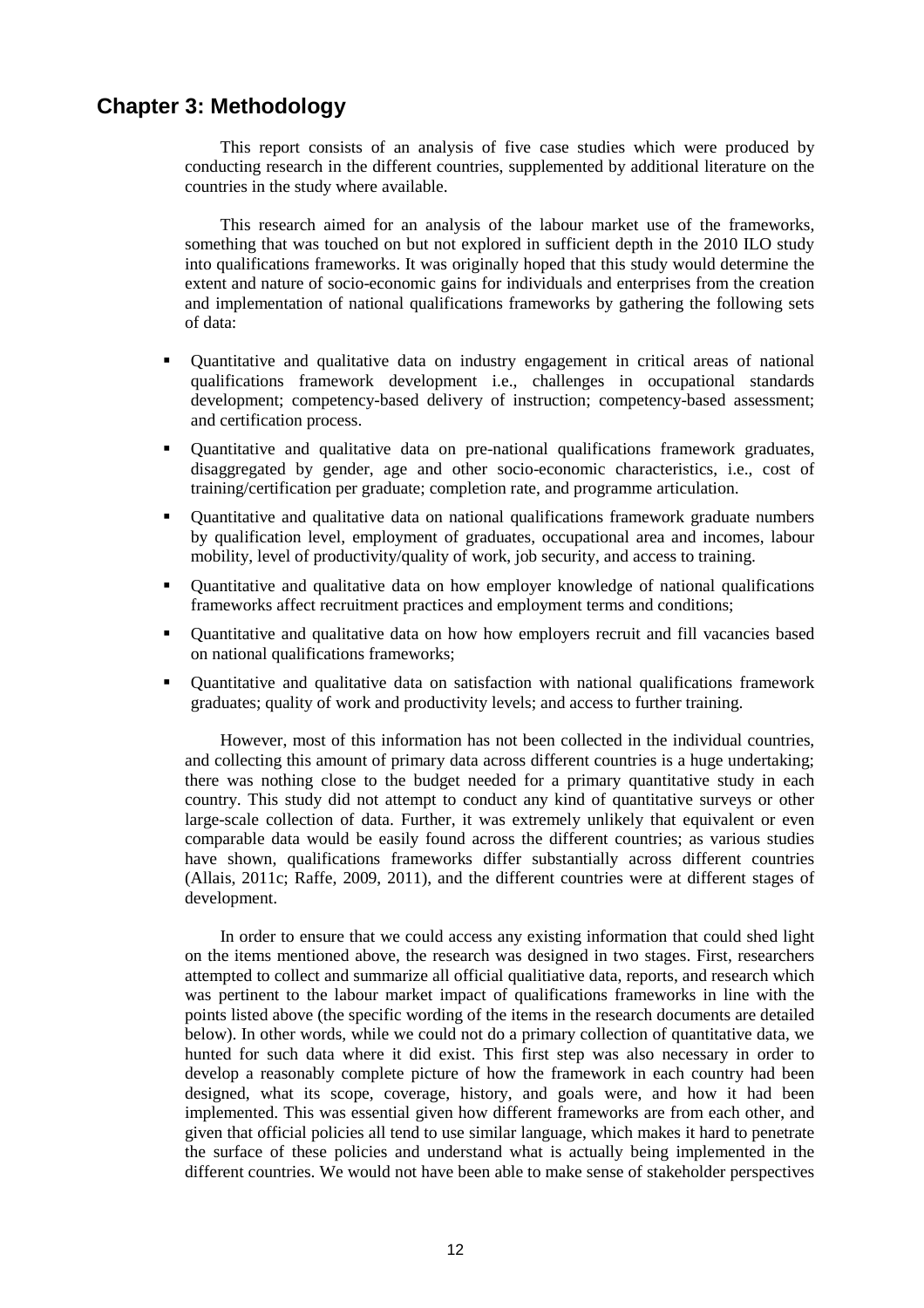## Chapter 3: Methodology

This report consists of an analysis of five case studies which were produced by conducting research in the different countries, supplemented by additional literature on the countries in the study where available.

This research aimed for an analysis of the labour market use of the frameworks, something that was touched on but not explored in sufficient depth in the 2010 ILO study into qualifications frameworks. It was originally hoped that this study would determine the extent and nature of socio-economic gains for individuals and enterprises from the creation and implementation of national qualifications frameworks by gathering the following sets of data:

- Quantitative and qualitative data on industry engagement in critical areas of national qualifications framework development i.e., challenges in occupational standards development; competency-based delivery of instruction; competency-based assessment; and certification process.
- Quantitative and qualitative data on pre-national qualifications framework graduates, disaggregated by gender, age and other socio-economic characteristics, i.e., cost of training/certification per graduate; completion rate, and programme articulation.
- Quantitative and qualitative data on national qualifications framework graduate numbers by qualification level, employment of graduates, occupational area and incomes, labour mobility, level of productivity/quality of work, job security, and access to training.
- Quantitative and qualitative data on how employer knowledge of national qualifications frameworks affect recruitment practices and employment terms and conditions;
- Quantitative and qualitative data on how how employers recruit and fill vacancies based on national qualifications frameworks;
- Quantitative and qualitative data on satisfaction with national qualifications framework graduates; quality of work and productivity levels; and access to further training.

However, most of this information has not been collected in the individual countries, and collecting this amount of primary data across different countries is a huge undertaking; there was nothing close to the budget needed for a primary quantitative study in each country. This study did not attempt to conduct any kind of quantitative surveys or other large-scale collection of data. Further, it was extremely unlikely that equivalent or even comparable data would be easily found across the different countries; as various studies have shown, qualifications frameworks differ substantially across different countries (Allais, 2011c; Raffe, 2009, 2011), and the different countries were at different stages of development.

In order to ensure that we could access any existing information that could shed light on the items mentioned above, the research was designed in two stages. First, researchers attempted to collect and summarize all official qualitiative data, reports, and research which was pertinent to the labour market impact of qualifications frameworks in line with the points listed above (the specific wording of the items in the research documents are detailed below). In other words, while we could not do a primary collection of quantitative data, we hunted for such data where it did exist. This first step was also necessary in order to develop a reasonably complete picture of how the framework in each country had been designed, what its scope, coverage, history, and goals were, and how it had been implemented. This was essential given how different frameworks are from each other, and given that official policies all tend to use similar language, which makes it hard to penetrate the surface of these policies and understand what is actually being implemented in the different countries. We would not have been able to make sense of stakeholder perspectives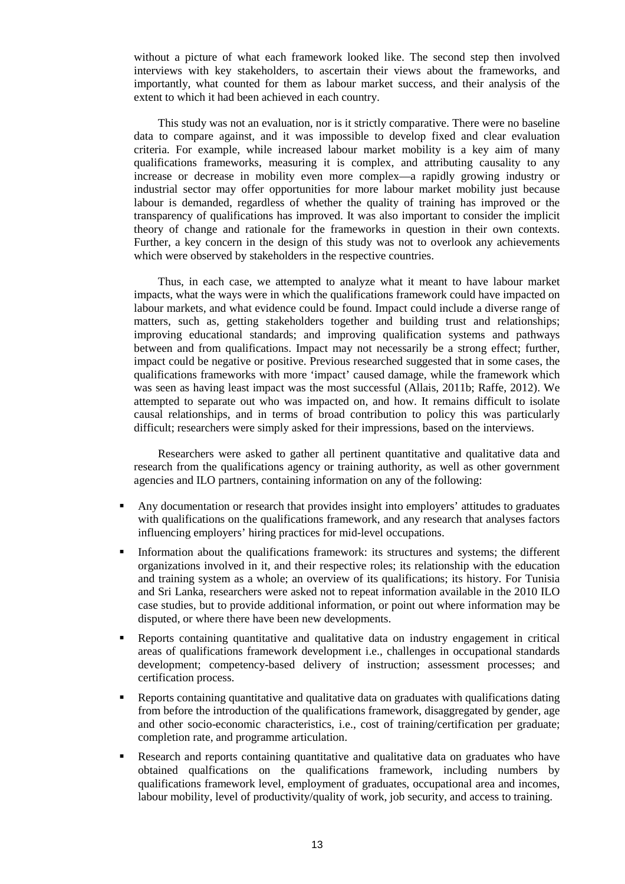without a picture of what each framework looked like. The second step then involved interviews with key stakeholders, to ascertain their views about the frameworks, and importantly, what counted for them as labour market success, and their analysis of the extent to which it had been achieved in each country.

This study was not an evaluation, nor is it strictly comparative. There were no baseline data to compare against, and it was impossible to develop fixed and clear evaluation criteria. For example, while increased labour market mobility is a key aim of many qualifications frameworks, measuring it is complex, and attributing causality to any increase or decrease in mobility even more complex—a rapidly growing industry or industrial sector may offer opportunities for more labour market mobility just because labour is demanded, regardless of whether the quality of training has improved or the transparency of qualifications has improved. It was also important to consider the implicit theory of change and rationale for the frameworks in question in their own contexts. Further, a key concern in the design of this study was not to overlook any achievements which were observed by stakeholders in the respective countries.

Thus, in each case, we attempted to analyze what it meant to have labour market impacts, what the ways were in which the qualifications framework could have impacted on labour markets, and what evidence could be found. Impact could include a diverse range of matters, such as, getting stakeholders together and building trust and relationships; improving educational standards; and improving qualification systems and pathways between and from qualifications. Impact may not necessarily be a strong effect; further, impact could be negative or positive. Previous researched suggested that in some cases, the qualifications frameworks with more 'impact' caused damage, while the framework which was seen as having least impact was the most successful (Allais, 2011b; Raffe, 2012). We attempted to separate out who was impacted on, and how. It remains difficult to isolate causal relationships, and in terms of broad contribution to policy this was particularly difficult; researchers were simply asked for their impressions, based on the interviews.

Researchers were asked to gather all pertinent quantitative and qualitative data and research from the qualifications agency or training authority, as well as other government agencies and ILO partners, containing information on any of the following:

- Any documentation or research that provides insight into employers' attitudes to graduates with qualifications on the qualifications framework, and any research that analyses factors influencing employers' hiring practices for mid-level occupations.
- Information about the qualifications framework: its structures and systems; the different organizations involved in it, and their respective roles; its relationship with the education and training system as a whole; an overview of its qualifications; its history. For Tunisia and Sri Lanka, researchers were asked not to repeat information available in the 2010 ILO case studies, but to provide additional information, or point out where information may be disputed, or where there have been new developments.
- Reports containing quantitative and qualitative data on industry engagement in critical areas of qualifications framework development i.e., challenges in occupational standards development; competency-based delivery of instruction; assessment processes; and certification process.
- Reports containing quantitative and qualitative data on graduates with qualifications dating from before the introduction of the qualifications framework, disaggregated by gender, age and other socio-economic characteristics, i.e., cost of training/certification per graduate; completion rate, and programme articulation.
- Research and reports containing quantitative and qualitative data on graduates who have obtained qualfications on the qualifications framework, including numbers by qualifications framework level, employment of graduates, occupational area and incomes, labour mobility, level of productivity/quality of work, job security, and access to training.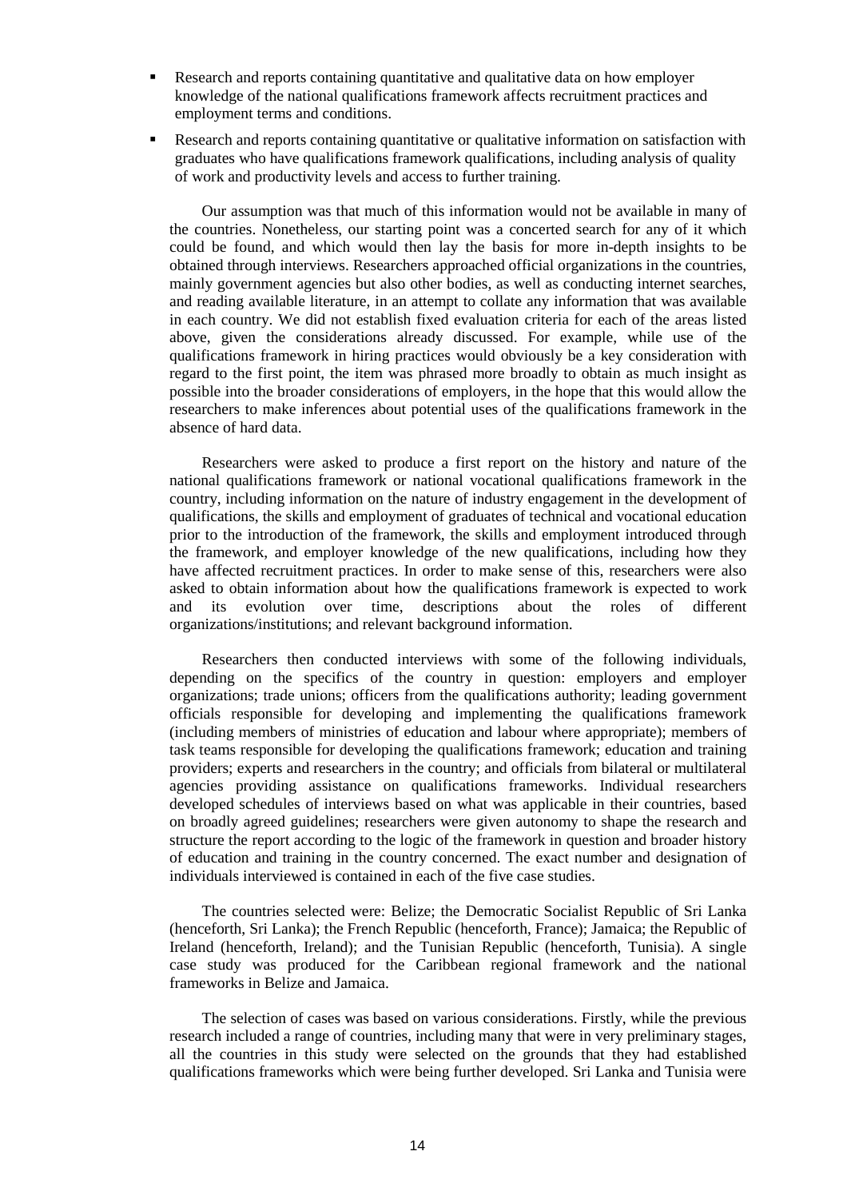- Research and reports containing quantitative and qualitative data on how employer knowledge of the national qualifications framework affects recruitment practices and employment terms and conditions.
- Research and reports containing quantitative or qualitative information on satisfaction with graduates who have qualifications framework qualifications, including analysis of quality of work and productivity levels and access to further training.

Our assumption was that much of this information would not be available in many of the countries. Nonetheless, our starting point was a concerted search for any of it which could be found, and which would then lay the basis for more in-depth insights to be obtained through interviews. Researchers approached official organizations in the countries, mainly government agencies but also other bodies, as well as conducting internet searches, and reading available literature, in an attempt to collate any information that was available in each country. We did not establish fixed evaluation criteria for each of the areas listed above, given the considerations already discussed. For example, while use of the qualifications framework in hiring practices would obviously be a key consideration with regard to the first point, the item was phrased more broadly to obtain as much insight as possible into the broader considerations of employers, in the hope that this would allow the researchers to make inferences about potential uses of the qualifications framework in the absence of hard data.

Researchers were asked to produce a first report on the history and nature of the national qualifications framework or national vocational qualifications framework in the country, including information on the nature of industry engagement in the development of qualifications, the skills and employment of graduates of technical and vocational education prior to the introduction of the framework, the skills and employment introduced through the framework, and employer knowledge of the new qualifications, including how they have affected recruitment practices. In order to make sense of this, researchers were also asked to obtain information about how the qualifications framework is expected to work and its evolution over time, descriptions about the roles of different organizations/institutions; and relevant background information.

Researchers then conducted interviews with some of the following individuals, depending on the specifics of the country in question: employers and employer organizations; trade unions; officers from the qualifications authority; leading government officials responsible for developing and implementing the qualifications framework (including members of ministries of education and labour where appropriate); members of task teams responsible for developing the qualifications framework; education and training providers; experts and researchers in the country; and officials from bilateral or multilateral agencies providing assistance on qualifications frameworks. Individual researchers developed schedules of interviews based on what was applicable in their countries, based on broadly agreed guidelines; researchers were given autonomy to shape the research and structure the report according to the logic of the framework in question and broader history of education and training in the country concerned. The exact number and designation of individuals interviewed is contained in each of the five case studies.

The countries selected were: Belize; the Democratic Socialist Republic of Sri Lanka (henceforth, Sri Lanka); the French Republic (henceforth, France); Jamaica; the Republic of Ireland (henceforth, Ireland); and the Tunisian Republic (henceforth, Tunisia). A single case study was produced for the Caribbean regional framework and the national frameworks in Belize and Jamaica.

The selection of cases was based on various considerations. Firstly, while the previous research included a range of countries, including many that were in very preliminary stages, all the countries in this study were selected on the grounds that they had established qualifications frameworks which were being further developed. Sri Lanka and Tunisia were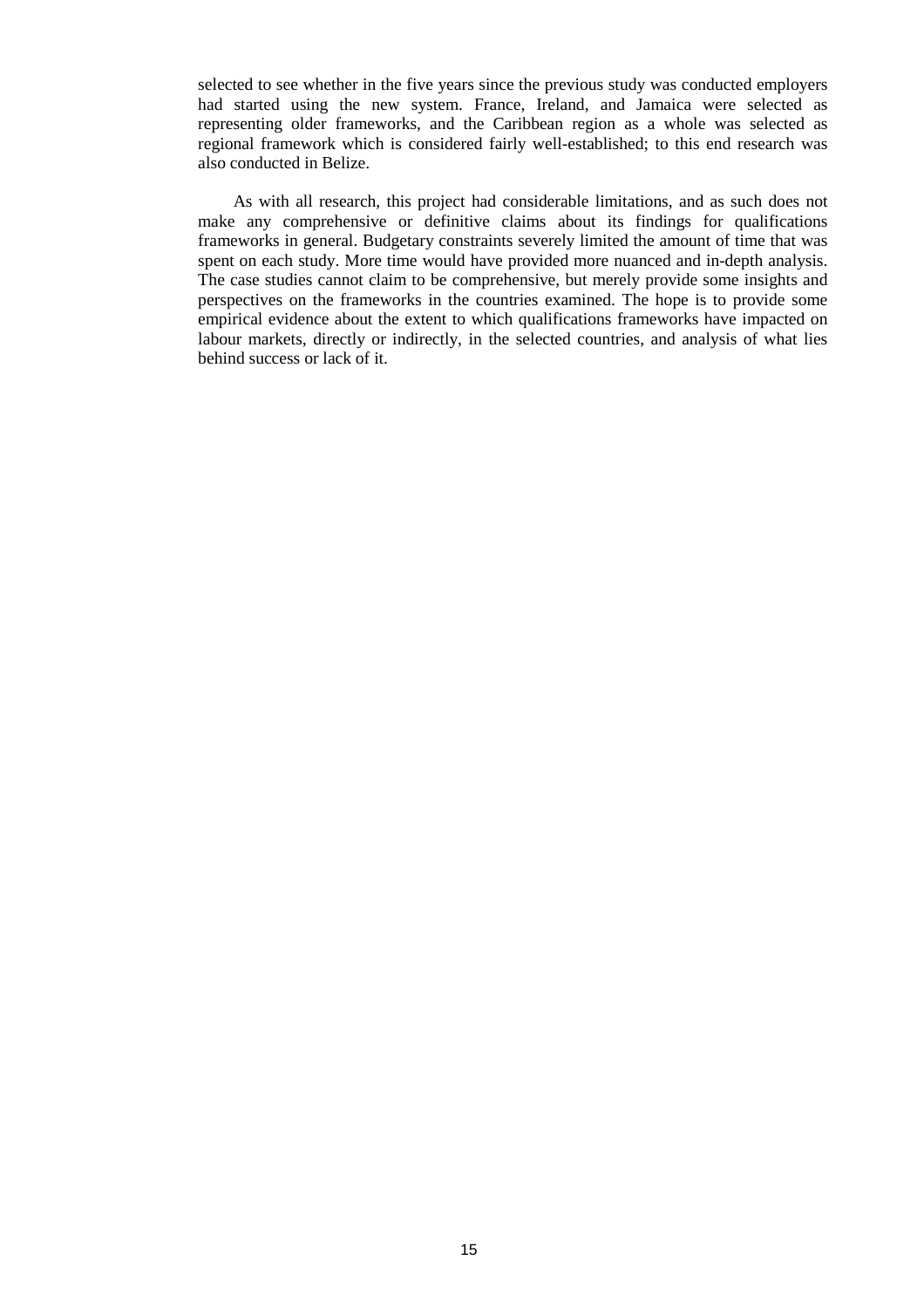selected to see whether in the five years since the previous study was conducted employers had started using the new system. France, Ireland, and Jamaica were selected as representing older frameworks, and the Caribbean region as a whole was selected as regional framework which is considered fairly well-established; to this end research was also conducted in Belize.

As with all research, this project had considerable limitations, and as such does not make any comprehensive or definitive claims about its findings for qualifications frameworks in general. Budgetary constraints severely limited the amount of time that was spent on each study. More time would have provided more nuanced and in-depth analysis. The case studies cannot claim to be comprehensive, but merely provide some insights and perspectives on the frameworks in the countries examined. The hope is to provide some empirical evidence about the extent to which qualifications frameworks have impacted on labour markets, directly or indirectly, in the selected countries, and analysis of what lies behind success or lack of it.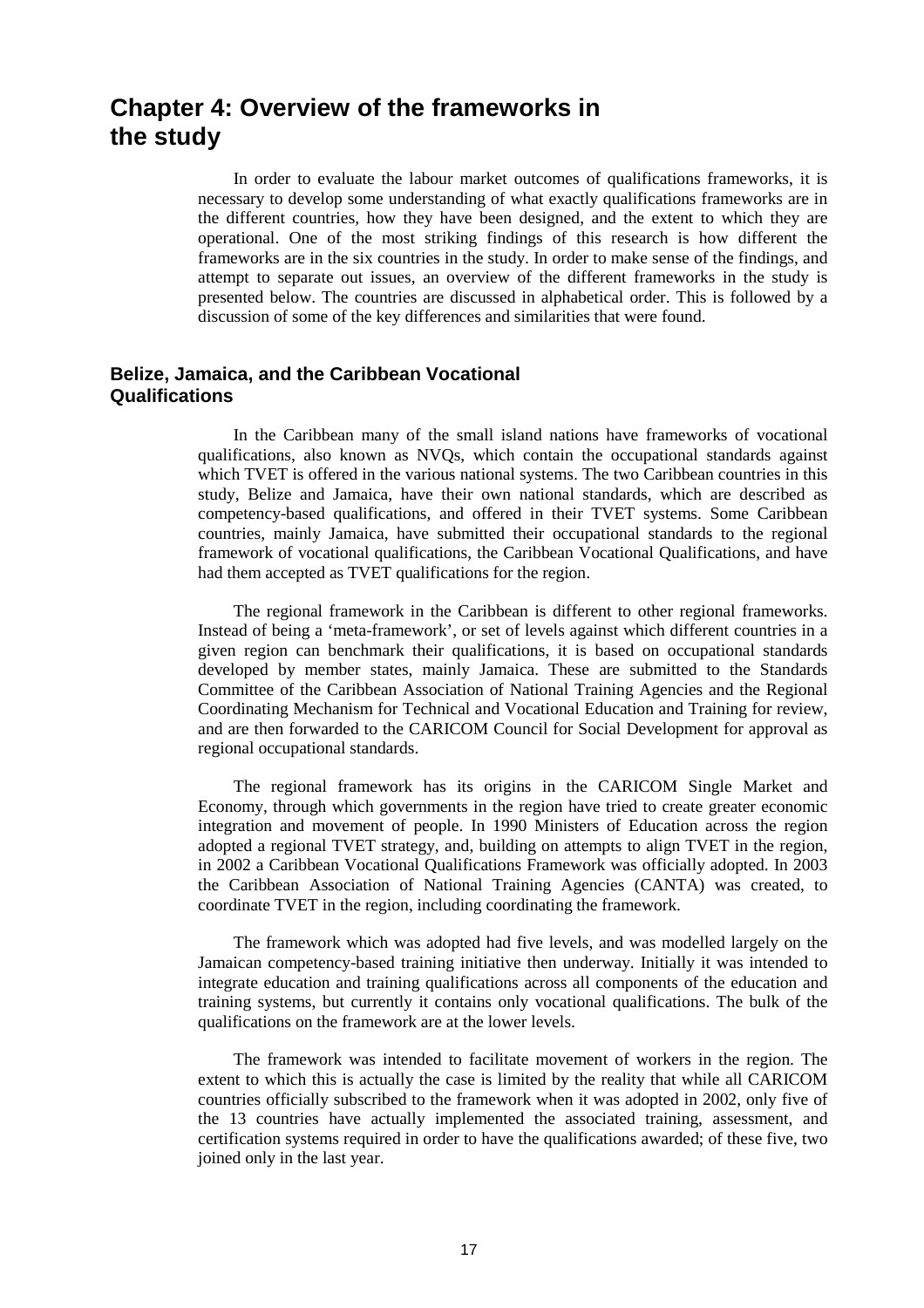# Chapter 4: Overview of the frameworks in the study

In order to evaluate the labour market outcomes of qualifications frameworks, it is necessary to develop some understanding of what exactly qualifications frameworks are in the different countries, how they have been designed, and the extent to which they are operational. One of the most striking findings of this research is how different the frameworks are in the six countries in the study. In order to make sense of the findings, and attempt to separate out issues, an overview of the different frameworks in the study is presented below. The countries are discussed in alphabetical order. This is followed by a discussion of some of the key differences and similarities that were found.

## Belize, Jamaica, and the Caribbean Vocational Qualifications

In the Caribbean many of the small island nations have frameworks of vocational qualifications, also known as NVQs, which contain the occupational standards against which TVET is offered in the various national systems. The two Caribbean countries in this study, Belize and Jamaica, have their own national standards, which are described as competency-based qualifications, and offered in their TVET systems. Some Caribbean countries, mainly Jamaica, have submitted their occupational standards to the regional framework of vocational qualifications, the Caribbean Vocational Qualifications, and have had them accepted as TVET qualifications for the region.

The regional framework in the Caribbean is different to other regional frameworks. Instead of being a 'meta-framework', or set of levels against which different countries in a given region can benchmark their qualifications, it is based on occupational standards developed by member states, mainly Jamaica. These are submitted to the Standards Committee of the Caribbean Association of National Training Agencies and the Regional Coordinating Mechanism for Technical and Vocational Education and Training for review, and are then forwarded to the CARICOM Council for Social Development for approval as regional occupational standards.

The regional framework has its origins in the CARICOM Single Market and Economy, through which governments in the region have tried to create greater economic integration and movement of people. In 1990 Ministers of Education across the region adopted a regional TVET strategy, and, building on attempts to align TVET in the region, in 2002 a Caribbean Vocational Qualifications Framework was officially adopted. In 2003 the Caribbean Association of National Training Agencies (CANTA) was created, to coordinate TVET in the region, including coordinating the framework.

The framework which was adopted had five levels, and was modelled largely on the Jamaican competency-based training initiative then underway. Initially it was intended to integrate education and training qualifications across all components of the education and training systems, but currently it contains only vocational qualifications. The bulk of the qualifications on the framework are at the lower levels.

The framework was intended to facilitate movement of workers in the region. The extent to which this is actually the case is limited by the reality that while all CARICOM countries officially subscribed to the framework when it was adopted in 2002, only five of the 13 countries have actually implemented the associated training, assessment, and certification systems required in order to have the qualifications awarded; of these five, two joined only in the last year.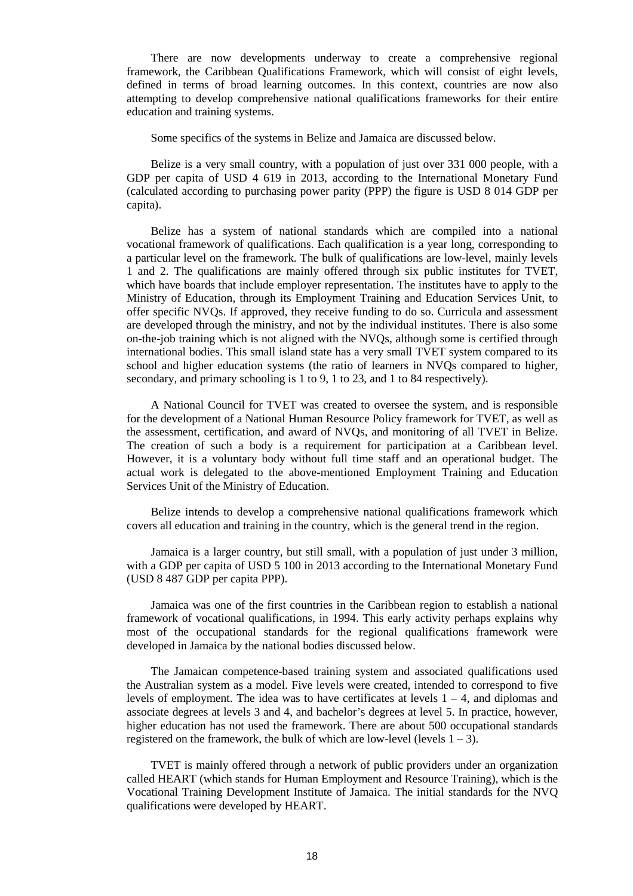There are now developments underway to create a comprehensive regional framework, the Caribbean Qualifications Framework, which will consist of eight levels, defined in terms of broad learning outcomes. In this context, countries are now also attempting to develop comprehensive national qualifications frameworks for their entire education and training systems.

Some specifics of the systems in Belize and Jamaica are discussed below.

Belize is a very small country, with a population of just over 331 000 people, with a GDP per capita of USD 4 619 in 2013, according to the International Monetary Fund (calculated according to purchasing power parity (PPP) the figure is USD 8 014 GDP per capita).

Belize has a system of national standards which are compiled into a national vocational framework of qualifications. Each qualification is a year long, corresponding to a particular level on the framework. The bulk of qualifications are low-level, mainly levels 1 and 2. The qualifications are mainly offered through six public institutes for TVET, which have boards that include employer representation. The institutes have to apply to the Ministry of Education, through its Employment Training and Education Services Unit, to offer specific NVQs. If approved, they receive funding to do so. Curricula and assessment are developed through the ministry, and not by the individual institutes. There is also some on-the-job training which is not aligned with the NVQs, although some is certified through international bodies. This small island state has a very small TVET system compared to its school and higher education systems (the ratio of learners in NVQs compared to higher, secondary, and primary schooling is 1 to 9, 1 to 23, and 1 to 84 respectively).

A National Council for TVET was created to oversee the system, and is responsible for the development of a National Human Resource Policy framework for TVET, as well as the assessment, certification, and award of NVQs, and monitoring of all TVET in Belize. The creation of such a body is a requirement for participation at a Caribbean level. However, it is a voluntary body without full time staff and an operational budget. The actual work is delegated to the above-mentioned Employment Training and Education Services Unit of the Ministry of Education.

Belize intends to develop a comprehensive national qualifications framework which covers all education and training in the country, which is the general trend in the region.

Jamaica is a larger country, but still small, with a population of just under 3 million, with a GDP per capita of USD 5 100 in 2013 according to the International Monetary Fund (USD 8 487 GDP per capita PPP).

Jamaica was one of the first countries in the Caribbean region to establish a national framework of vocational qualifications, in 1994. This early activity perhaps explains why most of the occupational standards for the regional qualifications framework were developed in Jamaica by the national bodies discussed below.

The Jamaican competence-based training system and associated qualifications used the Australian system as a model. Five levels were created, intended to correspond to five levels of employment. The idea was to have certificates at levels 1 – 4, and diplomas and associate degrees at levels 3 and 4, and bachelor's degrees at level 5. In practice, however, higher education has not used the framework. There are about 500 occupational standards registered on the framework, the bulk of which are low-level (levels 1 – 3).

TVET is mainly offered through a network of public providers under an organization called HEART (which stands for Human Employment and Resource Training), which is the Vocational Training Development Institute of Jamaica. The initial standards for the NVQ qualifications were developed by HEART.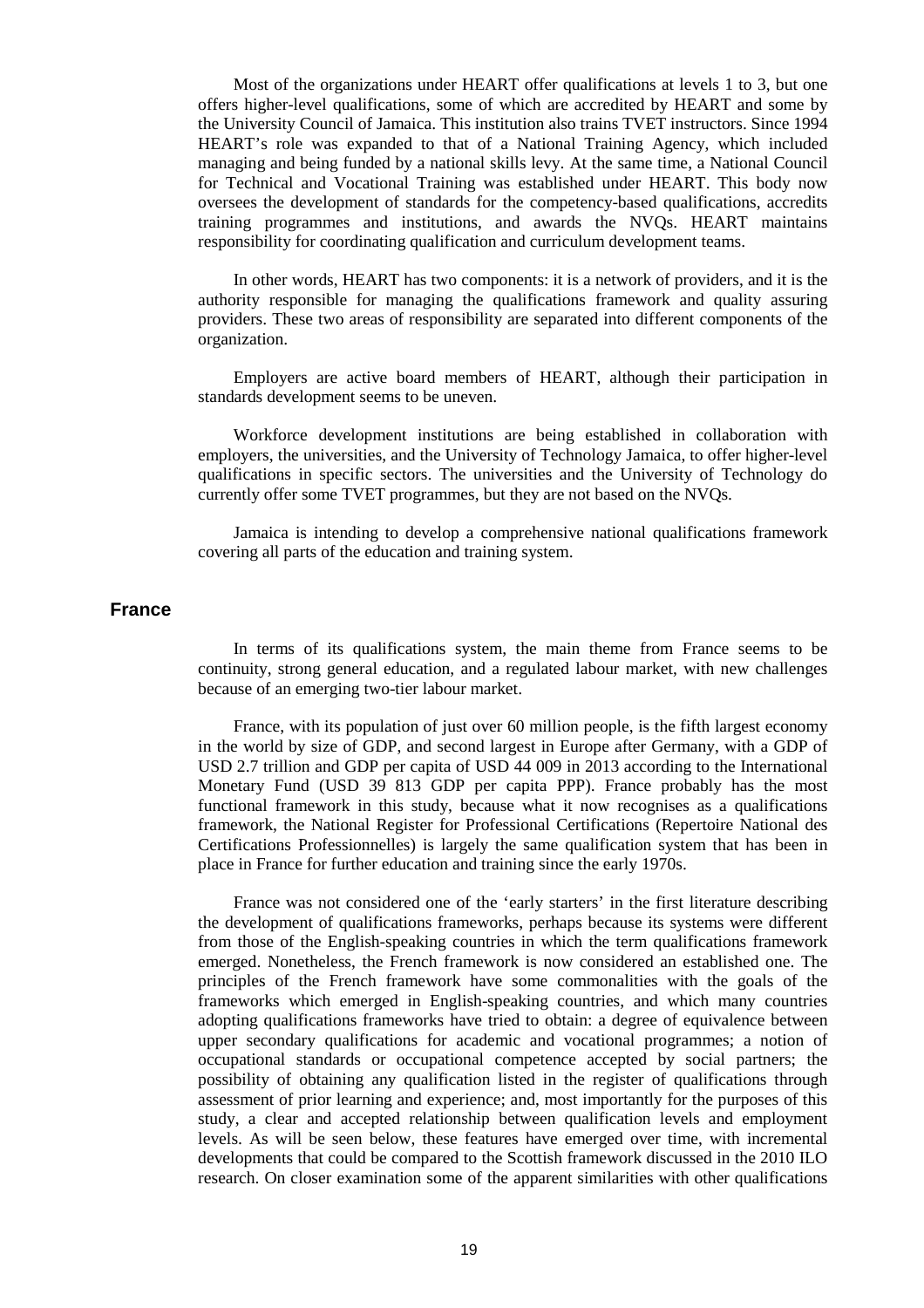Most of the organizations under HEART offer qualifications at levels 1 to 3, but one offers higher-level qualifications, some of which are accredited by HEART and some by the University Council of Jamaica. This institution also trains TVET instructors. Since 1994 HEART's role was expanded to that of a National Training Agency, which included managing and being funded by a national skills levy. At the same time, a National Council for Technical and Vocational Training was established under HEART. This body now oversees the development of standards for the competency-based qualifications, accredits training programmes and institutions, and awards the NVQs. HEART maintains responsibility for coordinating qualification and curriculum development teams.

In other words, HEART has two components: it is a network of providers, and it is the authority responsible for managing the qualifications framework and quality assuring providers. These two areas of responsibility are separated into different components of the organization.

Employers are active board members of HEART, although their participation in standards development seems to be uneven.

Workforce development institutions are being established in collaboration with employers, the universities, and the University of Technology Jamaica, to offer higher-level qualifications in specific sectors. The universities and the University of Technology do currently offer some TVET programmes, but they are not based on the NVQs.

Jamaica is intending to develop a comprehensive national qualifications framework covering all parts of the education and training system.

## France

In terms of its qualifications system, the main theme from France seems to be continuity, strong general education, and a regulated labour market, with new challenges because of an emerging two-tier labour market.

France, with its population of just over 60 million people, is the fifth largest economy in the world by size of GDP, and second largest in Europe after Germany, with a GDP of USD 2.7 trillion and GDP per capita of USD 44 009 in 2013 according to the International Monetary Fund (USD 39 813 GDP per capita PPP). France probably has the most functional framework in this study, because what it now recognises as a qualifications framework, the National Register for Professional Certifications (Repertoire National des Certifications Professionnelles) is largely the same qualification system that has been in place in France for further education and training since the early 1970s.

France was not considered one of the 'early starters' in the first literature describing the development of qualifications frameworks, perhaps because its systems were different from those of the English-speaking countries in which the term qualifications framework emerged. Nonetheless, the French framework is now considered an established one. The principles of the French framework have some commonalities with the goals of the frameworks which emerged in English-speaking countries, and which many countries adopting qualifications frameworks have tried to obtain: a degree of equivalence between upper secondary qualifications for academic and vocational programmes; a notion of occupational standards or occupational competence accepted by social partners; the possibility of obtaining any qualification listed in the register of qualifications through assessment of prior learning and experience; and, most importantly for the purposes of this study, a clear and accepted relationship between qualification levels and employment levels. As will be seen below, these features have emerged over time, with incremental developments that could be compared to the Scottish framework discussed in the 2010 ILO research. On closer examination some of the apparent similarities with other qualifications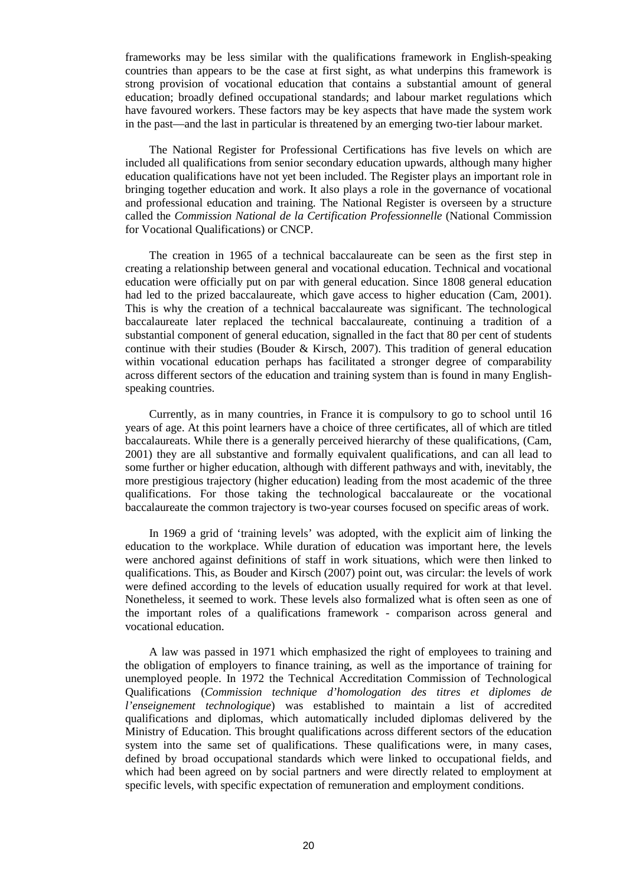frameworks may be less similar with the qualifications framework in English-speaking countries than appears to be the case at first sight, as what underpins this framework is strong provision of vocational education that contains a substantial amount of general education; broadly defined occupational standards; and labour market regulations which have favoured workers. These factors may be key aspects that have made the system work in the past—and the last in particular is threatened by an emerging two-tier labour market.

The National Register for Professional Certifications has five levels on which are included all qualifications from senior secondary education upwards, although many higher education qualifications have not yet been included. The Register plays an important role in bringing together education and work. It also plays a role in the governance of vocational and professional education and training. The National Register is overseen by a structure called the *Commission National de la Certification Professionnelle* (National Commission for Vocational Qualifications) or CNCP.

The creation in 1965 of a technical baccalaureate can be seen as the first step in creating a relationship between general and vocational education. Technical and vocational education were officially put on par with general education. Since 1808 general education had led to the prized baccalaureate, which gave access to higher education (Cam, 2001). This is why the creation of a technical baccalaureate was significant. The technological baccalaureate later replaced the technical baccalaureate, continuing a tradition of a substantial component of general education, signalled in the fact that 80 per cent of students continue with their studies (Bouder & Kirsch, 2007). This tradition of general education within vocational education perhaps has facilitated a stronger degree of comparability across different sectors of the education and training system than is found in many English-speaking countries.

Currently, as in many countries, in France it is compulsory to go to school until 16 years of age. At this point learners have a choice of three certificates, all of which are titled baccalaureats. While there is a generally perceived hierarchy of these qualifications, (Cam, 2001) they are all substantive and formally equivalent qualifications, and can all lead to some further or higher education, although with different pathways and with, inevitably, the more prestigious trajectory (higher education) leading from the most academic of the three qualifications. For those taking the technological baccalaureate or the vocational baccalaureate the common trajectory is two-year courses focused on specific areas of work.

In 1969 a grid of 'training levels' was adopted, with the explicit aim of linking the education to the workplace. While duration of education was important here, the levels were anchored against definitions of staff in work situations, which were then linked to qualifications. This, as Bouder and Kirsch (2007) point out, was circular: the levels of work were defined according to the levels of education usually required for work at that level. Nonetheless, it seemed to work. These levels also formalized what is often seen as one of the important roles of a qualifications framework - comparison across general and vocational education.

A law was passed in 1971 which emphasized the right of employees to training and the obligation of employers to finance training, as well as the importance of training for unemployed people. In 1972 the Technical Accreditation Commission of Technological Qualifications (*Commission technique d'homologation des titres et diplomes de l'enseignement technologique*) was established to maintain a list of accredited qualifications and diplomas, which automatically included diplomas delivered by the Ministry of Education. This brought qualifications across different sectors of the education system into the same set of qualifications. These qualifications were, in many cases, defined by broad occupational standards which were linked to occupational fields, and which had been agreed on by social partners and were directly related to employment at specific levels, with specific expectation of remuneration and employment conditions.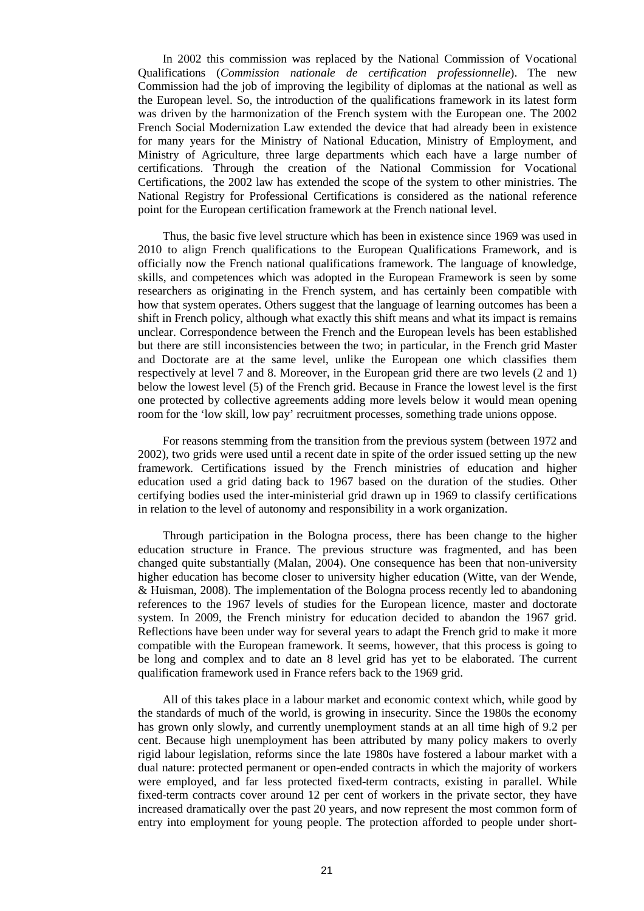In 2002 this commission was replaced by the National Commission of Vocational Qualifications (*Commission nationale de certification professionnelle*). The new Commission had the job of improving the legibility of diplomas at the national as well as the European level. So, the introduction of the qualifications framework in its latest form was driven by the harmonization of the French system with the European one. The 2002 French Social Modernization Law extended the device that had already been in existence for many years for the Ministry of National Education, Ministry of Employment, and Ministry of Agriculture, three large departments which each have a large number of certifications. Through the creation of the National Commission for Vocational Certifications, the 2002 law has extended the scope of the system to other ministries. The National Registry for Professional Certifications is considered as the national reference point for the European certification framework at the French national level.

Thus, the basic five level structure which has been in existence since 1969 was used in 2010 to align French qualifications to the European Qualifications Framework, and is officially now the French national qualifications framework. The language of knowledge, skills, and competences which was adopted in the European Framework is seen by some researchers as originating in the French system, and has certainly been compatible with how that system operates. Others suggest that the language of learning outcomes has been a shift in French policy, although what exactly this shift means and what its impact is remains unclear. Correspondence between the French and the European levels has been established but there are still inconsistencies between the two; in particular, in the French grid Master and Doctorate are at the same level, unlike the European one which classifies them respectively at level 7 and 8. Moreover, in the European grid there are two levels (2 and 1) below the lowest level (5) of the French grid. Because in France the lowest level is the first one protected by collective agreements adding more levels below it would mean opening room for the 'low skill, low pay' recruitment processes, something trade unions oppose.

For reasons stemming from the transition from the previous system (between 1972 and 2002), two grids were used until a recent date in spite of the order issued setting up the new framework. Certifications issued by the French ministries of education and higher education used a grid dating back to 1967 based on the duration of the studies. Other certifying bodies used the inter-ministerial grid drawn up in 1969 to classify certifications in relation to the level of autonomy and responsibility in a work organization.

Through participation in the Bologna process, there has been change to the higher education structure in France. The previous structure was fragmented, and has been changed quite substantially (Malan, 2004). One consequence has been that non-university higher education has become closer to university higher education (Witte, van der Wende, & Huisman, 2008). The implementation of the Bologna process recently led to abandoning references to the 1967 levels of studies for the European licence, master and doctorate system. In 2009, the French ministry for education decided to abandon the 1967 grid. Reflections have been under way for several years to adapt the French grid to make it more compatible with the European framework. It seems, however, that this process is going to be long and complex and to date an 8 level grid has yet to be elaborated. The current qualification framework used in France refers back to the 1969 grid.

All of this takes place in a labour market and economic context which, while good by the standards of much of the world, is growing in insecurity. Since the 1980s the economy has grown only slowly, and currently unemployment stands at an all time high of 9.2 per cent. Because high unemployment has been attributed by many policy makers to overly rigid labour legislation, reforms since the late 1980s have fostered a labour market with a dual nature: protected permanent or open-ended contracts in which the majority of workers were employed, and far less protected fixed-term contracts, existing in parallel. While fixed-term contracts cover around 12 per cent of workers in the private sector, they have increased dramatically over the past 20 years, and now represent the most common form of entry into employment for young people. The protection afforded to people under short-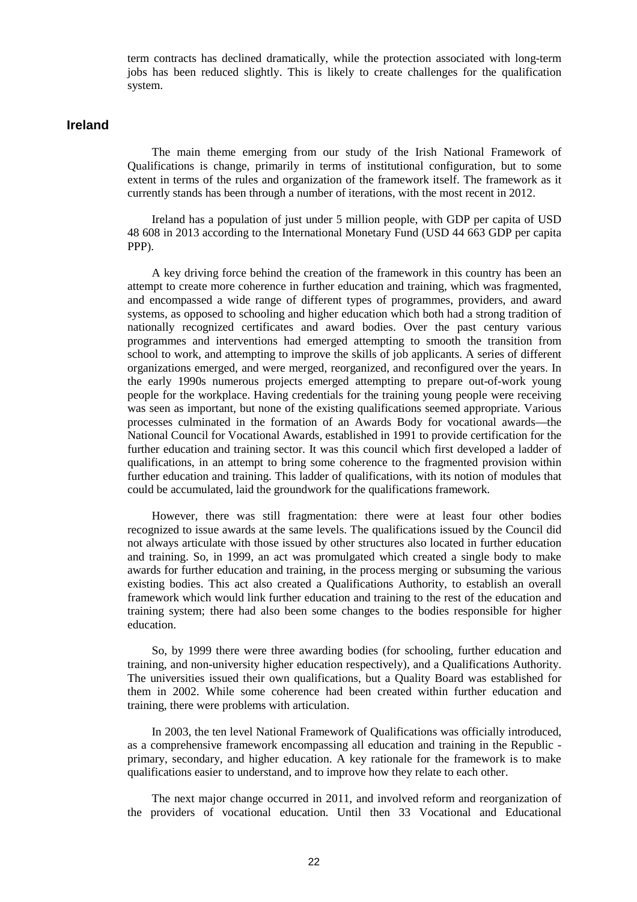term contracts has declined dramatically, while the protection associated with long-term jobs has been reduced slightly. This is likely to create challenges for the qualification system.

## Ireland

The main theme emerging from our study of the Irish National Framework of Qualifications is change, primarily in terms of institutional configuration, but to some extent in terms of the rules and organization of the framework itself. The framework as it currently stands has been through a number of iterations, with the most recent in 2012.

Ireland has a population of just under 5 million people, with GDP per capita of USD 48 608 in 2013 according to the International Monetary Fund (USD 44 663 GDP per capita PPP).

A key driving force behind the creation of the framework in this country has been an attempt to create more coherence in further education and training, which was fragmented, and encompassed a wide range of different types of programmes, providers, and award systems, as opposed to schooling and higher education which both had a strong tradition of nationally recognized certificates and award bodies. Over the past century various programmes and interventions had emerged attempting to smooth the transition from school to work, and attempting to improve the skills of job applicants. A series of different organizations emerged, and were merged, reorganized, and reconfigured over the years. In the early 1990s numerous projects emerged attempting to prepare out-of-work young people for the workplace. Having credentials for the training young people were receiving was seen as important, but none of the existing qualifications seemed appropriate. Various processes culminated in the formation of an Awards Body for vocational awards—the National Council for Vocational Awards, established in 1991 to provide certification for the further education and training sector. It was this council which first developed a ladder of qualifications, in an attempt to bring some coherence to the fragmented provision within further education and training. This ladder of qualifications, with its notion of modules that could be accumulated, laid the groundwork for the qualifications framework.

However, there was still fragmentation: there were at least four other bodies recognized to issue awards at the same levels. The qualifications issued by the Council did not always articulate with those issued by other structures also located in further education and training. So, in 1999, an act was promulgated which created a single body to make awards for further education and training, in the process merging or subsuming the various existing bodies. This act also created a Qualifications Authority, to establish an overall framework which would link further education and training to the rest of the education and training system; there had also been some changes to the bodies responsible for higher education.

So, by 1999 there were three awarding bodies (for schooling, further education and training, and non-university higher education respectively), and a Qualifications Authority. The universities issued their own qualifications, but a Quality Board was established for them in 2002. While some coherence had been created within further education and training, there were problems with articulation.

In 2003, the ten level National Framework of Qualifications was officially introduced, as a comprehensive framework encompassing all education and training in the Republic - primary, secondary, and higher education. A key rationale for the framework is to make qualifications easier to understand, and to improve how they relate to each other.

The next major change occurred in 2011, and involved reform and reorganization of the providers of vocational education. Until then 33 Vocational and Educational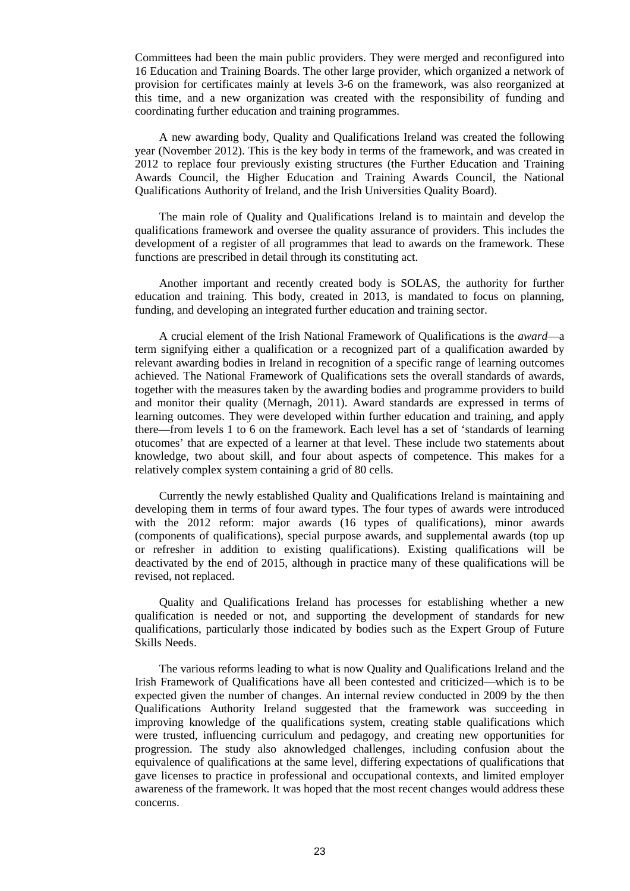Committees had been the main public providers. They were merged and reconfigured into 16 Education and Training Boards. The other large provider, which organized a network of provision for certificates mainly at levels 3-6 on the framework, was also reorganized at this time, and a new organization was created with the responsibility of funding and coordinating further education and training programmes.

A new awarding body, Quality and Qualifications Ireland was created the following year (November 2012). This is the key body in terms of the framework, and was created in 2012 to replace four previously existing structures (the Further Education and Training Awards Council, the Higher Education and Training Awards Council, the National Qualifications Authority of Ireland, and the Irish Universities Quality Board).

The main role of Quality and Qualifications Ireland is to maintain and develop the qualifications framework and oversee the quality assurance of providers. This includes the development of a register of all programmes that lead to awards on the framework. These functions are prescribed in detail through its constituting act.

Another important and recently created body is SOLAS, the authority for further education and training. This body, created in 2013, is mandated to focus on planning, funding, and developing an integrated further education and training sector.

A crucial element of the Irish National Framework of Qualifications is the *award*—a term signifying either a qualification or a recognized part of a qualification awarded by relevant awarding bodies in Ireland in recognition of a specific range of learning outcomes achieved. The National Framework of Qualifications sets the overall standards of awards, together with the measures taken by the awarding bodies and programme providers to build and monitor their quality (Mernagh, 2011). Award standards are expressed in terms of learning outcomes. They were developed within further education and training, and apply there—from levels 1 to 6 on the framework. Each level has a set of 'standards of learning otucomes' that are expected of a learner at that level. These include two statements about knowledge, two about skill, and four about aspects of competence. This makes for a relatively complex system containing a grid of 80 cells.

Currently the newly established Quality and Qualifications Ireland is maintaining and developing them in terms of four award types. The four types of awards were introduced with the 2012 reform: major awards (16 types of qualifications), minor awards (components of qualifications), special purpose awards, and supplemental awards (top up or refresher in addition to existing qualifications). Existing qualifications will be deactivated by the end of 2015, although in practice many of these qualifications will be revised, not replaced.

Quality and Qualifications Ireland has processes for establishing whether a new qualification is needed or not, and supporting the development of standards for new qualifications, particularly those indicated by bodies such as the Expert Group of Future Skills Needs.

The various reforms leading to what is now Quality and Qualifications Ireland and the Irish Framework of Qualifications have all been contested and criticized—which is to be expected given the number of changes. An internal review conducted in 2009 by the then Qualifications Authority Ireland suggested that the framework was succeeding in improving knowledge of the qualifications system, creating stable qualifications which were trusted, influencing curriculum and pedagogy, and creating new opportunities for progression. The study also aknowledged challenges, including confusion about the equivalence of qualifications at the same level, differing expectations of qualifications that gave licenses to practice in professional and occupational contexts, and limited employer awareness of the framework. It was hoped that the most recent changes would address these concerns.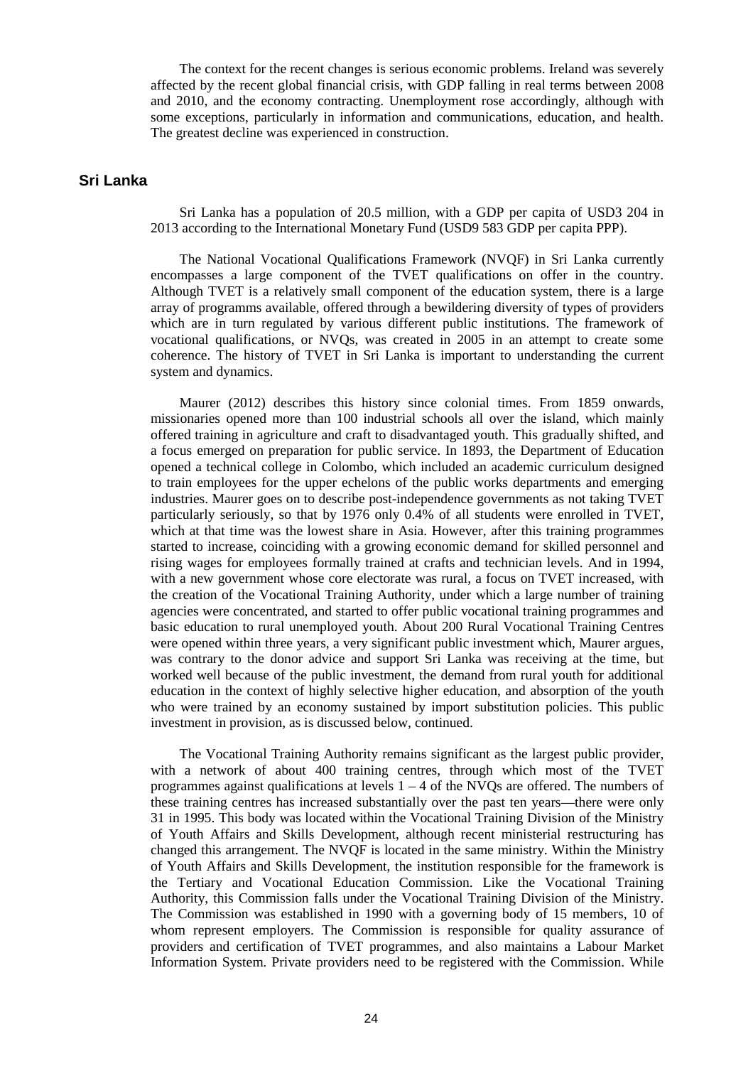The context for the recent changes is serious economic problems. Ireland was severely affected by the recent global financial crisis, with GDP falling in real terms between 2008 and 2010, and the economy contracting. Unemployment rose accordingly, although with some exceptions, particularly in information and communications, education, and health. The greatest decline was experienced in construction.

## Sri Lanka

Sri Lanka has a population of 20.5 million, with a GDP per capita of USD3 204 in 2013 according to the International Monetary Fund (USD9 583 GDP per capita PPP).

The National Vocational Qualifications Framework (NVQF) in Sri Lanka currently encompasses a large component of the TVET qualifications on offer in the country. Although TVET is a relatively small component of the education system, there is a large array of programms available, offered through a bewildering diversity of types of providers which are in turn regulated by various different public institutions. The framework of vocational qualifications, or NVQs, was created in 2005 in an attempt to create some coherence. The history of TVET in Sri Lanka is important to understanding the current system and dynamics.

Maurer (2012) describes this history since colonial times. From 1859 onwards, missionaries opened more than 100 industrial schools all over the island, which mainly offered training in agriculture and craft to disadvantaged youth. This gradually shifted, and a focus emerged on preparation for public service. In 1893, the Department of Education opened a technical college in Colombo, which included an academic curriculum designed to train employees for the upper echelons of the public works departments and emerging industries. Maurer goes on to describe post-independence governments as not taking TVET particularly seriously, so that by 1976 only 0.4% of all students were enrolled in TVET, which at that time was the lowest share in Asia. However, after this training programmes started to increase, coinciding with a growing economic demand for skilled personnel and rising wages for employees formally trained at crafts and technician levels. And in 1994, with a new government whose core electorate was rural, a focus on TVET increased, with the creation of the Vocational Training Authority, under which a large number of training agencies were concentrated, and started to offer public vocational training programmes and basic education to rural unemployed youth. About 200 Rural Vocational Training Centres were opened within three years, a very significant public investment which, Maurer argues, was contrary to the donor advice and support Sri Lanka was receiving at the time, but worked well because of the public investment, the demand from rural youth for additional education in the context of highly selective higher education, and absorption of the youth who were trained by an economy sustained by import substitution policies. This public investment in provision, as is discussed below, continued.

The Vocational Training Authority remains significant as the largest public provider, with a network of about 400 training centres, through which most of the TVET programmes against qualifications at levels 1 – 4 of the NVQs are offered. The numbers of these training centres has increased substantially over the past ten years—there were only 31 in 1995. This body was located within the Vocational Training Division of the Ministry of Youth Affairs and Skills Development, although recent ministerial restructuring has changed this arrangement. The NVQF is located in the same ministry. Within the Ministry of Youth Affairs and Skills Development, the institution responsible for the framework is the Tertiary and Vocational Education Commission. Like the Vocational Training Authority, this Commission falls under the Vocational Training Division of the Ministry. The Commission was established in 1990 with a governing body of 15 members, 10 of whom represent employers. The Commission is responsible for quality assurance of providers and certification of TVET programmes, and also maintains a Labour Market Information System. Private providers need to be registered with the Commission. While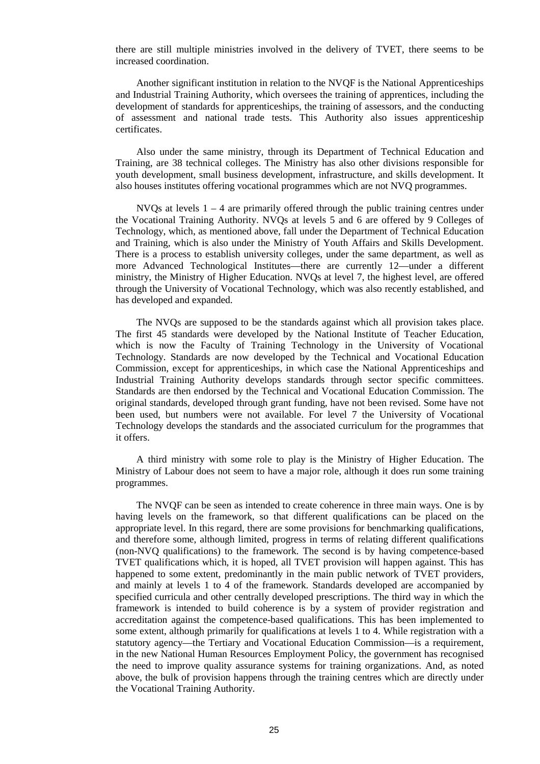there are still multiple ministries involved in the delivery of TVET, there seems to be increased coordination.

Another significant institution in relation to the NVQF is the National Apprenticeships and Industrial Training Authority, which oversees the training of apprentices, including the development of standards for apprenticeships, the training of assessors, and the conducting of assessment and national trade tests. This Authority also issues apprenticeship certificates.

Also under the same ministry, through its Department of Technical Education and Training, are 38 technical colleges. The Ministry has also other divisions responsible for youth development, small business development, infrastructure, and skills development. It also houses institutes offering vocational programmes which are not NVQ programmes.

NVQs at levels 1 – 4 are primarily offered through the public training centres under the Vocational Training Authority. NVQs at levels 5 and 6 are offered by 9 Colleges of Technology, which, as mentioned above, fall under the Department of Technical Education and Training, which is also under the Ministry of Youth Affairs and Skills Development. There is a process to establish university colleges, under the same department, as well as more Advanced Technological Institutes—there are currently 12—under a different ministry, the Ministry of Higher Education. NVQs at level 7, the highest level, are offered through the University of Vocational Technology, which was also recently established, and has developed and expanded.

The NVQs are supposed to be the standards against which all provision takes place. The first 45 standards were developed by the National Institute of Teacher Education, which is now the Faculty of Training Technology in the University of Vocational Technology. Standards are now developed by the Technical and Vocational Education Commission, except for apprenticeships, in which case the National Apprenticeships and Industrial Training Authority develops standards through sector specific committees. Standards are then endorsed by the Technical and Vocational Education Commission. The original standards, developed through grant funding, have not been revised. Some have not been used, but numbers were not available. For level 7 the University of Vocational Technology develops the standards and the associated curriculum for the programmes that it offers.

A third ministry with some role to play is the Ministry of Higher Education. The Ministry of Labour does not seem to have a major role, although it does run some training programmes.

The NVQF can be seen as intended to create coherence in three main ways. One is by having levels on the framework, so that different qualifications can be placed on the appropriate level. In this regard, there are some provisions for benchmarking qualifications, and therefore some, although limited, progress in terms of relating different qualifications (non-NVQ qualifications) to the framework. The second is by having competence-based TVET qualifications which, it is hoped, all TVET provision will happen against. This has happened to some extent, predominantly in the main public network of TVET providers, and mainly at levels 1 to 4 of the framework. Standards developed are accompanied by specified curricula and other centrally developed prescriptions. The third way in which the framework is intended to build coherence is by a system of provider registration and accreditation against the competence-based qualifications. This has been implemented to some extent, although primarily for qualifications at levels 1 to 4. While registration with a statutory agency—the Tertiary and Vocational Education Commission—is a requirement, in the new National Human Resources Employment Policy, the government has recognised the need to improve quality assurance systems for training organizations. And, as noted above, the bulk of provision happens through the training centres which are directly under the Vocational Training Authority.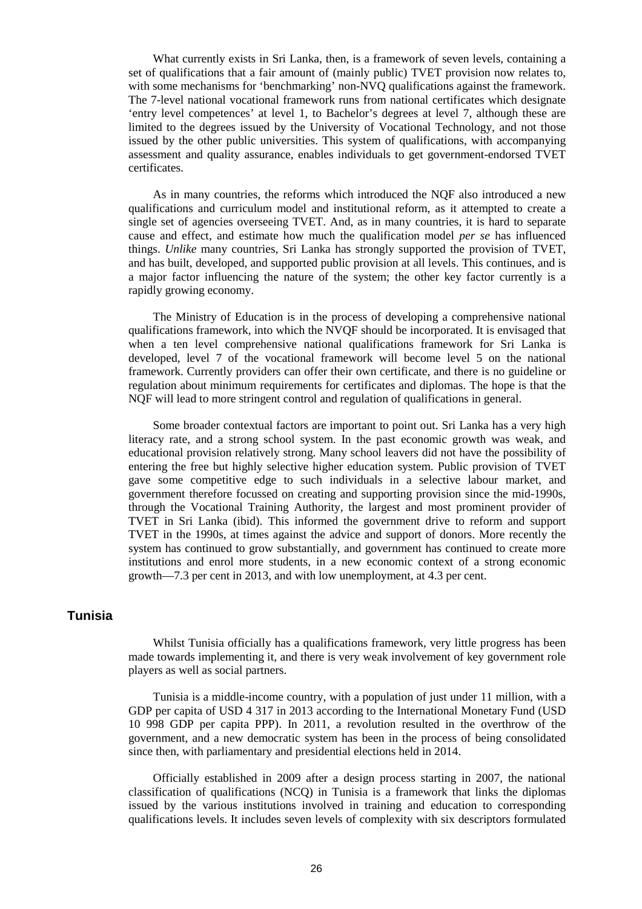What currently exists in Sri Lanka, then, is a framework of seven levels, containing a set of qualifications that a fair amount of (mainly public) TVET provision now relates to, with some mechanisms for 'benchmarking' non-NVQ qualifications against the framework. The 7-level national vocational framework runs from national certificates which designate 'entry level competences' at level 1, to Bachelor's degrees at level 7, although these are limited to the degrees issued by the University of Vocational Technology, and not those issued by the other public universities. This system of qualifications, with accompanying assessment and quality assurance, enables individuals to get government-endorsed TVET certificates.

As in many countries, the reforms which introduced the NQF also introduced a new qualifications and curriculum model and institutional reform, as it attempted to create a single set of agencies overseeing TVET. And, as in many countries, it is hard to separate cause and effect, and estimate how much the qualification model *per se* has influenced things. *Unlike* many countries, Sri Lanka has strongly supported the provision of TVET, and has built, developed, and supported public provision at all levels. This continues, and is a major factor influencing the nature of the system; the other key factor currently is a rapidly growing economy.

The Ministry of Education is in the process of developing a comprehensive national qualifications framework, into which the NVQF should be incorporated. It is envisaged that when a ten level comprehensive national qualifications framework for Sri Lanka is developed, level 7 of the vocational framework will become level 5 on the national framework. Currently providers can offer their own certificate, and there is no guideline or regulation about minimum requirements for certificates and diplomas. The hope is that the NQF will lead to more stringent control and regulation of qualifications in general.

Some broader contextual factors are important to point out. Sri Lanka has a very high literacy rate, and a strong school system. In the past economic growth was weak, and educational provision relatively strong. Many school leavers did not have the possibility of entering the free but highly selective higher education system. Public provision of TVET gave some competitive edge to such individuals in a selective labour market, and government therefore focussed on creating and supporting provision since the mid-1990s, through the Vocational Training Authority, the largest and most prominent provider of TVET in Sri Lanka (ibid). This informed the government drive to reform and support TVET in the 1990s, at times against the advice and support of donors. More recently the system has continued to grow substantially, and government has continued to create more institutions and enrol more students, in a new economic context of a strong economic growth—7.3 per cent in 2013, and with low unemployment, at 4.3 per cent.

## Tunisia

Whilst Tunisia officially has a qualifications framework, very little progress has been made towards implementing it, and there is very weak involvement of key government role players as well as social partners.

Tunisia is a middle-income country, with a population of just under 11 million, with a GDP per capita of USD 4 317 in 2013 according to the International Monetary Fund (USD 10 998 GDP per capita PPP). In 2011, a revolution resulted in the overthrow of the government, and a new democratic system has been in the process of being consolidated since then, with parliamentary and presidential elections held in 2014.

Officially established in 2009 after a design process starting in 2007, the national classification of qualifications (NCQ) in Tunisia is a framework that links the diplomas issued by the various institutions involved in training and education to corresponding qualifications levels. It includes seven levels of complexity with six descriptors formulated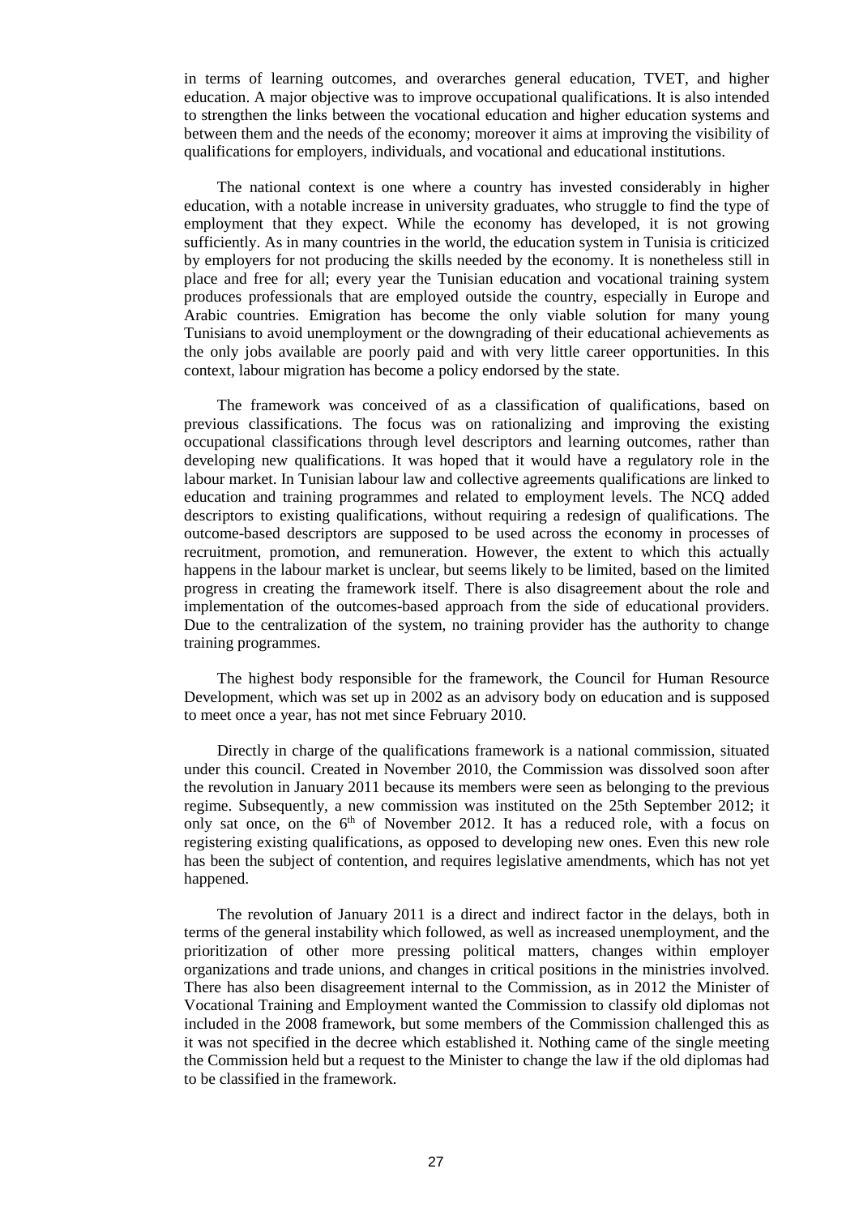in terms of learning outcomes, and overarches general education, TVET, and higher education. A major objective was to improve occupational qualifications. It is also intended to strengthen the links between the vocational education and higher education systems and between them and the needs of the economy; moreover it aims at improving the visibility of qualifications for employers, individuals, and vocational and educational institutions.

The national context is one where a country has invested considerably in higher education, with a notable increase in university graduates, who struggle to find the type of employment that they expect. While the economy has developed, it is not growing sufficiently. As in many countries in the world, the education system in Tunisia is criticized by employers for not producing the skills needed by the economy. It is nonetheless still in place and free for all; every year the Tunisian education and vocational training system produces professionals that are employed outside the country, especially in Europe and Arabic countries. Emigration has become the only viable solution for many young Tunisians to avoid unemployment or the downgrading of their educational achievements as the only jobs available are poorly paid and with very little career opportunities. In this context, labour migration has become a policy endorsed by the state.

The framework was conceived of as a classification of qualifications, based on previous classifications. The focus was on rationalizing and improving the existing occupational classifications through level descriptors and learning outcomes, rather than developing new qualifications. It was hoped that it would have a regulatory role in the labour market. In Tunisian labour law and collective agreements qualifications are linked to education and training programmes and related to employment levels. The NCQ added descriptors to existing qualifications, without requiring a redesign of qualifications. The outcome-based descriptors are supposed to be used across the economy in processes of recruitment, promotion, and remuneration. However, the extent to which this actually happens in the labour market is unclear, but seems likely to be limited, based on the limited progress in creating the framework itself. There is also disagreement about the role and implementation of the outcomes-based approach from the side of educational providers. Due to the centralization of the system, no training provider has the authority to change training programmes.

The highest body responsible for the framework, the Council for Human Resource Development, which was set up in 2002 as an advisory body on education and is supposed to meet once a year, has not met since February 2010.

Directly in charge of the qualifications framework is a national commission, situated under this council. Created in November 2010, the Commission was dissolved soon after the revolution in January 2011 because its members were seen as belonging to the previous regime. Subsequently, a new commission was instituted on the 25th September 2012; it only sat once, on the 6th of November 2012. It has a reduced role, with a focus on registering existing qualifications, as opposed to developing new ones. Even this new role has been the subject of contention, and requires legislative amendments, which has not yet happened.

The revolution of January 2011 is a direct and indirect factor in the delays, both in terms of the general instability which followed, as well as increased unemployment, and the prioritization of other more pressing political matters, changes within employer organizations and trade unions, and changes in critical positions in the ministries involved. There has also been disagreement internal to the Commission, as in 2012 the Minister of Vocational Training and Employment wanted the Commission to classify old diplomas not included in the 2008 framework, but some members of the Commission challenged this as it was not specified in the decree which established it. Nothing came of the single meeting the Commission held but a request to the Minister to change the law if the old diplomas had to be classified in the framework.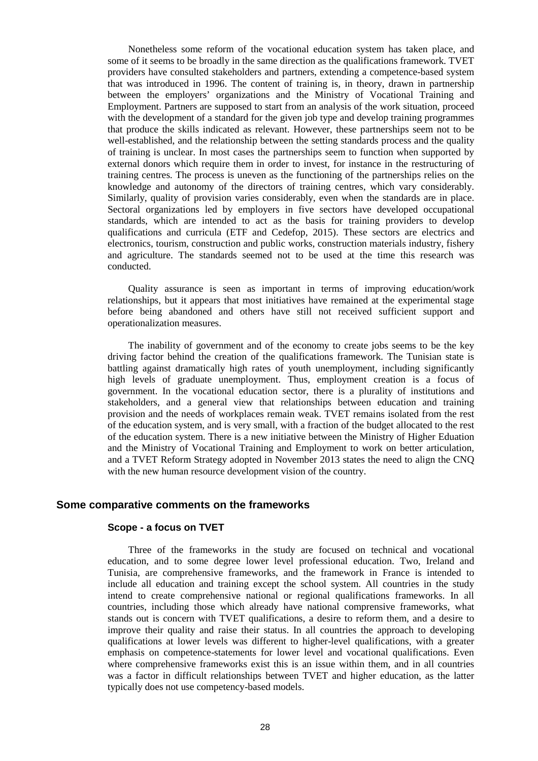Nonetheless some reform of the vocational education system has taken place, and some of it seems to be broadly in the same direction as the qualifications framework. TVET providers have consulted stakeholders and partners, extending a competence-based system that was introduced in 1996. The content of training is, in theory, drawn in partnership between the employers' organizations and the Ministry of Vocational Training and Employment. Partners are supposed to start from an analysis of the work situation, proceed with the development of a standard for the given job type and develop training programmes that produce the skills indicated as relevant. However, these partnerships seem not to be well-established, and the relationship between the setting standards process and the quality of training is unclear. In most cases the partnerships seem to function when supported by external donors which require them in order to invest, for instance in the restructuring of training centres. The process is uneven as the functioning of the partnerships relies on the knowledge and autonomy of the directors of training centres, which vary considerably. Similarly, quality of provision varies considerably, even when the standards are in place. Sectoral organizations led by employers in five sectors have developed occupational standards, which are intended to act as the basis for training providers to develop qualifications and curricula (ETF and Cedefop, 2015). These sectors are electrics and electronics, tourism, construction and public works, construction materials industry, fishery and agriculture. The standards seemed not to be used at the time this research was conducted.

Quality assurance is seen as important in terms of improving education/work relationships, but it appears that most initiatives have remained at the experimental stage before being abandoned and others have still not received sufficient support and operationalization measures.

The inability of government and of the economy to create jobs seems to be the key driving factor behind the creation of the qualifications framework. The Tunisian state is battling against dramatically high rates of youth unemployment, including significantly high levels of graduate unemployment. Thus, employment creation is a focus of government. In the vocational education sector, there is a plurality of institutions and stakeholders, and a general view that relationships between education and training provision and the needs of workplaces remain weak. TVET remains isolated from the rest of the education system, and is very small, with a fraction of the budget allocated to the rest of the education system. There is a new initiative between the Ministry of Higher Eduation and the Ministry of Vocational Training and Employment to work on better articulation, and a TVET Reform Strategy adopted in November 2013 states the need to align the CNQ with the new human resource development vision of the country.

## Some comparative comments on the frameworks

### Scope - a focus on TVET

Three of the frameworks in the study are focused on technical and vocational education, and to some degree lower level professional education. Two, Ireland and Tunisia, are comprehensive frameworks, and the framework in France is intended to include all education and training except the school system. All countries in the study intend to create comprehensive national or regional qualifications frameworks. In all countries, including those which already have national comprensive frameworks, what stands out is concern with TVET qualifications, a desire to reform them, and a desire to improve their quality and raise their status. In all countries the approach to developing qualifications at lower levels was different to higher-level qualifications, with a greater emphasis on competence-statements for lower level and vocational qualifications. Even where comprehensive frameworks exist this is an issue within them, and in all countries was a factor in difficult relationships between TVET and higher education, as the latter typically does not use competency-based models.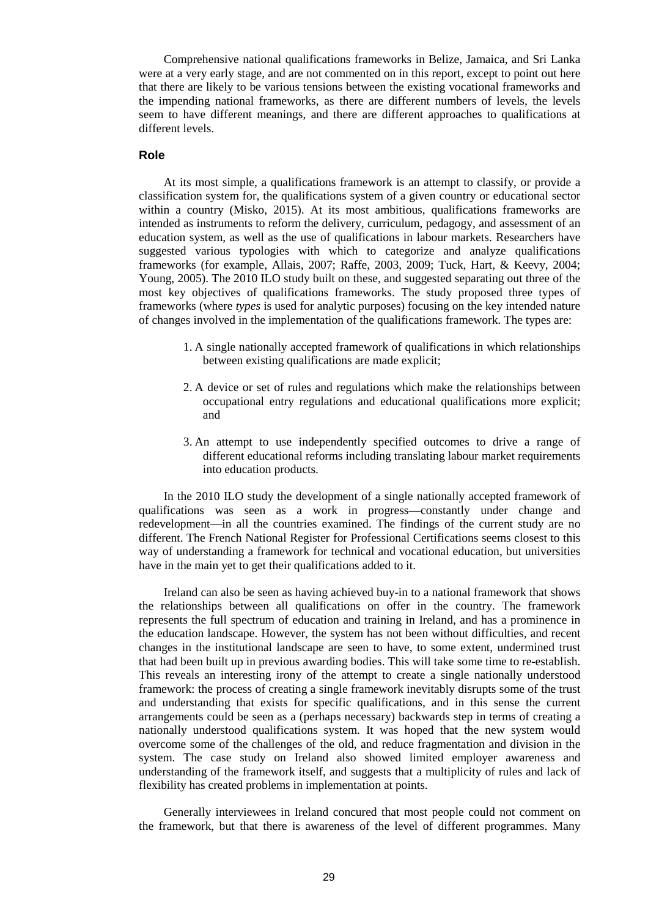Comprehensive national qualifications frameworks in Belize, Jamaica, and Sri Lanka were at a very early stage, and are not commented on in this report, except to point out here that there are likely to be various tensions between the existing vocational frameworks and the impending national frameworks, as there are different numbers of levels, the levels seem to have different meanings, and there are different approaches to qualifications at different levels.

### Role

At its most simple, a qualifications framework is an attempt to classify, or provide a classification system for, the qualifications system of a given country or educational sector within a country (Misko, 2015). At its most ambitious, qualifications frameworks are intended as instruments to reform the delivery, curriculum, pedagogy, and assessment of an education system, as well as the use of qualifications in labour markets. Researchers have suggested various typologies with which to categorize and analyze qualifications frameworks (for example, Allais, 2007; Raffe, 2003, 2009; Tuck, Hart, & Keevy, 2004; Young, 2005). The 2010 ILO study built on these, and suggested separating out three of the most key objectives of qualifications frameworks. The study proposed three types of frameworks (where *types* is used for analytic purposes) focusing on the key intended nature of changes involved in the implementation of the qualifications framework. The types are:

1. A single nationally accepted framework of qualifications in which relationships between existing qualifications are made explicit;
2. A device or set of rules and regulations which make the relationships between occupational entry regulations and educational qualifications more explicit; and
3. An attempt to use independently specified outcomes to drive a range of different educational reforms including translating labour market requirements into education products.

In the 2010 ILO study the development of a single nationally accepted framework of qualifications was seen as a work in progress—constantly under change and redevelopment—in all the countries examined. The findings of the current study are no different. The French National Register for Professional Certifications seems closest to this way of understanding a framework for technical and vocational education, but universities have in the main yet to get their qualifications added to it.

Ireland can also be seen as having achieved buy-in to a national framework that shows the relationships between all qualifications on offer in the country. The framework represents the full spectrum of education and training in Ireland, and has a prominence in the education landscape. However, the system has not been without difficulties, and recent changes in the institutional landscape are seen to have, to some extent, undermined trust that had been built up in previous awarding bodies. This will take some time to re-establish. This reveals an interesting irony of the attempt to create a single nationally understood framework: the process of creating a single framework inevitably disrupts some of the trust and understanding that exists for specific qualifications, and in this sense the current arrangements could be seen as a (perhaps necessary) backwards step in terms of creating a nationally understood qualifications system. It was hoped that the new system would overcome some of the challenges of the old, and reduce fragmentation and division in the system. The case study on Ireland also showed limited employer awareness and understanding of the framework itself, and suggests that a multiplicity of rules and lack of flexibility has created problems in implementation at points.

Generally interviewees in Ireland concured that most people could not comment on the framework, but that there is awareness of the level of different programmes. Many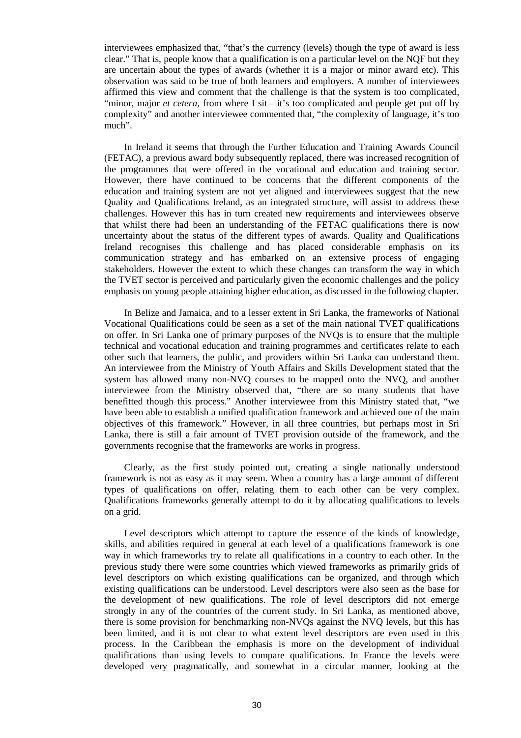interviewees emphasized that, "that's the currency (levels) though the type of award is less clear." That is, people know that a qualification is on a particular level on the NQF but they are uncertain about the types of awards (whether it is a major or minor award etc). This observation was said to be true of both learners and employers. A number of interviewees affirmed this view and comment that the challenge is that the system is too complicated, "minor, major *et cetera*, from where I sit—it's too complicated and people get put off by complexity" and another interviewee commented that, "the complexity of language, it's too much".

In Ireland it seems that through the Further Education and Training Awards Council (FETAC), a previous award body subsequently replaced, there was increased recognition of the programmes that were offered in the vocational and education and training sector. However, there have continued to be concerns that the different components of the education and training system are not yet aligned and interviewees suggest that the new Quality and Qualifications Ireland, as an integrated structure, will assist to address these challenges. However this has in turn created new requirements and interviewees observe that whilst there had been an understanding of the FETAC qualifications there is now uncertainty about the status of the different types of awards. Quality and Qualifications Ireland recognises this challenge and has placed considerable emphasis on its communication strategy and has embarked on an extensive process of engaging stakeholders. However the extent to which these changes can transform the way in which the TVET sector is perceived and particularly given the economic challenges and the policy emphasis on young people attaining higher education, as discussed in the following chapter.

In Belize and Jamaica, and to a lesser extent in Sri Lanka, the frameworks of National Vocational Qualifications could be seen as a set of the main national TVET qualifications on offer. In Sri Lanka one of primary purposes of the NVQs is to ensure that the multiple technical and vocational education and training programmes and certificates relate to each other such that learners, the public, and providers within Sri Lanka can understand them. An interviewee from the Ministry of Youth Affairs and Skills Development stated that the system has allowed many non-NVQ courses to be mapped onto the NVQ, and another interviewee from the Ministry observed that, "there are so many students that have benefitted though this process." Another interviewee from this Ministry stated that, "we have been able to establish a unified qualification framework and achieved one of the main objectives of this framework." However, in all three countries, but perhaps most in Sri Lanka, there is still a fair amount of TVET provision outside of the framework, and the governments recognise that the frameworks are works in progress.

Clearly, as the first study pointed out, creating a single nationally understood framework is not as easy as it may seem. When a country has a large amount of different types of qualifications on offer, relating them to each other can be very complex. Qualifications frameworks generally attempt to do it by allocating qualifications to levels on a grid.

Level descriptors which attempt to capture the essence of the kinds of knowledge, skills, and abilities required in general at each level of a qualifications framework is one way in which frameworks try to relate all qualifications in a country to each other. In the previous study there were some countries which viewed frameworks as primarily grids of level descriptors on which existing qualifications can be organized, and through which existing qualifications can be understood. Level descriptors were also seen as the base for the development of new qualifications. The role of level descriptors did not emerge strongly in any of the countries of the current study. In Sri Lanka, as mentioned above, there is some provision for benchmarking non-NVQs against the NVQ levels, but this has been limited, and it is not clear to what extent level descriptors are even used in this process. In the Caribbean the emphasis is more on the development of individual qualifications than using levels to compare qualifications. In France the levels were developed very pragmatically, and somewhat in a circular manner, looking at the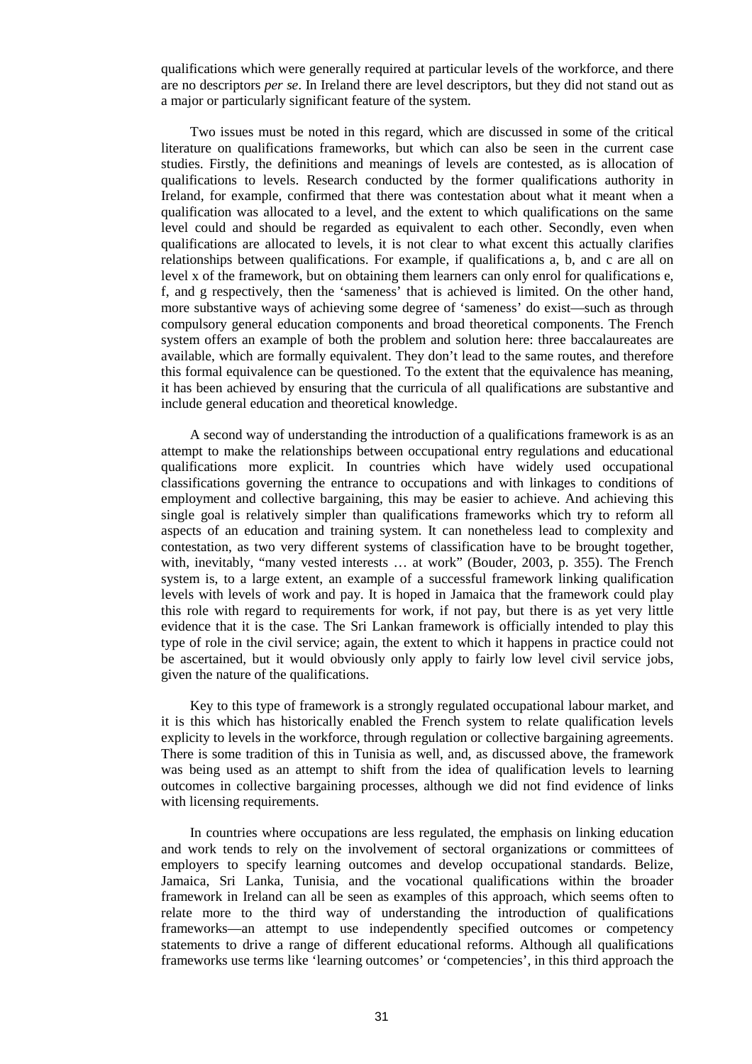qualifications which were generally required at particular levels of the workforce, and there are no descriptors *per se*. In Ireland there are level descriptors, but they did not stand out as a major or particularly significant feature of the system.

Two issues must be noted in this regard, which are discussed in some of the critical literature on qualifications frameworks, but which can also be seen in the current case studies. Firstly, the definitions and meanings of levels are contested, as is allocation of qualifications to levels. Research conducted by the former qualifications authority in Ireland, for example, confirmed that there was contestation about what it meant when a qualification was allocated to a level, and the extent to which qualifications on the same level could and should be regarded as equivalent to each other. Secondly, even when qualifications are allocated to levels, it is not clear to what excent this actually clarifies relationships between qualifications. For example, if qualifications a, b, and c are all on level x of the framework, but on obtaining them learners can only enrol for qualifications e, f, and g respectively, then the 'sameness' that is achieved is limited. On the other hand, more substantive ways of achieving some degree of 'sameness' do exist—such as through compulsory general education components and broad theoretical components. The French system offers an example of both the problem and solution here: three baccalaureates are available, which are formally equivalent. They don't lead to the same routes, and therefore this formal equivalence can be questioned. To the extent that the equivalence has meaning, it has been achieved by ensuring that the curricula of all qualifications are substantive and include general education and theoretical knowledge.

A second way of understanding the introduction of a qualifications framework is as an attempt to make the relationships between occupational entry regulations and educational qualifications more explicit. In countries which have widely used occupational classifications governing the entrance to occupations and with linkages to conditions of employment and collective bargaining, this may be easier to achieve. And achieving this single goal is relatively simpler than qualifications frameworks which try to reform all aspects of an education and training system. It can nonetheless lead to complexity and contestation, as two very different systems of classification have to be brought together, with, inevitably, "many vested interests … at work" (Bouder, 2003, p. 355). The French system is, to a large extent, an example of a successful framework linking qualification levels with levels of work and pay. It is hoped in Jamaica that the framework could play this role with regard to requirements for work, if not pay, but there is as yet very little evidence that it is the case. The Sri Lankan framework is officially intended to play this type of role in the civil service; again, the extent to which it happens in practice could not be ascertained, but it would obviously only apply to fairly low level civil service jobs, given the nature of the qualifications.

Key to this type of framework is a strongly regulated occupational labour market, and it is this which has historically enabled the French system to relate qualification levels explicity to levels in the workforce, through regulation or collective bargaining agreements. There is some tradition of this in Tunisia as well, and, as discussed above, the framework was being used as an attempt to shift from the idea of qualification levels to learning outcomes in collective bargaining processes, although we did not find evidence of links with licensing requirements.

In countries where occupations are less regulated, the emphasis on linking education and work tends to rely on the involvement of sectoral organizations or committees of employers to specify learning outcomes and develop occupational standards. Belize, Jamaica, Sri Lanka, Tunisia, and the vocational qualifications within the broader framework in Ireland can all be seen as examples of this approach, which seems often to relate more to the third way of understanding the introduction of qualifications frameworks—an attempt to use independently specified outcomes or competency statements to drive a range of different educational reforms. Although all qualifications frameworks use terms like 'learning outcomes' or 'competencies', in this third approach the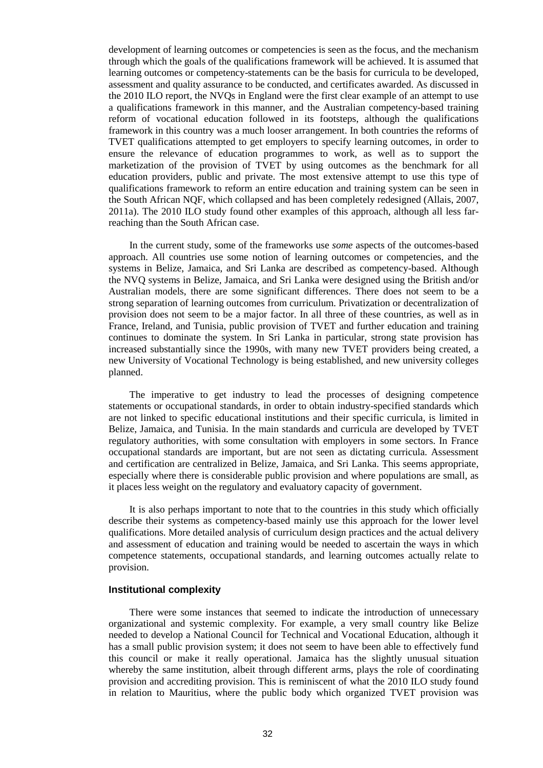development of learning outcomes or competencies is seen as the focus, and the mechanism through which the goals of the qualifications framework will be achieved. It is assumed that learning outcomes or competency-statements can be the basis for curricula to be developed, assessment and quality assurance to be conducted, and certificates awarded. As discussed in the 2010 ILO report, the NVQs in England were the first clear example of an attempt to use a qualifications framework in this manner, and the Australian competency-based training reform of vocational education followed in its footsteps, although the qualifications framework in this country was a much looser arrangement. In both countries the reforms of TVET qualifications attempted to get employers to specify learning outcomes, in order to ensure the relevance of education programmes to work, as well as to support the marketization of the provision of TVET by using outcomes as the benchmark for all education providers, public and private. The most extensive attempt to use this type of qualifications framework to reform an entire education and training system can be seen in the South African NQF, which collapsed and has been completely redesigned (Allais, 2007, 2011a). The 2010 ILO study found other examples of this approach, although all less far-reaching than the South African case.

In the current study, some of the frameworks use *some* aspects of the outcomes-based approach. All countries use some notion of learning outcomes or competencies, and the systems in Belize, Jamaica, and Sri Lanka are described as competency-based. Although the NVQ systems in Belize, Jamaica, and Sri Lanka were designed using the British and/or Australian models, there are some significant differences. There does not seem to be a strong separation of learning outcomes from curriculum. Privatization or decentralization of provision does not seem to be a major factor. In all three of these countries, as well as in France, Ireland, and Tunisia, public provision of TVET and further education and training continues to dominate the system. In Sri Lanka in particular, strong state provision has increased substantially since the 1990s, with many new TVET providers being created, a new University of Vocational Technology is being established, and new university colleges planned.

The imperative to get industry to lead the processes of designing competence statements or occupational standards, in order to obtain industry-specified standards which are not linked to specific educational institutions and their specific curricula, is limited in Belize, Jamaica, and Tunisia. In the main standards and curricula are developed by TVET regulatory authorities, with some consultation with employers in some sectors. In France occupational standards are important, but are not seen as dictating curricula. Assessment and certification are centralized in Belize, Jamaica, and Sri Lanka. This seems appropriate, especially where there is considerable public provision and where populations are small, as it places less weight on the regulatory and evaluatory capacity of government.

It is also perhaps important to note that to the countries in this study which officially describe their systems as competency-based mainly use this approach for the lower level qualifications. More detailed analysis of curriculum design practices and the actual delivery and assessment of education and training would be needed to ascertain the ways in which competence statements, occupational standards, and learning outcomes actually relate to provision.

#### Institutional complexity

There were some instances that seemed to indicate the introduction of unnecessary organizational and systemic complexity. For example, a very small country like Belize needed to develop a National Council for Technical and Vocational Education, although it has a small public provision system; it does not seem to have been able to effectively fund this council or make it really operational. Jamaica has the slightly unusual situation whereby the same institution, albeit through different arms, plays the role of coordinating provision and accrediting provision. This is reminiscent of what the 2010 ILO study found in relation to Mauritius, where the public body which organized TVET provision was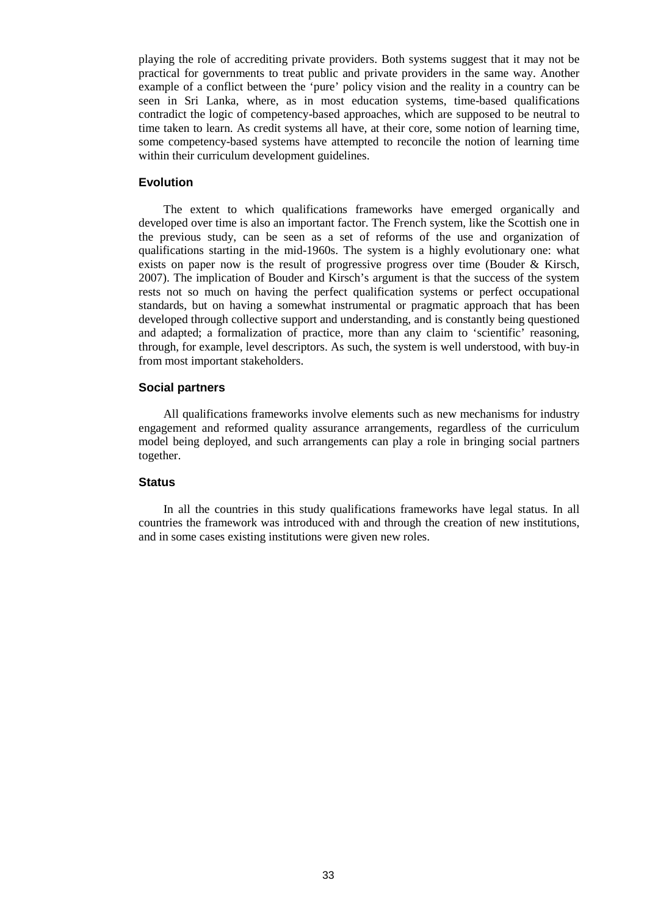playing the role of accrediting private providers. Both systems suggest that it may not be practical for governments to treat public and private providers in the same way. Another example of a conflict between the 'pure' policy vision and the reality in a country can be seen in Sri Lanka, where, as in most education systems, time-based qualifications contradict the logic of competency-based approaches, which are supposed to be neutral to time taken to learn. As credit systems all have, at their core, some notion of learning time, some competency-based systems have attempted to reconcile the notion of learning time within their curriculum development guidelines.

### Evolution

The extent to which qualifications frameworks have emerged organically and developed over time is also an important factor. The French system, like the Scottish one in the previous study, can be seen as a set of reforms of the use and organization of qualifications starting in the mid-1960s. The system is a highly evolutionary one: what exists on paper now is the result of progressive progress over time (Bouder & Kirsch, 2007). The implication of Bouder and Kirsch's argument is that the success of the system rests not so much on having the perfect qualification systems or perfect occupational standards, but on having a somewhat instrumental or pragmatic approach that has been developed through collective support and understanding, and is constantly being questioned and adapted; a formalization of practice, more than any claim to 'scientific' reasoning, through, for example, level descriptors. As such, the system is well understood, with buy-in from most important stakeholders.

### Social partners

All qualifications frameworks involve elements such as new mechanisms for industry engagement and reformed quality assurance arrangements, regardless of the curriculum model being deployed, and such arrangements can play a role in bringing social partners together.

### Status

In all the countries in this study qualifications frameworks have legal status. In all countries the framework was introduced with and through the creation of new institutions, and in some cases existing institutions were given new roles.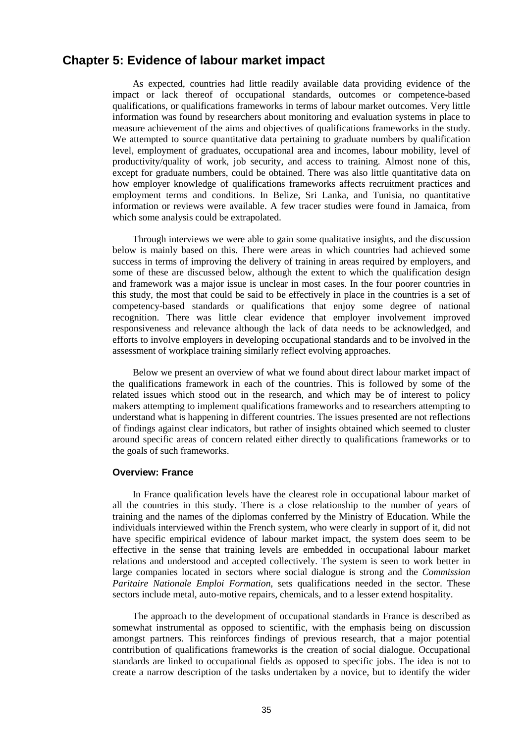## Chapter 5: Evidence of labour market impact

As expected, countries had little readily available data providing evidence of the impact or lack thereof of occupational standards, outcomes or competence-based qualifications, or qualifications frameworks in terms of labour market outcomes. Very little information was found by researchers about monitoring and evaluation systems in place to measure achievement of the aims and objectives of qualifications frameworks in the study. We attempted to source quantitative data pertaining to graduate numbers by qualification level, employment of graduates, occupational area and incomes, labour mobility, level of productivity/quality of work, job security, and access to training. Almost none of this, except for graduate numbers, could be obtained. There was also little quantitative data on how employer knowledge of qualifications frameworks affects recruitment practices and employment terms and conditions. In Belize, Sri Lanka, and Tunisia, no quantitative information or reviews were available. A few tracer studies were found in Jamaica, from which some analysis could be extrapolated.

Through interviews we were able to gain some qualitative insights, and the discussion below is mainly based on this. There were areas in which countries had achieved some success in terms of improving the delivery of training in areas required by employers, and some of these are discussed below, although the extent to which the qualification design and framework was a major issue is unclear in most cases. In the four poorer countries in this study, the most that could be said to be effectively in place in the countries is a set of competency-based standards or qualifications that enjoy some degree of national recognition. There was little clear evidence that employer involvement improved responsiveness and relevance although the lack of data needs to be acknowledged, and efforts to involve employers in developing occupational standards and to be involved in the assessment of workplace training similarly reflect evolving approaches.

Below we present an overview of what we found about direct labour market impact of the qualifications framework in each of the countries. This is followed by some of the related issues which stood out in the research, and which may be of interest to policy makers attempting to implement qualifications frameworks and to researchers attempting to understand what is happening in different countries. The issues presented are not reflections of findings against clear indicators, but rather of insights obtained which seemed to cluster around specific areas of concern related either directly to qualifications frameworks or to the goals of such frameworks.

### Overview: France

In France qualification levels have the clearest role in occupational labour market of all the countries in this study. There is a close relationship to the number of years of training and the names of the diplomas conferred by the Ministry of Education. While the individuals interviewed within the French system, who were clearly in support of it, did not have specific empirical evidence of labour market impact, the system does seem to be effective in the sense that training levels are embedded in occupational labour market relations and understood and accepted collectively. The system is seen to work better in large companies located in sectors where social dialogue is strong and the *Commission Paritaire Nationale Emploi Formation*, sets qualifications needed in the sector. These sectors include metal, auto-motive repairs, chemicals, and to a lesser extend hospitality.

The approach to the development of occupational standards in France is described as somewhat instrumental as opposed to scientific, with the emphasis being on discussion amongst partners. This reinforces findings of previous research, that a major potential contribution of qualifications frameworks is the creation of social dialogue. Occupational standards are linked to occupational fields as opposed to specific jobs. The idea is not to create a narrow description of the tasks undertaken by a novice, but to identify the wider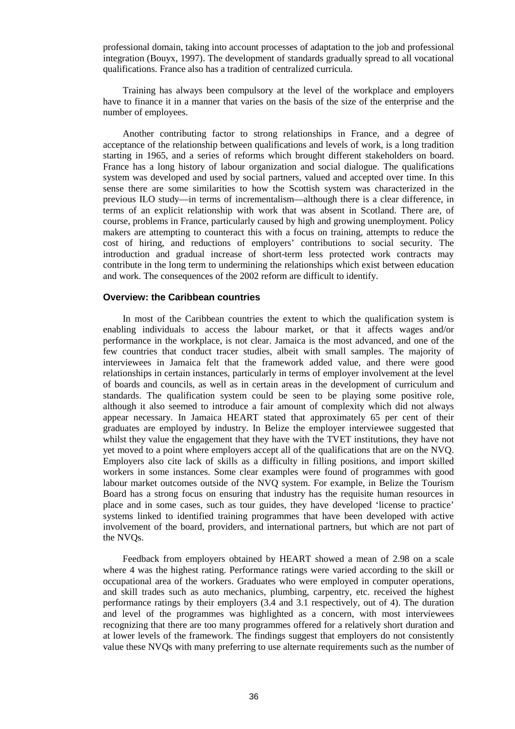professional domain, taking into account processes of adaptation to the job and professional integration (Bouyx, 1997). The development of standards gradually spread to all vocational qualifications. France also has a tradition of centralized curricula.

Training has always been compulsory at the level of the workplace and employers have to finance it in a manner that varies on the basis of the size of the enterprise and the number of employees.

Another contributing factor to strong relationships in France, and a degree of acceptance of the relationship between qualifications and levels of work, is a long tradition starting in 1965, and a series of reforms which brought different stakeholders on board. France has a long history of labour organization and social dialogue. The qualifications system was developed and used by social partners, valued and accepted over time. In this sense there are some similarities to how the Scottish system was characterized in the previous ILO study—in terms of incrementalism—although there is a clear difference, in terms of an explicit relationship with work that was absent in Scotland. There are, of course, problems in France, particularly caused by high and growing unemployment. Policy makers are attempting to counteract this with a focus on training, attempts to reduce the cost of hiring, and reductions of employers' contributions to social security. The introduction and gradual increase of short-term less protected work contracts may contribute in the long term to undermining the relationships which exist between education and work. The consequences of the 2002 reform are difficult to identify.

### Overview: the Caribbean countries

In most of the Caribbean countries the extent to which the qualification system is enabling individuals to access the labour market, or that it affects wages and/or performance in the workplace, is not clear. Jamaica is the most advanced, and one of the few countries that conduct tracer studies, albeit with small samples. The majority of interviewees in Jamaica felt that the framework added value, and there were good relationships in certain instances, particularly in terms of employer involvement at the level of boards and councils, as well as in certain areas in the development of curriculum and standards. The qualification system could be seen to be playing some positive role, although it also seemed to introduce a fair amount of complexity which did not always appear necessary. In Jamaica HEART stated that approximately 65 per cent of their graduates are employed by industry. In Belize the employer interviewee suggested that whilst they value the engagement that they have with the TVET institutions, they have not yet moved to a point where employers accept all of the qualifications that are on the NVQ. Employers also cite lack of skills as a difficulty in filling positions, and import skilled workers in some instances. Some clear examples were found of programmes with good labour market outcomes outside of the NVQ system. For example, in Belize the Tourism Board has a strong focus on ensuring that industry has the requisite human resources in place and in some cases, such as tour guides, they have developed 'license to practice' systems linked to identified training programmes that have been developed with active involvement of the board, providers, and international partners, but which are not part of the NVQs.

Feedback from employers obtained by HEART showed a mean of 2.98 on a scale where 4 was the highest rating. Performance ratings were varied according to the skill or occupational area of the workers. Graduates who were employed in computer operations, and skill trades such as auto mechanics, plumbing, carpentry, etc. received the highest performance ratings by their employers (3.4 and 3.1 respectively, out of 4). The duration and level of the programmes was highlighted as a concern, with most interviewees recognizing that there are too many programmes offered for a relatively short duration and at lower levels of the framework. The findings suggest that employers do not consistently value these NVQs with many preferring to use alternate requirements such as the number of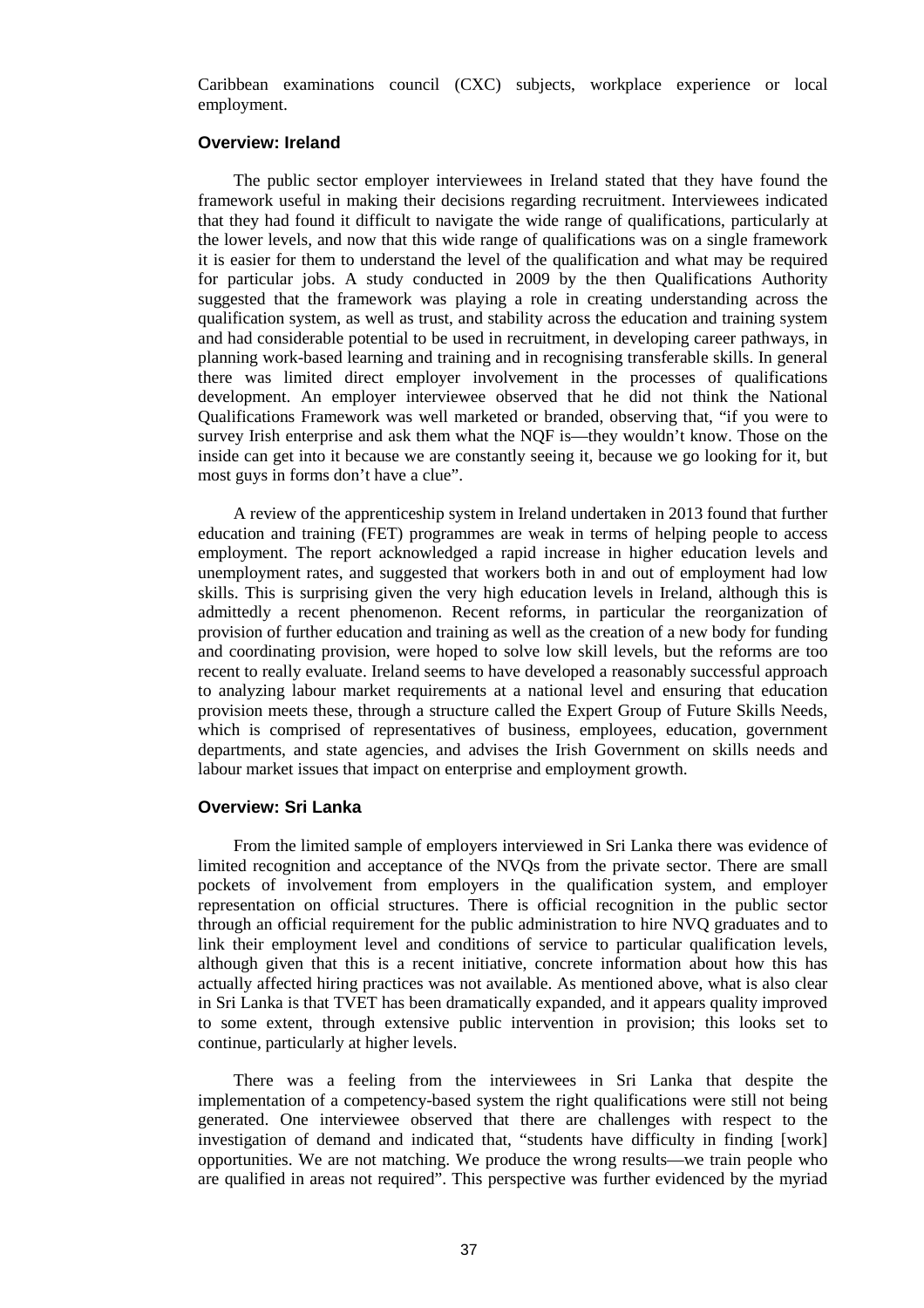Caribbean examinations council (CXC) subjects, workplace experience or local employment.

### Overview: Ireland

The public sector employer interviewees in Ireland stated that they have found the framework useful in making their decisions regarding recruitment. Interviewees indicated that they had found it difficult to navigate the wide range of qualifications, particularly at the lower levels, and now that this wide range of qualifications was on a single framework it is easier for them to understand the level of the qualification and what may be required for particular jobs. A study conducted in 2009 by the then Qualifications Authority suggested that the framework was playing a role in creating understanding across the qualification system, as well as trust, and stability across the education and training system and had considerable potential to be used in recruitment, in developing career pathways, in planning work-based learning and training and in recognising transferable skills. In general there was limited direct employer involvement in the processes of qualifications development. An employer interviewee observed that he did not think the National Qualifications Framework was well marketed or branded, observing that, "if you were to survey Irish enterprise and ask them what the NQF is—they wouldn't know. Those on the inside can get into it because we are constantly seeing it, because we go looking for it, but most guys in forms don't have a clue".

A review of the apprenticeship system in Ireland undertaken in 2013 found that further education and training (FET) programmes are weak in terms of helping people to access employment. The report acknowledged a rapid increase in higher education levels and unemployment rates, and suggested that workers both in and out of employment had low skills. This is surprising given the very high education levels in Ireland, although this is admittedly a recent phenomenon. Recent reforms, in particular the reorganization of provision of further education and training as well as the creation of a new body for funding and coordinating provision, were hoped to solve low skill levels, but the reforms are too recent to really evaluate. Ireland seems to have developed a reasonably successful approach to analyzing labour market requirements at a national level and ensuring that education provision meets these, through a structure called the Expert Group of Future Skills Needs, which is comprised of representatives of business, employees, education, government departments, and state agencies, and advises the Irish Government on skills needs and labour market issues that impact on enterprise and employment growth.

### Overview: Sri Lanka

From the limited sample of employers interviewed in Sri Lanka there was evidence of limited recognition and acceptance of the NVQs from the private sector. There are small pockets of involvement from employers in the qualification system, and employer representation on official structures. There is official recognition in the public sector through an official requirement for the public administration to hire NVQ graduates and to link their employment level and conditions of service to particular qualification levels, although given that this is a recent initiative, concrete information about how this has actually affected hiring practices was not available. As mentioned above, what is also clear in Sri Lanka is that TVET has been dramatically expanded, and it appears quality improved to some extent, through extensive public intervention in provision; this looks set to continue, particularly at higher levels.

There was a feeling from the interviewees in Sri Lanka that despite the implementation of a competency-based system the right qualifications were still not being generated. One interviewee observed that there are challenges with respect to the investigation of demand and indicated that, "students have difficulty in finding [work] opportunities. We are not matching. We produce the wrong results—we train people who are qualified in areas not required". This perspective was further evidenced by the myriad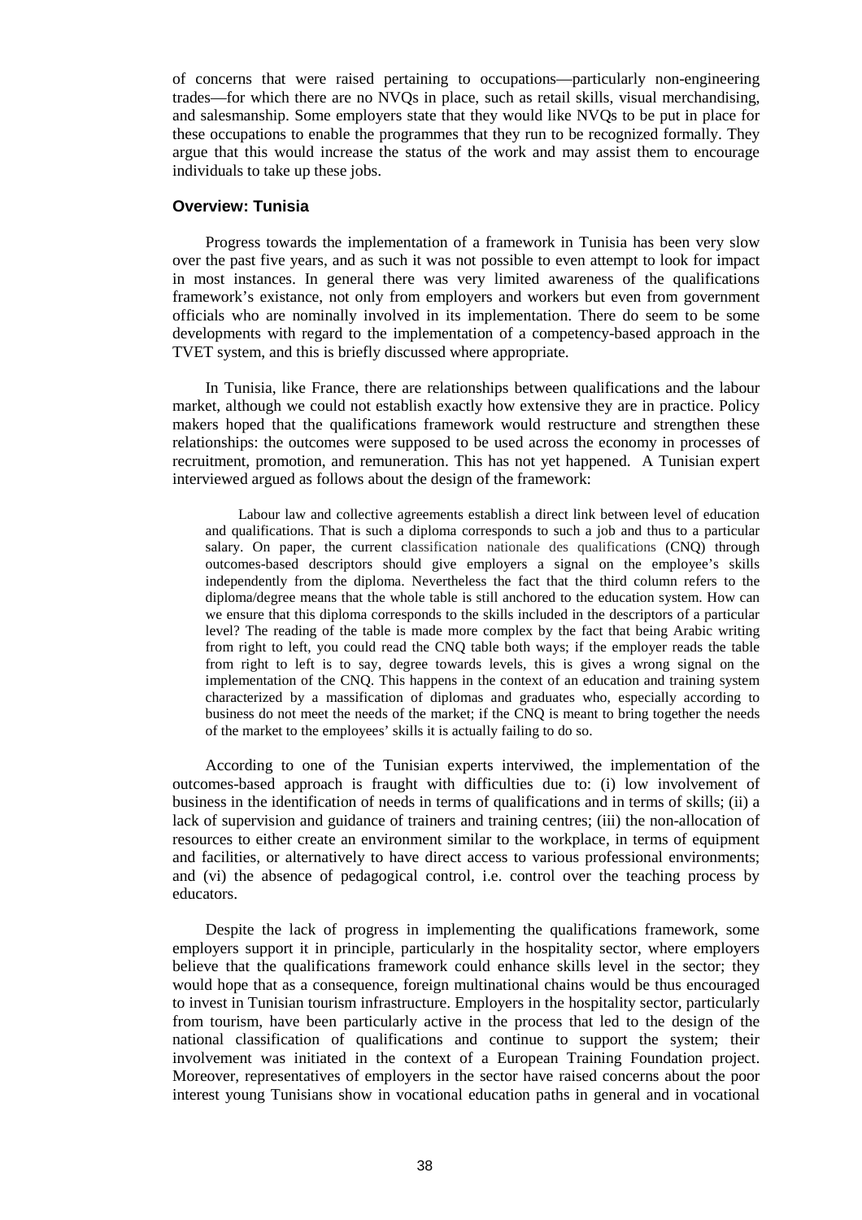of concerns that were raised pertaining to occupations—particularly non-engineering trades—for which there are no NVQs in place, such as retail skills, visual merchandising, and salesmanship. Some employers state that they would like NVQs to be put in place for these occupations to enable the programmes that they run to be recognized formally. They argue that this would increase the status of the work and may assist them to encourage individuals to take up these jobs.

### Overview: Tunisia

Progress towards the implementation of a framework in Tunisia has been very slow over the past five years, and as such it was not possible to even attempt to look for impact in most instances. In general there was very limited awareness of the qualifications framework's existance, not only from employers and workers but even from government officials who are nominally involved in its implementation. There do seem to be some developments with regard to the implementation of a competency-based approach in the TVET system, and this is briefly discussed where appropriate.

In Tunisia, like France, there are relationships between qualifications and the labour market, although we could not establish exactly how extensive they are in practice. Policy makers hoped that the qualifications framework would restructure and strengthen these relationships: the outcomes were supposed to be used across the economy in processes of recruitment, promotion, and remuneration. This has not yet happened. A Tunisian expert interviewed argued as follows about the design of the framework:

> Labour law and collective agreements establish a direct link between level of education and qualifications. That is such a diploma corresponds to such a job and thus to a particular salary. On paper, the current classification nationale des qualifications (CNQ) through outcomes-based descriptors should give employers a signal on the employee's skills independently from the diploma. Nevertheless the fact that the third column refers to the diploma/degree means that the whole table is still anchored to the education system. How can we ensure that this diploma corresponds to the skills included in the descriptors of a particular level? The reading of the table is made more complex by the fact that being Arabic writing from right to left, you could read the CNQ table both ways; if the employer reads the table from right to left is to say, degree towards levels, this is gives a wrong signal on the implementation of the CNQ. This happens in the context of an education and training system characterized by a massification of diplomas and graduates who, especially according to business do not meet the needs of the market; if the CNQ is meant to bring together the needs of the market to the employees' skills it is actually failing to do so.

According to one of the Tunisian experts intervіwed, the implementation of the outcomes-based approach is fraught with difficulties due to: (i) low involvement of business in the identification of needs in terms of qualifications and in terms of skills; (ii) a lack of supervision and guidance of trainers and training centres; (iii) the non-allocation of resources to either create an environment similar to the workplace, in terms of equipment and facilities, or alternatively to have direct access to various professional environments; and (vi) the absence of pedagogical control, i.e. control over the teaching process by educators.

Despite the lack of progress in implementing the qualifications framework, some employers support it in principle, particularly in the hospitality sector, where employers believe that the qualifications framework could enhance skills level in the sector; they would hope that as a consequence, foreign multinational chains would be thus encouraged to invest in Tunisian tourism infrastructure. Employers in the hospitality sector, particularly from tourism, have been particularly active in the process that led to the design of the national classification of qualifications and continue to support the system; their involvement was initiated in the context of a European Training Foundation project. Moreover, representatives of employers in the sector have raised concerns about the poor interest young Tunisians show in vocational education paths in general and in vocational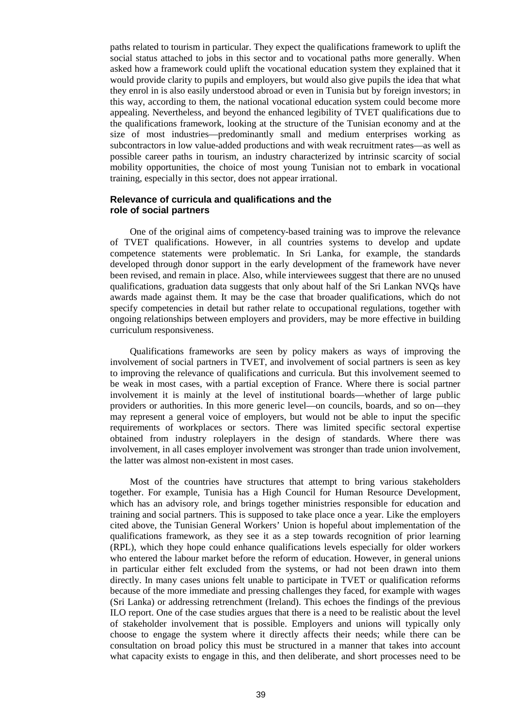paths related to tourism in particular. They expect the qualifications framework to uplift the social status attached to jobs in this sector and to vocational paths more generally. When asked how a framework could uplift the vocational education system they explained that it would provide clarity to pupils and employers, but would also give pupils the idea that what they enrol in is also easily understood abroad or even in Tunisia but by foreign investors; in this way, according to them, the national vocational education system could become more appealing. Nevertheless, and beyond the enhanced legibility of TVET qualifications due to the qualifications framework, looking at the structure of the Tunisian economy and at the size of most industries—predominantly small and medium enterprises working as subcontractors in low value-added productions and with weak recruitment rates—as well as possible career paths in tourism, an industry characterized by intrinsic scarcity of social mobility opportunities, the choice of most young Tunisian not to embark in vocational training, especially in this sector, does not appear irrational.

### Relevance of curricula and qualifications and the role of social partners

One of the original aims of competency-based training was to improve the relevance of TVET qualifications. However, in all countries systems to develop and update competence statements were problematic. In Sri Lanka, for example, the standards developed through donor support in the early development of the framework have never been revised, and remain in place. Also, while interviewees suggest that there are no unused qualifications, graduation data suggests that only about half of the Sri Lankan NVQs have awards made against them. It may be the case that broader qualifications, which do not specify competencies in detail but rather relate to occupational regulations, together with ongoing relationships between employers and providers, may be more effective in building curriculum responsiveness.

Qualifications frameworks are seen by policy makers as ways of improving the involvement of social partners in TVET, and involvement of social partners is seen as key to improving the relevance of qualifications and curricula. But this involvement seemed to be weak in most cases, with a partial exception of France. Where there is social partner involvement it is mainly at the level of institutional boards—whether of large public providers or authorities. In this more generic level—on councils, boards, and so on—they may represent a general voice of employers, but would not be able to input the specific requirements of workplaces or sectors. There was limited specific sectoral expertise obtained from industry roleplayers in the design of standards. Where there was involvement, in all cases employer involvement was stronger than trade union involvement, the latter was almost non-existent in most cases.

Most of the countries have structures that attempt to bring various stakeholders together. For example, Tunisia has a High Council for Human Resource Development, which has an advisory role, and brings together ministries responsible for education and training and social partners. This is supposed to take place once a year. Like the employers cited above, the Tunisian General Workers' Union is hopeful about implementation of the qualifications framework, as they see it as a step towards recognition of prior learning (RPL), which they hope could enhance qualifications levels especially for older workers who entered the labour market before the reform of education. However, in general unions in particular either felt excluded from the systems, or had not been drawn into them directly. In many cases unions felt unable to participate in TVET or qualification reforms because of the more immediate and pressing challenges they faced, for example with wages (Sri Lanka) or addressing retrenchment (Ireland). This echoes the findings of the previous ILO report. One of the case studies argues that there is a need to be realistic about the level of stakeholder involvement that is possible. Employers and unions will typically only choose to engage the system where it directly affects their needs; while there can be consultation on broad policy this must be structured in a manner that takes into account what capacity exists to engage in this, and then deliberate, and short processes need to be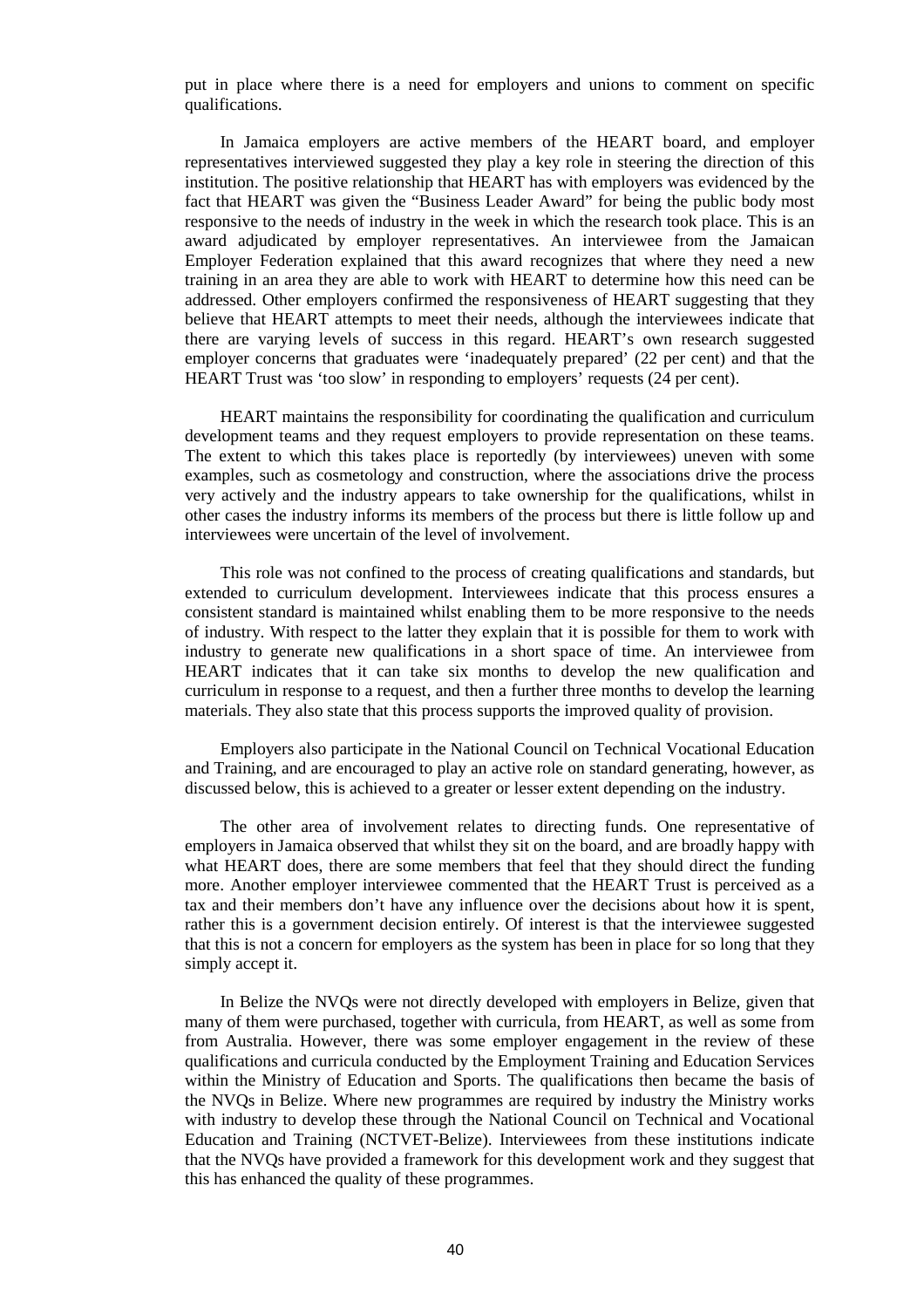put in place where there is a need for employers and unions to comment on specific qualifications.

In Jamaica employers are active members of the HEART board, and employer representatives interviewed suggested they play a key role in steering the direction of this institution. The positive relationship that HEART has with employers was evidenced by the fact that HEART was given the "Business Leader Award" for being the public body most responsive to the needs of industry in the week in which the research took place. This is an award adjudicated by employer representatives. An interviewee from the Jamaican Employer Federation explained that this award recognizes that where they need a new training in an area they are able to work with HEART to determine how this need can be addressed. Other employers confirmed the responsiveness of HEART suggesting that they believe that HEART attempts to meet their needs, although the interviewees indicate that there are varying levels of success in this regard. HEART's own research suggested employer concerns that graduates were 'inadequately prepared' (22 per cent) and that the HEART Trust was 'too slow' in responding to employers' requests (24 per cent).

HEART maintains the responsibility for coordinating the qualification and curriculum development teams and they request employers to provide representation on these teams. The extent to which this takes place is reportedly (by interviewees) uneven with some examples, such as cosmetology and construction, where the associations drive the process very actively and the industry appears to take ownership for the qualifications, whilst in other cases the industry informs its members of the process but there is little follow up and interviewees were uncertain of the level of involvement.

This role was not confined to the process of creating qualifications and standards, but extended to curriculum development. Interviewees indicate that this process ensures a consistent standard is maintained whilst enabling them to be more responsive to the needs of industry. With respect to the latter they explain that it is possible for them to work with industry to generate new qualifications in a short space of time. An interviewee from HEART indicates that it can take six months to develop the new qualification and curriculum in response to a request, and then a further three months to develop the learning materials. They also state that this process supports the improved quality of provision.

Employers also participate in the National Council on Technical Vocational Education and Training, and are encouraged to play an active role on standard generating, however, as discussed below, this is achieved to a greater or lesser extent depending on the industry.

The other area of involvement relates to directing funds. One representative of employers in Jamaica observed that whilst they sit on the board, and are broadly happy with what HEART does, there are some members that feel that they should direct the funding more. Another employer interviewee commented that the HEART Trust is perceived as a tax and their members don't have any influence over the decisions about how it is spent, rather this is a government decision entirely. Of interest is that the interviewee suggested that this is not a concern for employers as the system has been in place for so long that they simply accept it.

In Belize the NVQs were not directly developed with employers in Belize, given that many of them were purchased, together with curricula, from HEART, as well as some from from Australia. However, there was some employer engagement in the review of these qualifications and curricula conducted by the Employment Training and Education Services within the Ministry of Education and Sports. The qualifications then became the basis of the NVQs in Belize. Where new programmes are required by industry the Ministry works with industry to develop these through the National Council on Technical and Vocational Education and Training (NCTVET-Belize). Interviewees from these institutions indicate that the NVQs have provided a framework for this development work and they suggest that this has enhanced the quality of these programmes.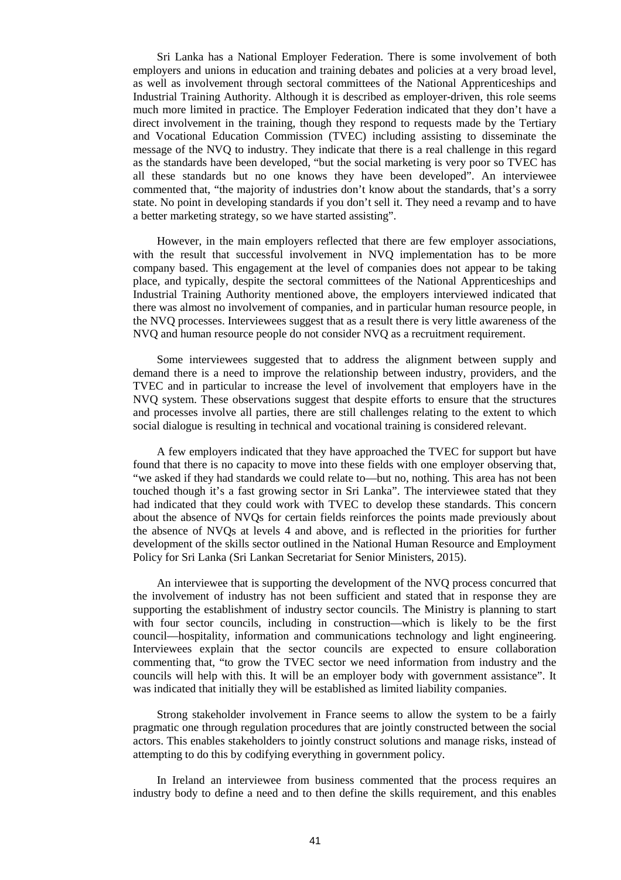Sri Lanka has a National Employer Federation. There is some involvement of both employers and unions in education and training debates and policies at a very broad level, as well as involvement through sectoral committees of the National Apprenticeships and Industrial Training Authority. Although it is described as employer-driven, this role seems much more limited in practice. The Employer Federation indicated that they don't have a direct involvement in the training, though they respond to requests made by the Tertiary and Vocational Education Commission (TVEC) including assisting to disseminate the message of the NVQ to industry. They indicate that there is a real challenge in this regard as the standards have been developed, "but the social marketing is very poor so TVEC has all these standards but no one knows they have been developed". An interviewee commented that, "the majority of industries don't know about the standards, that's a sorry state. No point in developing standards if you don't sell it. They need a revamp and to have a better marketing strategy, so we have started assisting".

However, in the main employers reflected that there are few employer associations, with the result that successful involvement in NVQ implementation has to be more company based. This engagement at the level of companies does not appear to be taking place, and typically, despite the sectoral committees of the National Apprenticeships and Industrial Training Authority mentioned above, the employers interviewed indicated that there was almost no involvement of companies, and in particular human resource people, in the NVQ processes. Interviewees suggest that as a result there is very little awareness of the NVQ and human resource people do not consider NVQ as a recruitment requirement.

Some interviewees suggested that to address the alignment between supply and demand there is a need to improve the relationship between industry, providers, and the TVEC and in particular to increase the level of involvement that employers have in the NVQ system. These observations suggest that despite efforts to ensure that the structures and processes involve all parties, there are still challenges relating to the extent to which social dialogue is resulting in technical and vocational training is considered relevant.

A few employers indicated that they have approached the TVEC for support but have found that there is no capacity to move into these fields with one employer observing that, "we asked if they had standards we could relate to—but no, nothing. This area has not been touched though it's a fast growing sector in Sri Lanka". The interviewee stated that they had indicated that they could work with TVEC to develop these standards. This concern about the absence of NVQs for certain fields reinforces the points made previously about the absence of NVQs at levels 4 and above, and is reflected in the priorities for further development of the skills sector outlined in the National Human Resource and Employment Policy for Sri Lanka (Sri Lankan Secretariat for Senior Ministers, 2015).

An interviewee that is supporting the development of the NVQ process concurred that the involvement of industry has not been sufficient and stated that in response they are supporting the establishment of industry sector councils. The Ministry is planning to start with four sector councils, including in construction—which is likely to be the first council—hospitality, information and communications technology and light engineering. Interviewees explain that the sector councils are expected to ensure collaboration commenting that, "to grow the TVEC sector we need information from industry and the councils will help with this. It will be an employer body with government assistance". It was indicated that initially they will be established as limited liability companies.

Strong stakeholder involvement in France seems to allow the system to be a fairly pragmatic one through regulation procedures that are jointly constructed between the social actors. This enables stakeholders to jointly construct solutions and manage risks, instead of attempting to do this by codifying everything in government policy.

In Ireland an interviewee from business commented that the process requires an industry body to define a need and to then define the skills requirement, and this enables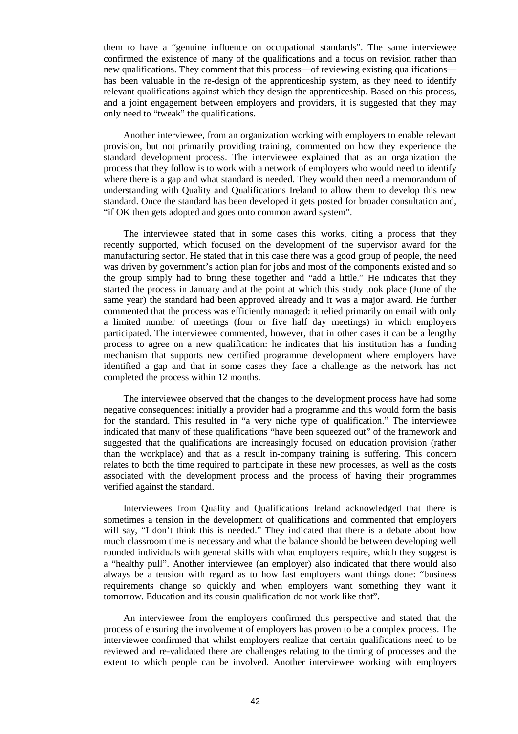them to have a "genuine influence on occupational standards". The same interviewee confirmed the existence of many of the qualifications and a focus on revision rather than new qualifications. They comment that this process—of reviewing existing qualifications—has been valuable in the re-design of the apprenticeship system, as they need to identify relevant qualifications against which they design the apprenticeship. Based on this process, and a joint engagement between employers and providers, it is suggested that they may only need to "tweak" the qualifications.

Another interviewee, from an organization working with employers to enable relevant provision, but not primarily providing training, commented on how they experience the standard development process. The interviewee explained that as an organization the process that they follow is to work with a network of employers who would need to identify where there is a gap and what standard is needed. They would then need a memorandum of understanding with Quality and Qualifications Ireland to allow them to develop this new standard. Once the standard has been developed it gets posted for broader consultation and, "if OK then gets adopted and goes onto common award system".

The interviewee stated that in some cases this works, citing a process that they recently supported, which focused on the development of the supervisor award for the manufacturing sector. He stated that in this case there was a good group of people, the need was driven by government's action plan for jobs and most of the components existed and so the group simply had to bring these together and "add a little." He indicates that they started the process in January and at the point at which this study took place (June of the same year) the standard had been approved already and it was a major award. He further commented that the process was efficiently managed: it relied primarily on email with only a limited number of meetings (four or five half day meetings) in which employers participated. The interviewee commented, however, that in other cases it can be a lengthy process to agree on a new qualification: he indicates that his institution has a funding mechanism that supports new certified programme development where employers have identified a gap and that in some cases they face a challenge as the network has not completed the process within 12 months.

The interviewee observed that the changes to the development process have had some negative consequences: initially a provider had a programme and this would form the basis for the standard. This resulted in "a very niche type of qualification." The interviewee indicated that many of these qualifications "have been squeezed out" of the framework and suggested that the qualifications are increasingly focused on education provision (rather than the workplace) and that as a result in-company training is suffering. This concern relates to both the time required to participate in these new processes, as well as the costs associated with the development process and the process of having their programmes verified against the standard.

Interviewees from Quality and Qualifications Ireland acknowledged that there is sometimes a tension in the development of qualifications and commented that employers will say, "I don't think this is needed." They indicated that there is a debate about how much classroom time is necessary and what the balance should be between developing well rounded individuals with general skills with what employers require, which they suggest is a "healthy pull". Another interviewee (an employer) also indicated that there would also always be a tension with regard as to how fast employers want things done: "business requirements change so quickly and when employers want something they want it tomorrow. Education and its cousin qualification do not work like that".

An interviewee from the employers confirmed this perspective and stated that the process of ensuring the involvement of employers has proven to be a complex process. The interviewee confirmed that whilst employers realize that certain qualifications need to be reviewed and re-validated there are challenges relating to the timing of processes and the extent to which people can be involved. Another interviewee working with employers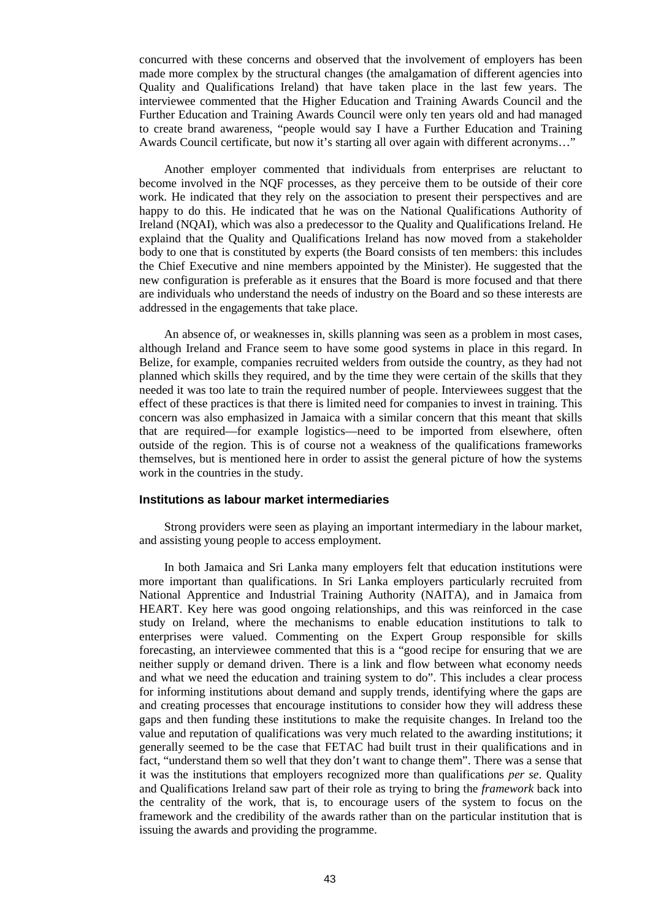concurred with these concerns and observed that the involvement of employers has been made more complex by the structural changes (the amalgamation of different agencies into Quality and Qualifications Ireland) that have taken place in the last few years. The interviewee commented that the Higher Education and Training Awards Council and the Further Education and Training Awards Council were only ten years old and had managed to create brand awareness, "people would say I have a Further Education and Training Awards Council certificate, but now it's starting all over again with different acronyms…"

Another employer commented that individuals from enterprises are reluctant to become involved in the NQF processes, as they perceive them to be outside of their core work. He indicated that they rely on the association to present their perspectives and are happy to do this. He indicated that he was on the National Qualifications Authority of Ireland (NQAI), which was also a predecessor to the Quality and Qualifications Ireland. He explaind that the Quality and Qualifications Ireland has now moved from a stakeholder body to one that is constituted by experts (the Board consists of ten members: this includes the Chief Executive and nine members appointed by the Minister). He suggested that the new configuration is preferable as it ensures that the Board is more focused and that there are individuals who understand the needs of industry on the Board and so these interests are addressed in the engagements that take place.

An absence of, or weaknesses in, skills planning was seen as a problem in most cases, although Ireland and France seem to have some good systems in place in this regard. In Belize, for example, companies recruited welders from outside the country, as they had not planned which skills they required, and by the time they were certain of the skills that they needed it was too late to train the required number of people. Interviewees suggest that the effect of these practices is that there is limited need for companies to invest in training. This concern was also emphasized in Jamaica with a similar concern that this meant that skills that are required—for example logistics—need to be imported from elsewhere, often outside of the region. This is of course not a weakness of the qualifications frameworks themselves, but is mentioned here in order to assist the general picture of how the systems work in the countries in the study.

### Institutions as labour market intermediaries

Strong providers were seen as playing an important intermediary in the labour market, and assisting young people to access employment.

In both Jamaica and Sri Lanka many employers felt that education institutions were more important than qualifications. In Sri Lanka employers particularly recruited from National Apprentice and Industrial Training Authority (NAITA), and in Jamaica from HEART. Key here was good ongoing relationships, and this was reinforced in the case study on Ireland, where the mechanisms to enable education institutions to talk to enterprises were valued. Commenting on the Expert Group responsible for skills forecasting, an interviewee commented that this is a "good recipe for ensuring that we are neither supply or demand driven. There is a link and flow between what economy needs and what we need the education and training system to do". This includes a clear process for informing institutions about demand and supply trends, identifying where the gaps are and creating processes that encourage institutions to consider how they will address these gaps and then funding these institutions to make the requisite changes. In Ireland too the value and reputation of qualifications was very much related to the awarding institutions; it generally seemed to be the case that FETAC had built trust in their qualifications and in fact, "understand them so well that they don't want to change them". There was a sense that it was the institutions that employers recognized more than qualifications *per se*. Quality and Qualifications Ireland saw part of their role as trying to bring the *framework* back into the centrality of the work, that is, to encourage users of the system to focus on the framework and the credibility of the awards rather than on the particular institution that is issuing the awards and providing the programme.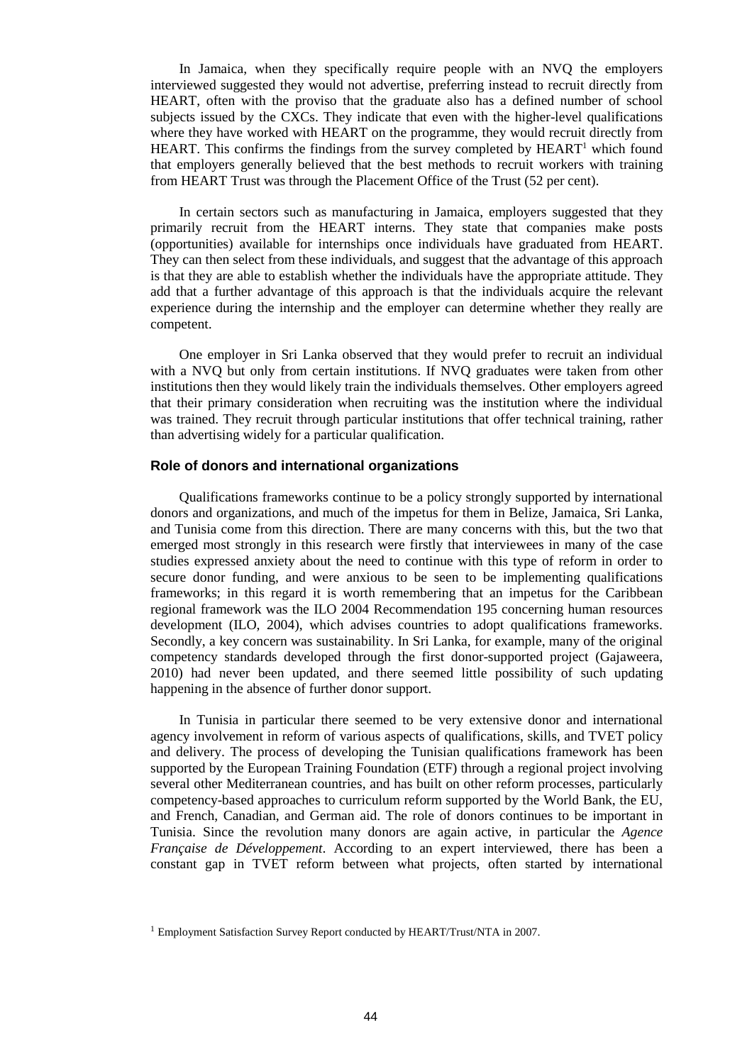In Jamaica, when they specifically require people with an NVQ the employers interviewed suggested they would not advertise, preferring instead to recruit directly from HEART, often with the proviso that the graduate also has a defined number of school subjects issued by the CXCs. They indicate that even with the higher-level qualifications where they have worked with HEART on the programme, they would recruit directly from HEART. This confirms the findings from the survey completed by HEART[1] which found that employers generally believed that the best methods to recruit workers with training from HEART Trust was through the Placement Office of the Trust (52 per cent).

In certain sectors such as manufacturing in Jamaica, employers suggested that they primarily recruit from the HEART interns. They state that companies make posts (opportunities) available for internships once individuals have graduated from HEART. They can then select from these individuals, and suggest that the advantage of this approach is that they are able to establish whether the individuals have the appropriate attitude. They add that a further advantage of this approach is that the individuals acquire the relevant experience during the internship and the employer can determine whether they really are competent.

One employer in Sri Lanka observed that they would prefer to recruit an individual with a NVQ but only from certain institutions. If NVQ graduates were taken from other institutions then they would likely train the individuals themselves. Other employers agreed that their primary consideration when recruiting was the institution where the individual was trained. They recruit through particular institutions that offer technical training, rather than advertising widely for a particular qualification.

### Role of donors and international organizations

Qualifications frameworks continue to be a policy strongly supported by international donors and organizations, and much of the impetus for them in Belize, Jamaica, Sri Lanka, and Tunisia come from this direction. There are many concerns with this, but the two that emerged most strongly in this research were firstly that interviewees in many of the case studies expressed anxiety about the need to continue with this type of reform in order to secure donor funding, and were anxious to be seen to be implementing qualifications frameworks; in this regard it is worth remembering that an impetus for the Caribbean regional framework was the ILO 2004 Recommendation 195 concerning human resources development (ILO, 2004), which advises countries to adopt qualifications frameworks. Secondly, a key concern was sustainability. In Sri Lanka, for example, many of the original competency standards developed through the first donor-supported project (Gajaweera, 2010) had never been updated, and there seemed little possibility of such updating happening in the absence of further donor support.

In Tunisia in particular there seemed to be very extensive donor and international agency involvement in reform of various aspects of qualifications, skills, and TVET policy and delivery. The process of developing the Tunisian qualifications framework has been supported by the European Training Foundation (ETF) through a regional project involving several other Mediterranean countries, and has built on other reform processes, particularly competency-based approaches to curriculum reform supported by the World Bank, the EU, and French, Canadian, and German aid. The role of donors continues to be important in Tunisia. Since the revolution many donors are again active, in particular the *Agence Française de Développement*. According to an expert interviewed, there has been a constant gap in TVET reform between what projects, often started by international

[1] Employment Satisfaction Survey Report conducted by HEART/Trust/NTA in 2007.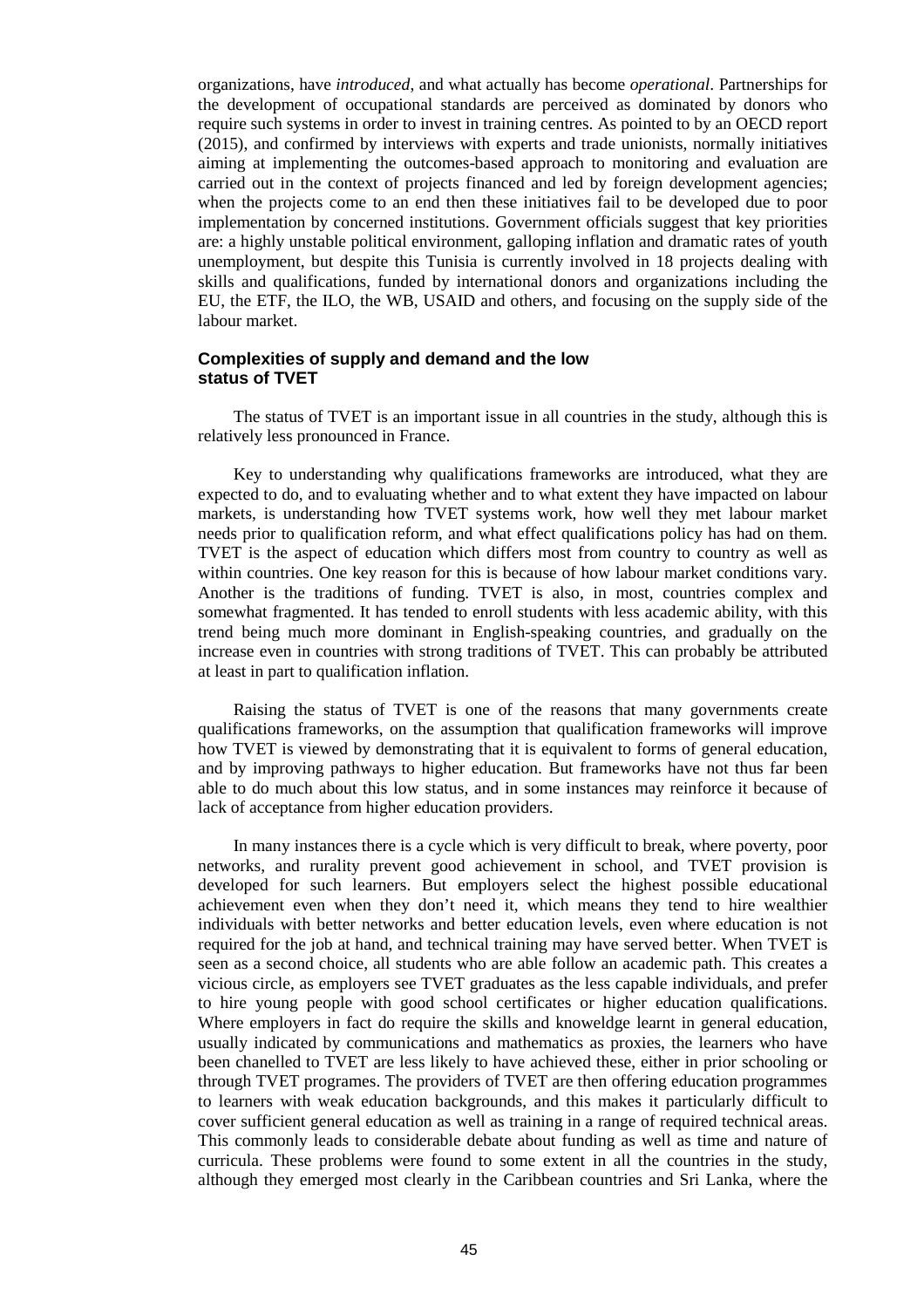organizations, have *introduced*, and what actually has become *operational*. Partnerships for the development of occupational standards are perceived as dominated by donors who require such systems in order to invest in training centres. As pointed to by an OECD report (2015), and confirmed by interviews with experts and trade unionists, normally initiatives aiming at implementing the outcomes-based approach to monitoring and evaluation are carried out in the context of projects financed and led by foreign development agencies; when the projects come to an end then these initiatives fail to be developed due to poor implementation by concerned institutions. Government officials suggest that key priorities are: a highly unstable political environment, galloping inflation and dramatic rates of youth unemployment, but despite this Tunisia is currently involved in 18 projects dealing with skills and qualifications, funded by international donors and organizations including the EU, the ETF, the ILO, the WB, USAID and others, and focusing on the supply side of the labour market.

### Complexities of supply and demand and the low status of TVET

The status of TVET is an important issue in all countries in the study, although this is relatively less pronounced in France.

Key to understanding why qualifications frameworks are introduced, what they are expected to do, and to evaluating whether and to what extent they have impacted on labour markets, is understanding how TVET systems work, how well they met labour market needs prior to qualification reform, and what effect qualifications policy has had on them. TVET is the aspect of education which differs most from country to country as well as within countries. One key reason for this is because of how labour market conditions vary. Another is the traditions of funding. TVET is also, in most, countries complex and somewhat fragmented. It has tended to enroll students with less academic ability, with this trend being much more dominant in English-speaking countries, and gradually on the increase even in countries with strong traditions of TVET. This can probably be attributed at least in part to qualification inflation.

Raising the status of TVET is one of the reasons that many governments create qualifications frameworks, on the assumption that qualification frameworks will improve how TVET is viewed by demonstrating that it is equivalent to forms of general education, and by improving pathways to higher education. But frameworks have not thus far been able to do much about this low status, and in some instances may reinforce it because of lack of acceptance from higher education providers.

In many instances there is a cycle which is very difficult to break, where poverty, poor networks, and rurality prevent good achievement in school, and TVET provision is developed for such learners. But employers select the highest possible educational achievement even when they don't need it, which means they tend to hire wealthier individuals with better networks and better education levels, even where education is not required for the job at hand, and technical training may have served better. When TVET is seen as a second choice, all students who are able follow an academic path. This creates a vicious circle, as employers see TVET graduates as the less capable individuals, and prefer to hire young people with good school certificates or higher education qualifications. Where employers in fact do require the skills and knoweldge learnt in general education, usually indicated by communications and mathematics as proxies, the learners who have been chanelled to TVET are less likely to have achieved these, either in prior schooling or through TVET programes. The providers of TVET are then offering education programmes to learners with weak education backgrounds, and this makes it particularly difficult to cover sufficient general education as well as training in a range of required technical areas. This commonly leads to considerable debate about funding as well as time and nature of curricula. These problems were found to some extent in all the countries in the study, although they emerged most clearly in the Caribbean countries and Sri Lanka, where the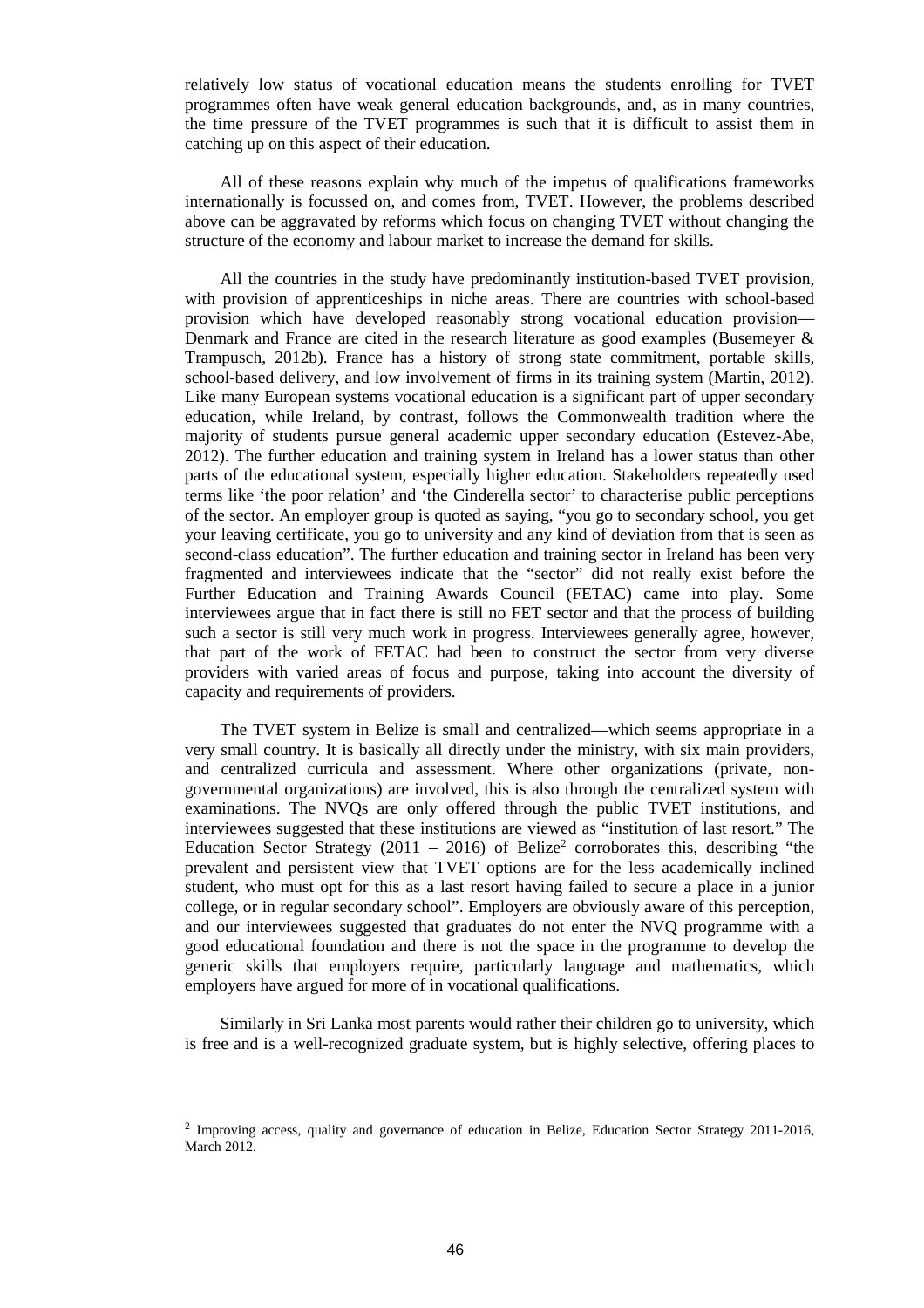relatively low status of vocational education means the students enrolling for TVET programmes often have weak general education backgrounds, and, as in many countries, the time pressure of the TVET programmes is such that it is difficult to assist them in catching up on this aspect of their education.

All of these reasons explain why much of the impetus of qualifications frameworks internationally is focussed on, and comes from, TVET. However, the problems described above can be aggravated by reforms which focus on changing TVET without changing the structure of the economy and labour market to increase the demand for skills.

All the countries in the study have predominantly institution-based TVET provision, with provision of apprenticeships in niche areas. There are countries with school-based provision which have developed reasonably strong vocational education provision—Denmark and France are cited in the research literature as good examples (Busemeyer & Trampusch, 2012b). France has a history of strong state commitment, portable skills, school-based delivery, and low involvement of firms in its training system (Martin, 2012). Like many European systems vocational education is a significant part of upper secondary education, while Ireland, by contrast, follows the Commonwealth tradition where the majority of students pursue general academic upper secondary education (Estevez-Abe, 2012). The further education and training system in Ireland has a lower status than other parts of the educational system, especially higher education. Stakeholders repeatedly used terms like 'the poor relation' and 'the Cinderella sector' to characterise public perceptions of the sector. An employer group is quoted as saying, "you go to secondary school, you get your leaving certificate, you go to university and any kind of deviation from that is seen as second-class education". The further education and training sector in Ireland has been very fragmented and interviewees indicate that the "sector" did not really exist before the Further Education and Training Awards Council (FETAC) came into play. Some interviewees argue that in fact there is still no FET sector and that the process of building such a sector is still very much work in progress. Interviewees generally agree, however, that part of the work of FETAC had been to construct the sector from very diverse providers with varied areas of focus and purpose, taking into account the diversity of capacity and requirements of providers.

The TVET system in Belize is small and centralized—which seems appropriate in a very small country. It is basically all directly under the ministry, with six main providers, and centralized curricula and assessment. Where other organizations (private, non-governmental organizations) are involved, this is also through the centralized system with examinations. The NVQs are only offered through the public TVET institutions, and interviewees suggested that these institutions are viewed as "institution of last resort." The Education Sector Strategy (2011 – 2016) of Belize[2] corroborates this, describing "the prevalent and persistent view that TVET options are for the less academically inclined student, who must opt for this as a last resort having failed to secure a place in a junior college, or in regular secondary school". Employers are obviously aware of this perception, and our interviewees suggested that graduates do not enter the NVQ programme with a good educational foundation and there is not the space in the programme to develop the generic skills that employers require, particularly language and mathematics, which employers have argued for more of in vocational qualifications.

Similarly in Sri Lanka most parents would rather their children go to university, which is free and is a well-recognized graduate system, but is highly selective, offering places to

[2] Improving access, quality and governance of education in Belize, Education Sector Strategy 2011-2016, March 2012.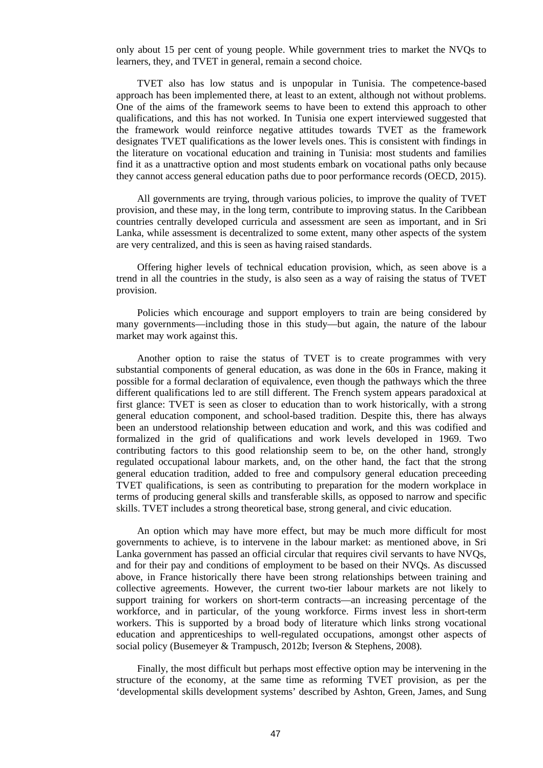only about 15 per cent of young people. While government tries to market the NVQs to learners, they, and TVET in general, remain a second choice.

TVET also has low status and is unpopular in Tunisia. The competence-based approach has been implemented there, at least to an extent, although not without problems. One of the aims of the framework seems to have been to extend this approach to other qualifications, and this has not worked. In Tunisia one expert interviewed suggested that the framework would reinforce negative attitudes towards TVET as the framework designates TVET qualifications as the lower levels ones. This is consistent with findings in the literature on vocational education and training in Tunisia: most students and families find it as a unattractive option and most students embark on vocational paths only because they cannot access general education paths due to poor performance records (OECD, 2015).

All governments are trying, through various policies, to improve the quality of TVET provision, and these may, in the long term, contribute to improving status. In the Caribbean countries centrally developed curricula and assessment are seen as important, and in Sri Lanka, while assessment is decentralized to some extent, many other aspects of the system are very centralized, and this is seen as having raised standards.

Offering higher levels of technical education provision, which, as seen above is a trend in all the countries in the study, is also seen as a way of raising the status of TVET provision.

Policies which encourage and support employers to train are being considered by many governments—including those in this study—but again, the nature of the labour market may work against this.

Another option to raise the status of TVET is to create programmes with very substantial components of general education, as was done in the 60s in France, making it possible for a formal declaration of equivalence, even though the pathways which the three different qualifications led to are still different. The French system appears paradoxical at first glance: TVET is seen as closer to education than to work historically, with a strong general education component, and school-based tradition. Despite this, there has always been an understood relationship between education and work, and this was codified and formalized in the grid of qualifications and work levels developed in 1969. Two contributing factors to this good relationship seem to be, on the other hand, strongly regulated occupational labour markets, and, on the other hand, the fact that the strong general education tradition, added to free and compulsory general education preceeding TVET qualifications, is seen as contributing to preparation for the modern workplace in terms of producing general skills and transferable skills, as opposed to narrow and specific skills. TVET includes a strong theoretical base, strong general, and civic education.

An option which may have more effect, but may be much more difficult for most governments to achieve, is to intervene in the labour market: as mentioned above, in Sri Lanka government has passed an official circular that requires civil servants to have NVQs, and for their pay and conditions of employment to be based on their NVQs. As discussed above, in France historically there have been strong relationships between training and collective agreements. However, the current two-tier labour markets are not likely to support training for workers on short-term contracts—an increasing percentage of the workforce, and in particular, of the young workforce. Firms invest less in short-term workers. This is supported by a broad body of literature which links strong vocational education and apprenticeships to well-regulated occupations, amongst other aspects of social policy (Busemeyer & Trampusch, 2012b; Iverson & Stephens, 2008).

Finally, the most difficult but perhaps most effective option may be intervening in the structure of the economy, at the same time as reforming TVET provision, as per the 'developmental skills development systems' described by Ashton, Green, James, and Sung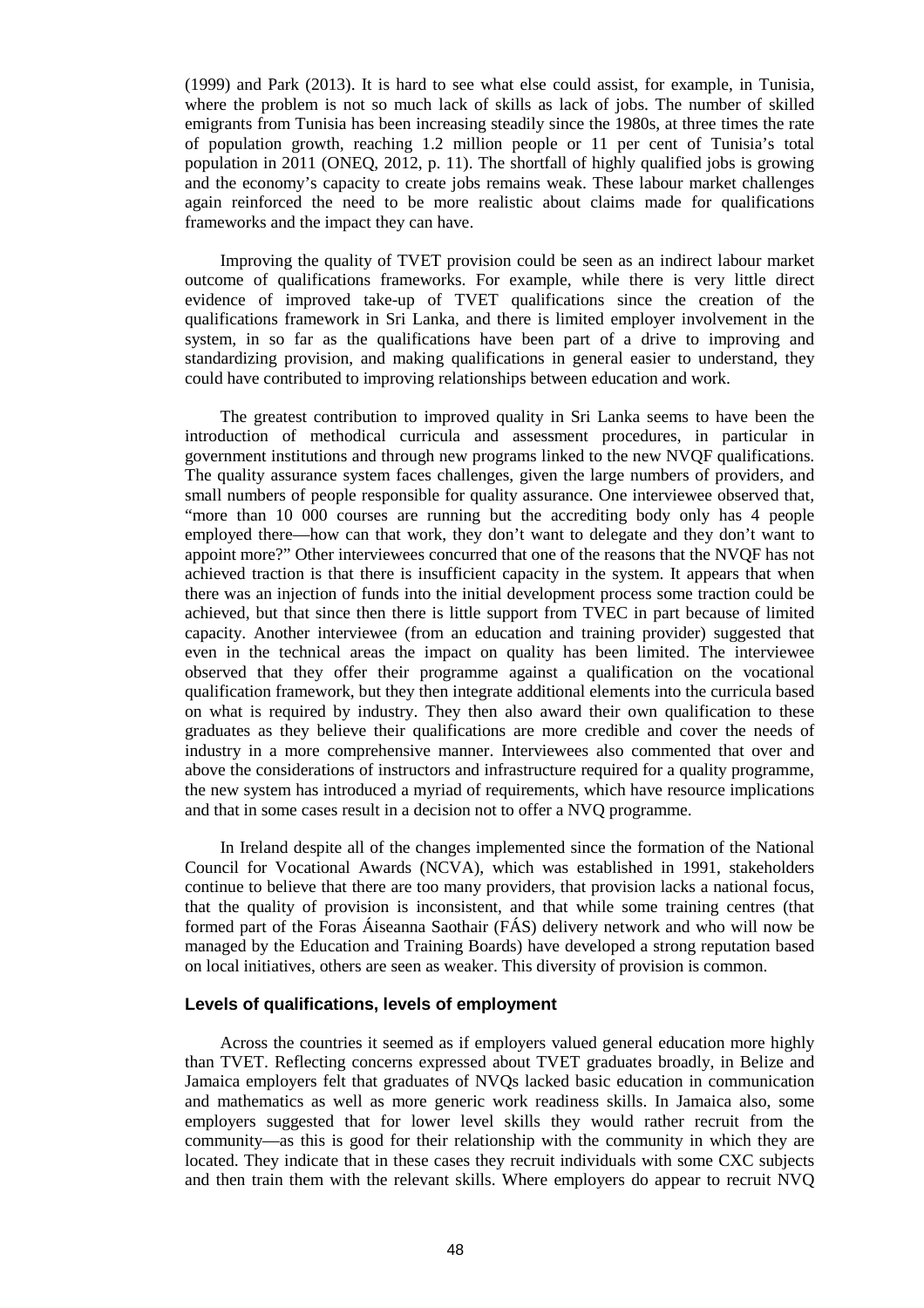(1999) and Park (2013). It is hard to see what else could assist, for example, in Tunisia, where the problem is not so much lack of skills as lack of jobs. The number of skilled emigrants from Tunisia has been increasing steadily since the 1980s, at three times the rate of population growth, reaching 1.2 million people or 11 per cent of Tunisia's total population in 2011 (ONEQ, 2012, p. 11). The shortfall of highly qualified jobs is growing and the economy's capacity to create jobs remains weak. These labour market challenges again reinforced the need to be more realistic about claims made for qualifications frameworks and the impact they can have.

Improving the quality of TVET provision could be seen as an indirect labour market outcome of qualifications frameworks. For example, while there is very little direct evidence of improved take-up of TVET qualifications since the creation of the qualifications framework in Sri Lanka, and there is limited employer involvement in the system, in so far as the qualifications have been part of a drive to improving and standardizing provision, and making qualifications in general easier to understand, they could have contributed to improving relationships between education and work.

The greatest contribution to improved quality in Sri Lanka seems to have been the introduction of methodical curricula and assessment procedures, in particular in government institutions and through new programs linked to the new NVQF qualifications. The quality assurance system faces challenges, given the large numbers of providers, and small numbers of people responsible for quality assurance. One interviewee observed that, "more than 10 000 courses are running but the accrediting body only has 4 people employed there—how can that work, they don't want to delegate and they don't want to appoint more?" Other interviewees concurred that one of the reasons that the NVQF has not achieved traction is that there is insufficient capacity in the system. It appears that when there was an injection of funds into the initial development process some traction could be achieved, but that since then there is little support from TVEC in part because of limited capacity. Another interviewee (from an education and training provider) suggested that even in the technical areas the impact on quality has been limited. The interviewee observed that they offer their programme against a qualification on the vocational qualification framework, but they then integrate additional elements into the curricula based on what is required by industry. They then also award their own qualification to these graduates as they believe their qualifications are more credible and cover the needs of industry in a more comprehensive manner. Interviewees also commented that over and above the considerations of instructors and infrastructure required for a quality programme, the new system has introduced a myriad of requirements, which have resource implications and that in some cases result in a decision not to offer a NVQ programme.

In Ireland despite all of the changes implemented since the formation of the National Council for Vocational Awards (NCVA), which was established in 1991, stakeholders continue to believe that there are too many providers, that provision lacks a national focus, that the quality of provision is inconsistent, and that while some training centres (that formed part of the Foras Áiseanna Saothair (FÁS) delivery network and who will now be managed by the Education and Training Boards) have developed a strong reputation based on local initiatives, others are seen as weaker. This diversity of provision is common.

### Levels of qualifications, levels of employment

Across the countries it seemed as if employers valued general education more highly than TVET. Reflecting concerns expressed about TVET graduates broadly, in Belize and Jamaica employers felt that graduates of NVQs lacked basic education in communication and mathematics as well as more generic work readiness skills. In Jamaica also, some employers suggested that for lower level skills they would rather recruit from the community—as this is good for their relationship with the community in which they are located. They indicate that in these cases they recruit individuals with some CXC subjects and then train them with the relevant skills. Where employers do appear to recruit NVQ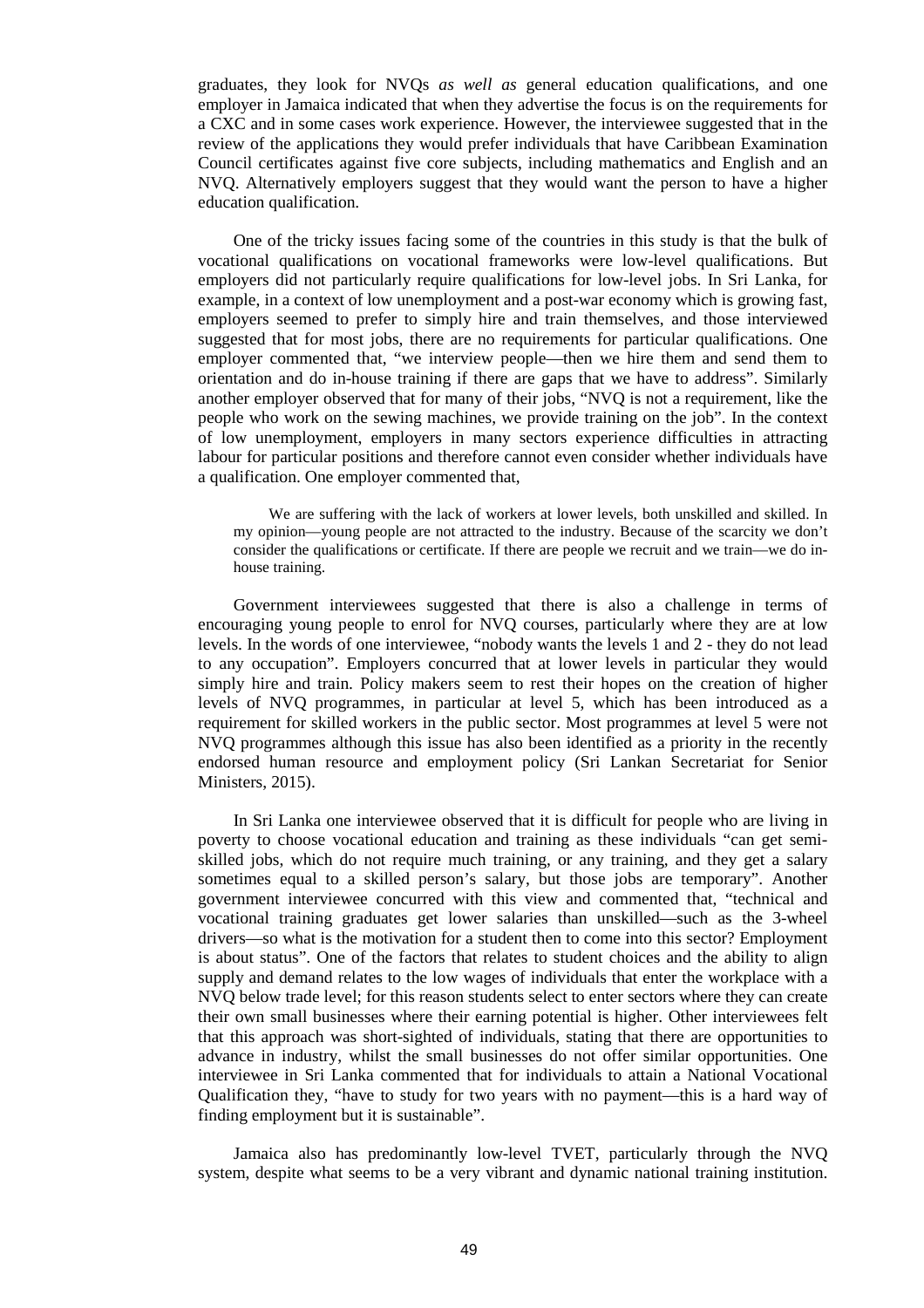graduates, they look for NVQs *as well as* general education qualifications, and one employer in Jamaica indicated that when they advertise the focus is on the requirements for a CXC and in some cases work experience. However, the interviewee suggested that in the review of the applications they would prefer individuals that have Caribbean Examination Council certificates against five core subjects, including mathematics and English and an NVQ. Alternatively employers suggest that they would want the person to have a higher education qualification.

One of the tricky issues facing some of the countries in this study is that the bulk of vocational qualifications on vocational frameworks were low-level qualifications. But employers did not particularly require qualifications for low-level jobs. In Sri Lanka, for example, in a context of low unemployment and a post-war economy which is growing fast, employers seemed to prefer to simply hire and train themselves, and those interviewed suggested that for most jobs, there are no requirements for particular qualifications. One employer commented that, "we interview people—then we hire them and send them to orientation and do in-house training if there are gaps that we have to address". Similarly another employer observed that for many of their jobs, "NVQ is not a requirement, like the people who work on the sewing machines, we provide training on the job". In the context of low unemployment, employers in many sectors experience difficulties in attracting labour for particular positions and therefore cannot even consider whether individuals have a qualification. One employer commented that,

> We are suffering with the lack of workers at lower levels, both unskilled and skilled. In my opinion—young people are not attracted to the industry. Because of the scarcity we don't consider the qualifications or certificate. If there are people we recruit and we train—we do in-house training.

Government interviewees suggested that there is also a challenge in terms of encouraging young people to enrol for NVQ courses, particularly where they are at low levels. In the words of one interviewee, "nobody wants the levels 1 and 2 - they do not lead to any occupation". Employers concurred that at lower levels in particular they would simply hire and train. Policy makers seem to rest their hopes on the creation of higher levels of NVQ programmes, in particular at level 5, which has been introduced as a requirement for skilled workers in the public sector. Most programmes at level 5 were not NVQ programmes although this issue has also been identified as a priority in the recently endorsed human resource and employment policy (Sri Lankan Secretariat for Senior Ministers, 2015).

In Sri Lanka one interviewee observed that it is difficult for people who are living in poverty to choose vocational education and training as these individuals "can get semi-skilled jobs, which do not require much training, or any training, and they get a salary sometimes equal to a skilled person's salary, but those jobs are temporary". Another government interviewee concurred with this view and commented that, "technical and vocational training graduates get lower salaries than unskilled—such as the 3-wheel drivers—so what is the motivation for a student then to come into this sector? Employment is about status". One of the factors that relates to student choices and the ability to align supply and demand relates to the low wages of individuals that enter the workplace with a NVQ below trade level; for this reason students select to enter sectors where they can create their own small businesses where their earning potential is higher. Other interviewees felt that this approach was short-sighted of individuals, stating that there are opportunities to advance in industry, whilst the small businesses do not offer similar opportunities. One interviewee in Sri Lanka commented that for individuals to attain a National Vocational Qualification they, "have to study for two years with no payment—this is a hard way of finding employment but it is sustainable".

Jamaica also has predominantly low-level TVET, particularly through the NVQ system, despite what seems to be a very vibrant and dynamic national training institution.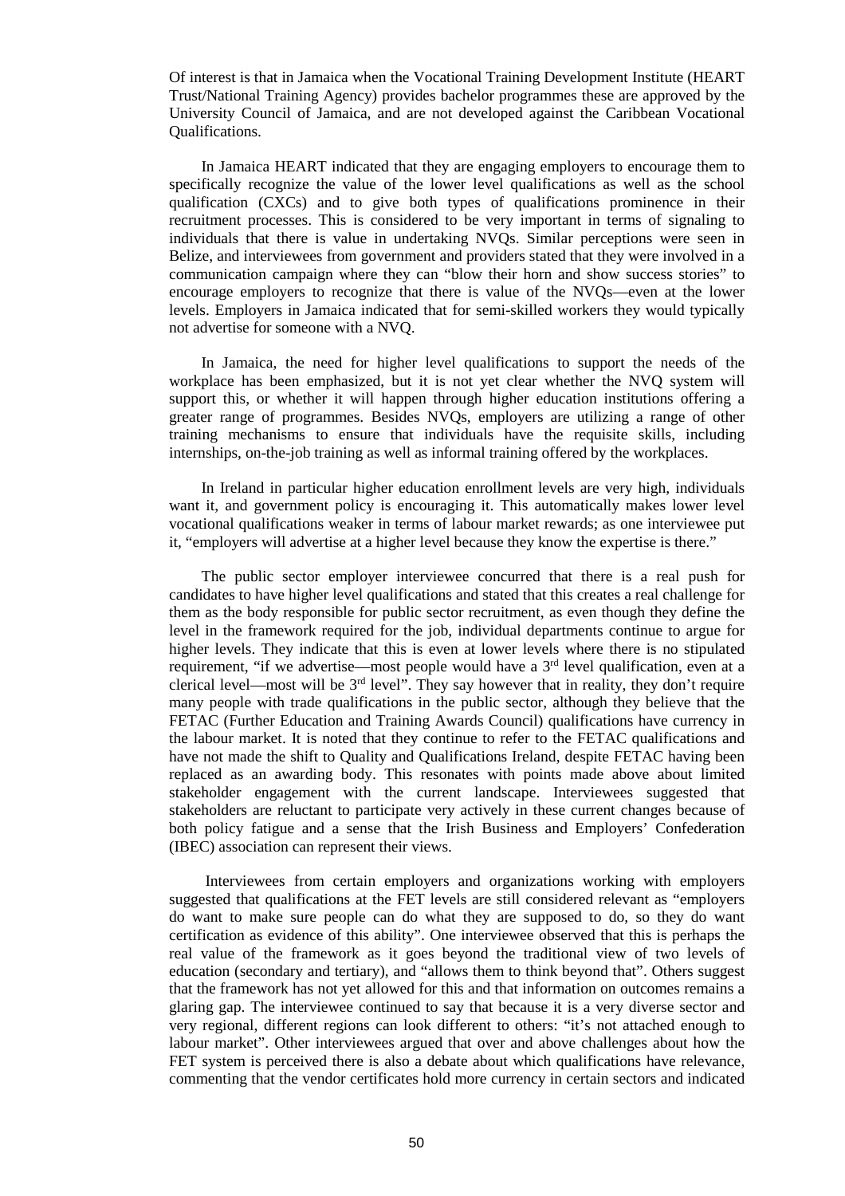Of interest is that in Jamaica when the Vocational Training Development Institute (HEART Trust/National Training Agency) provides bachelor programmes these are approved by the University Council of Jamaica, and are not developed against the Caribbean Vocational Qualifications.

In Jamaica HEART indicated that they are engaging employers to encourage them to specifically recognize the value of the lower level qualifications as well as the school qualification (CXCs) and to give both types of qualifications prominence in their recruitment processes. This is considered to be very important in terms of signaling to individuals that there is value in undertaking NVQs. Similar perceptions were seen in Belize, and interviewees from government and providers stated that they were involved in a communication campaign where they can "blow their horn and show success stories" to encourage employers to recognize that there is value of the NVQs—even at the lower levels. Employers in Jamaica indicated that for semi-skilled workers they would typically not advertise for someone with a NVQ.

In Jamaica, the need for higher level qualifications to support the needs of the workplace has been emphasized, but it is not yet clear whether the NVQ system will support this, or whether it will happen through higher education institutions offering a greater range of programmes. Besides NVQs, employers are utilizing a range of other training mechanisms to ensure that individuals have the requisite skills, including internships, on-the-job training as well as informal training offered by the workplaces.

In Ireland in particular higher education enrollment levels are very high, individuals want it, and government policy is encouraging it. This automatically makes lower level vocational qualifications weaker in terms of labour market rewards; as one interviewee put it, "employers will advertise at a higher level because they know the expertise is there."

The public sector employer interviewee concurred that there is a real push for candidates to have higher level qualifications and stated that this creates a real challenge for them as the body responsible for public sector recruitment, as even though they define the level in the framework required for the job, individual departments continue to argue for higher levels. They indicate that this is even at lower levels where there is no stipulated requirement, "if we advertise—most people would have a 3rd level qualification, even at a clerical level—most will be 3rd level". They say however that in reality, they don't require many people with trade qualifications in the public sector, although they believe that the FETAC (Further Education and Training Awards Council) qualifications have currency in the labour market. It is noted that they continue to refer to the FETAC qualifications and have not made the shift to Quality and Qualifications Ireland, despite FETAC having been replaced as an awarding body. This resonates with points made above about limited stakeholder engagement with the current landscape. Interviewees suggested that stakeholders are reluctant to participate very actively in these current changes because of both policy fatigue and a sense that the Irish Business and Employers' Confederation (IBEC) association can represent their views.

Interviewees from certain employers and organizations working with employers suggested that qualifications at the FET levels are still considered relevant as "employers do want to make sure people can do what they are supposed to do, so they do want certification as evidence of this ability". One interviewee observed that this is perhaps the real value of the framework as it goes beyond the traditional view of two levels of education (secondary and tertiary), and "allows them to think beyond that". Others suggest that the framework has not yet allowed for this and that information on outcomes remains a glaring gap. The interviewee continued to say that because it is a very diverse sector and very regional, different regions can look different to others: "it's not attached enough to labour market". Other interviewees argued that over and above challenges about how the FET system is perceived there is also a debate about which qualifications have relevance, commenting that the vendor certificates hold more currency in certain sectors and indicated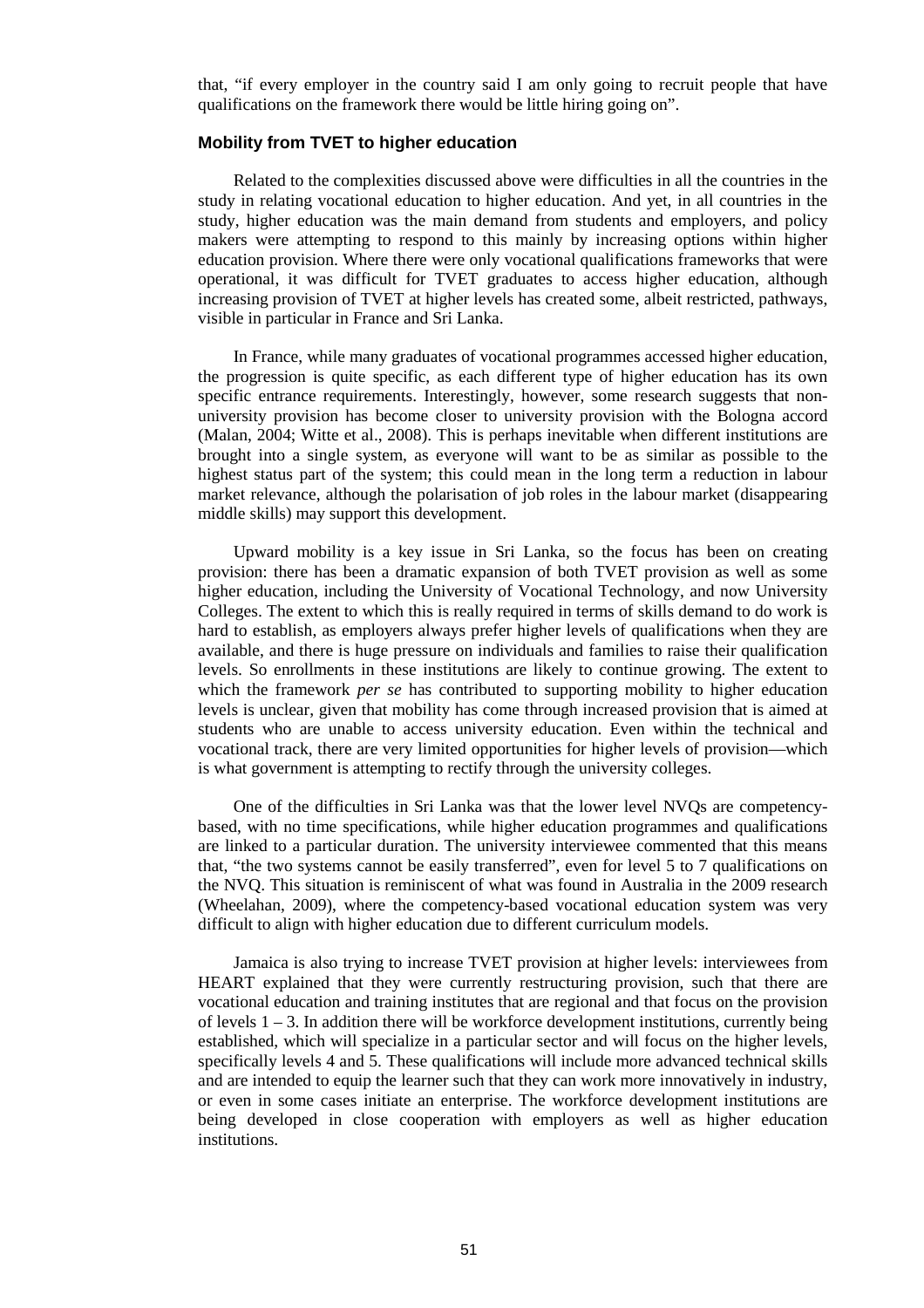that, "if every employer in the country said I am only going to recruit people that have qualifications on the framework there would be little hiring going on".

### Mobility from TVET to higher education

Related to the complexities discussed above were difficulties in all the countries in the study in relating vocational education to higher education. And yet, in all countries in the study, higher education was the main demand from students and employers, and policy makers were attempting to respond to this mainly by increasing options within higher education provision. Where there were only vocational qualifications frameworks that were operational, it was difficult for TVET graduates to access higher education, although increasing provision of TVET at higher levels has created some, albeit restricted, pathways, visible in particular in France and Sri Lanka.

In France, while many graduates of vocational programmes accessed higher education, the progression is quite specific, as each different type of higher education has its own specific entrance requirements. Interestingly, however, some research suggests that non-university provision has become closer to university provision with the Bologna accord (Malan, 2004; Witte et al., 2008). This is perhaps inevitable when different institutions are brought into a single system, as everyone will want to be as similar as possible to the highest status part of the system; this could mean in the long term a reduction in labour market relevance, although the polarisation of job roles in the labour market (disappearing middle skills) may support this development.

Upward mobility is a key issue in Sri Lanka, so the focus has been on creating provision: there has been a dramatic expansion of both TVET provision as well as some higher education, including the University of Vocational Technology, and now University Colleges. The extent to which this is really required in terms of skills demand to do work is hard to establish, as employers always prefer higher levels of qualifications when they are available, and there is huge pressure on individuals and families to raise their qualification levels. So enrollments in these institutions are likely to continue growing. The extent to which the framework *per se* has contributed to supporting mobility to higher education levels is unclear, given that mobility has come through increased provision that is aimed at students who are unable to access university education. Even within the technical and vocational track, there are very limited opportunities for higher levels of provision—which is what government is attempting to rectify through the university colleges.

One of the difficulties in Sri Lanka was that the lower level NVQs are competency-based, with no time specifications, while higher education programmes and qualifications are linked to a particular duration. The university interviewee commented that this means that, "the two systems cannot be easily transferred", even for level 5 to 7 qualifications on the NVQ. This situation is reminiscent of what was found in Australia in the 2009 research (Wheelahan, 2009), where the competency-based vocational education system was very difficult to align with higher education due to different curriculum models.

Jamaica is also trying to increase TVET provision at higher levels: interviewees from HEART explained that they were currently restructuring provision, such that there are vocational education and training institutes that are regional and that focus on the provision of levels 1 – 3. In addition there will be workforce development institutions, currently being established, which will specialize in a particular sector and will focus on the higher levels, specifically levels 4 and 5. These qualifications will include more advanced technical skills and are intended to equip the learner such that they can work more innovatively in industry, or even in some cases initiate an enterprise. The workforce development institutions are being developed in close cooperation with employers as well as higher education institutions.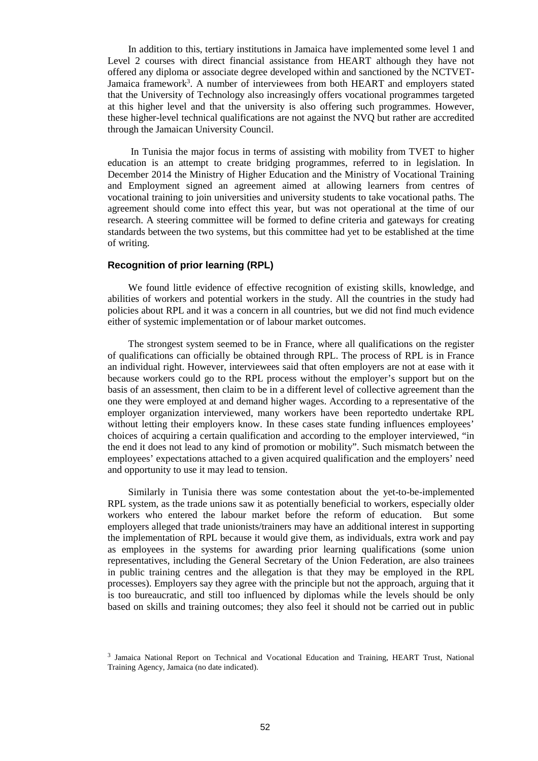In addition to this, tertiary institutions in Jamaica have implemented some level 1 and Level 2 courses with direct financial assistance from HEART although they have not offered any diploma or associate degree developed within and sanctioned by the NCTVET-Jamaica framework[3]. A number of interviewees from both HEART and employers stated that the University of Technology also increasingly offers vocational programmes targeted at this higher level and that the university is also offering such programmes. However, these higher-level technical qualifications are not against the NVQ but rather are accredited through the Jamaican University Council.

In Tunisia the major focus in terms of assisting with mobility from TVET to higher education is an attempt to create bridging programmes, referred to in legislation. In December 2014 the Ministry of Higher Education and the Ministry of Vocational Training and Employment signed an agreement aimed at allowing learners from centres of vocational training to join universities and university students to take vocational paths. The agreement should come into effect this year, but was not operational at the time of our research. A steering committee will be formed to define criteria and gateways for creating standards between the two systems, but this committee had yet to be established at the time of writing.

### Recognition of prior learning (RPL)

We found little evidence of effective recognition of existing skills, knowledge, and abilities of workers and potential workers in the study. All the countries in the study had policies about RPL and it was a concern in all countries, but we did not find much evidence either of systemic implementation or of labour market outcomes.

The strongest system seemed to be in France, where all qualifications on the register of qualifications can officially be obtained through RPL. The process of RPL is in France an individual right. However, interviewees said that often employers are not at ease with it because workers could go to the RPL process without the employer's support but on the basis of an assessment, then claim to be in a different level of collective agreement than the one they were employed at and demand higher wages. According to a representative of the employer organization interviewed, many workers have been reportedto undertake RPL without letting their employers know. In these cases state funding influences employees' choices of acquiring a certain qualification and according to the employer interviewed, "in the end it does not lead to any kind of promotion or mobility". Such mismatch between the employees' expectations attached to a given acquired qualification and the employers' need and opportunity to use it may lead to tension.

Similarly in Tunisia there was some contestation about the yet-to-be-implemented RPL system, as the trade unions saw it as potentially beneficial to workers, especially older workers who entered the labour market before the reform of education. But some employers alleged that trade unionists/trainers may have an additional interest in supporting the implementation of RPL because it would give them, as individuals, extra work and pay as employees in the systems for awarding prior learning qualifications (some union representatives, including the General Secretary of the Union Federation, are also trainees in public training centres and the allegation is that they may be employed in the RPL processes). Employers say they agree with the principle but not the approach, arguing that it is too bureaucratic, and still too influenced by diplomas while the levels should be only based on skills and training outcomes; they also feel it should not be carried out in public

[3] Jamaica National Report on Technical and Vocational Education and Training, HEART Trust, National Training Agency, Jamaica (no date indicated).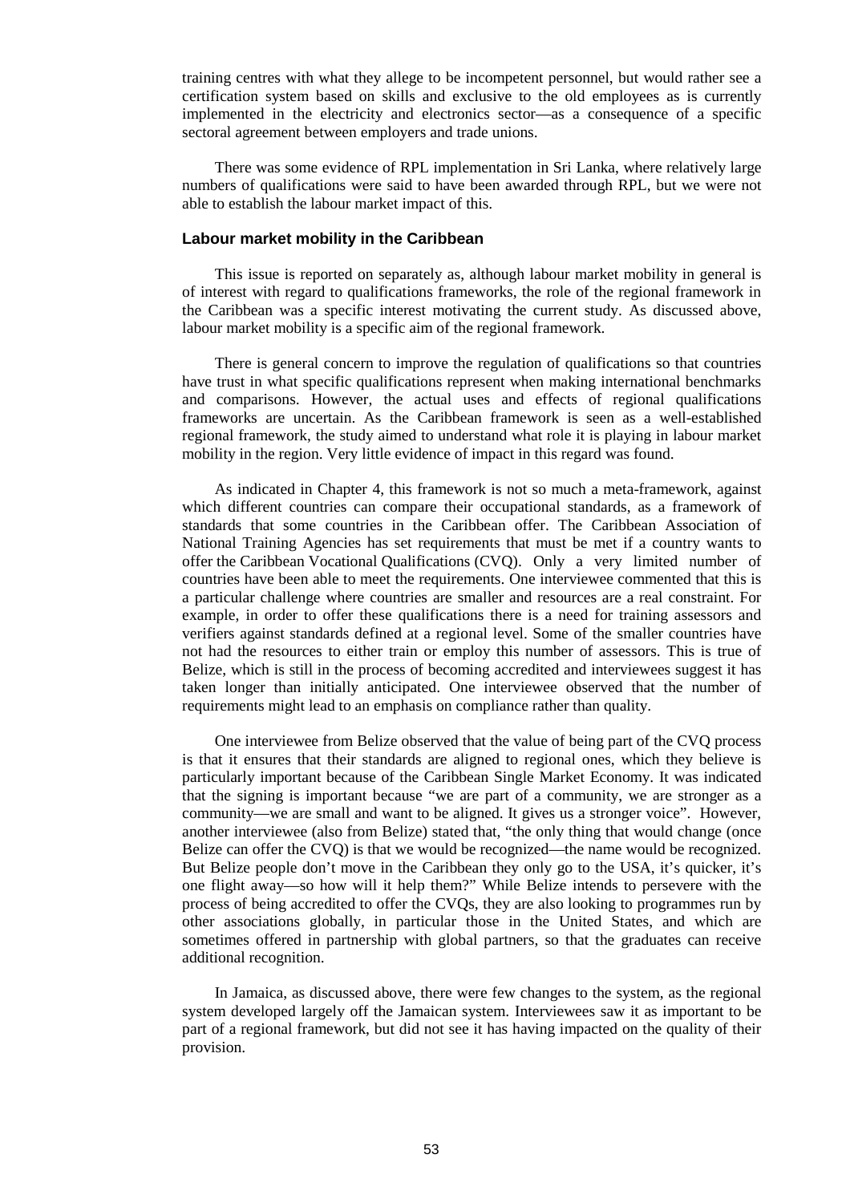training centres with what they allege to be incompetent personnel, but would rather see a certification system based on skills and exclusive to the old employees as is currently implemented in the electricity and electronics sector—as a consequence of a specific sectoral agreement between employers and trade unions.

There was some evidence of RPL implementation in Sri Lanka, where relatively large numbers of qualifications were said to have been awarded through RPL, but we were not able to establish the labour market impact of this.

### Labour market mobility in the Caribbean

This issue is reported on separately as, although labour market mobility in general is of interest with regard to qualifications frameworks, the role of the regional framework in the Caribbean was a specific interest motivating the current study. As discussed above, labour market mobility is a specific aim of the regional framework.

There is general concern to improve the regulation of qualifications so that countries have trust in what specific qualifications represent when making international benchmarks and comparisons. However, the actual uses and effects of regional qualifications frameworks are uncertain. As the Caribbean framework is seen as a well-established regional framework, the study aimed to understand what role it is playing in labour market mobility in the region. Very little evidence of impact in this regard was found.

As indicated in Chapter 4, this framework is not so much a meta-framework, against which different countries can compare their occupational standards, as a framework of standards that some countries in the Caribbean offer. The Caribbean Association of National Training Agencies has set requirements that must be met if a country wants to offer the Caribbean Vocational Qualifications (CVQ). Only a very limited number of countries have been able to meet the requirements. One interviewee commented that this is a particular challenge where countries are smaller and resources are a real constraint. For example, in order to offer these qualifications there is a need for training assessors and verifiers against standards defined at a regional level. Some of the smaller countries have not had the resources to either train or employ this number of assessors. This is true of Belize, which is still in the process of becoming accredited and interviewees suggest it has taken longer than initially anticipated. One interviewee observed that the number of requirements might lead to an emphasis on compliance rather than quality.

One interviewee from Belize observed that the value of being part of the CVQ process is that it ensures that their standards are aligned to regional ones, which they believe is particularly important because of the Caribbean Single Market Economy. It was indicated that the signing is important because "we are part of a community, we are stronger as a community—we are small and want to be aligned. It gives us a stronger voice". However, another interviewee (also from Belize) stated that, "the only thing that would change (once Belize can offer the CVQ) is that we would be recognized—the name would be recognized. But Belize people don't move in the Caribbean they only go to the USA, it's quicker, it's one flight away—so how will it help them?" While Belize intends to persevere with the process of being accredited to offer the CVQs, they are also looking to programmes run by other associations globally, in particular those in the United States, and which are sometimes offered in partnership with global partners, so that the graduates can receive additional recognition.

In Jamaica, as discussed above, there were few changes to the system, as the regional system developed largely off the Jamaican system. Interviewees saw it as important to be part of a regional framework, but did not see it has having impacted on the quality of their provision.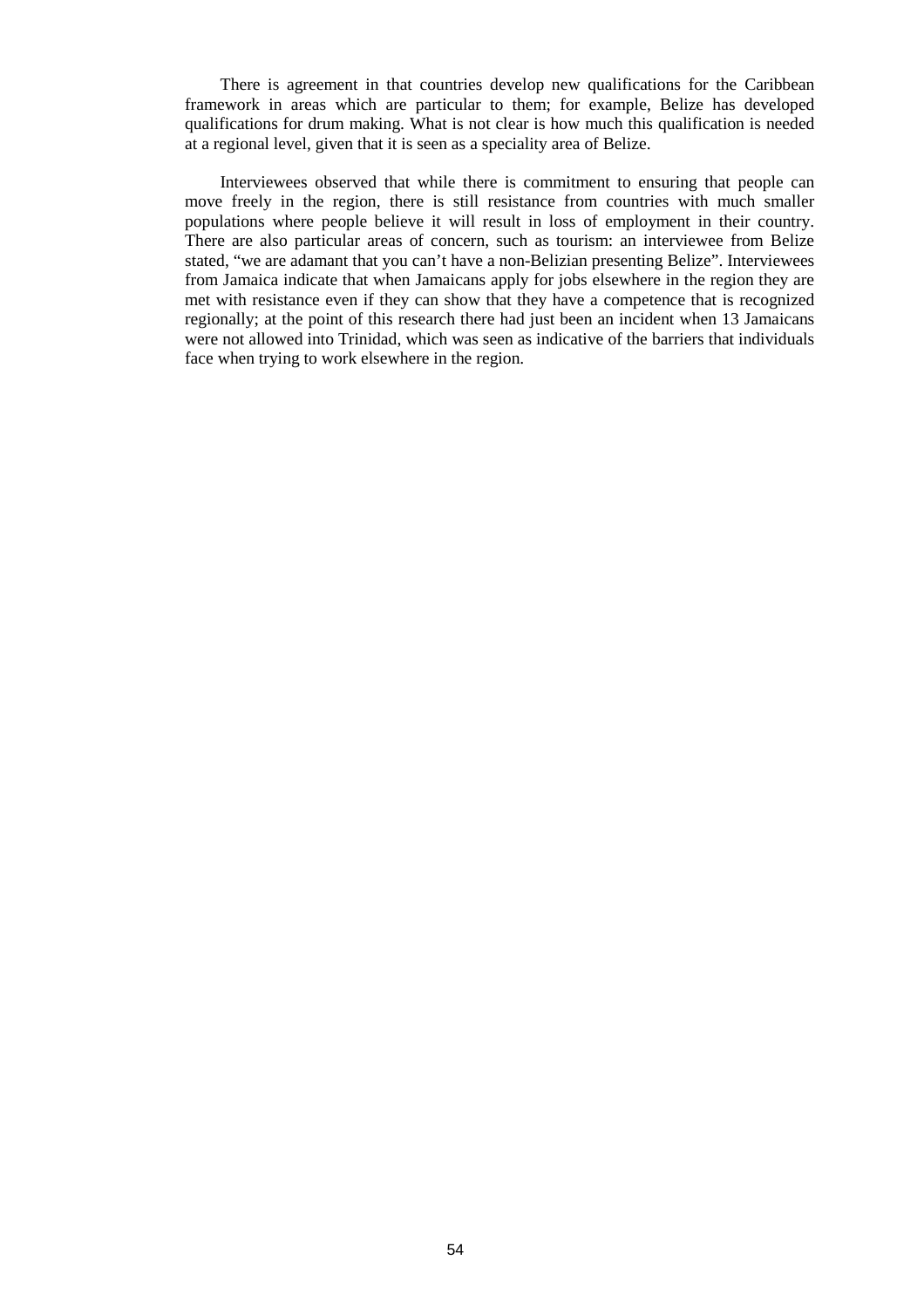There is agreement in that countries develop new qualifications for the Caribbean framework in areas which are particular to them; for example, Belize has developed qualifications for drum making. What is not clear is how much this qualification is needed at a regional level, given that it is seen as a speciality area of Belize.

Interviewees observed that while there is commitment to ensuring that people can move freely in the region, there is still resistance from countries with much smaller populations where people believe it will result in loss of employment in their country. There are also particular areas of concern, such as tourism: an interviewee from Belize stated, "we are adamant that you can't have a non-Belizian presenting Belize". Interviewees from Jamaica indicate that when Jamaicans apply for jobs elsewhere in the region they are met with resistance even if they can show that they have a competence that is recognized regionally; at the point of this research there had just been an incident when 13 Jamaicans were not allowed into Trinidad, which was seen as indicative of the barriers that individuals face when trying to work elsewhere in the region.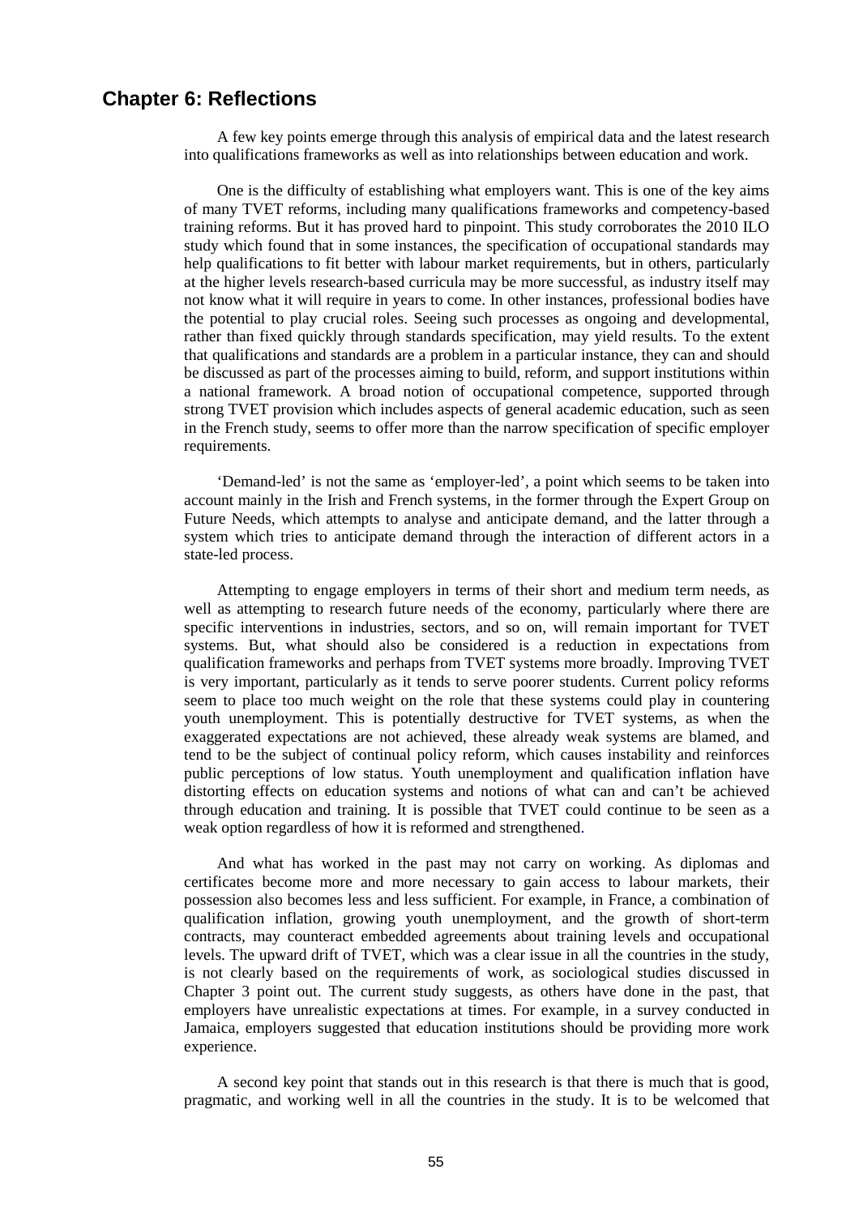## Chapter 6: Reflections

A few key points emerge through this analysis of empirical data and the latest research into qualifications frameworks as well as into relationships between education and work.

One is the difficulty of establishing what employers want. This is one of the key aims of many TVET reforms, including many qualifications frameworks and competency-based training reforms. But it has proved hard to pinpoint. This study corroborates the 2010 ILO study which found that in some instances, the specification of occupational standards may help qualifications to fit better with labour market requirements, but in others, particularly at the higher levels research-based curricula may be more successful, as industry itself may not know what it will require in years to come. In other instances, professional bodies have the potential to play crucial roles. Seeing such processes as ongoing and developmental, rather than fixed quickly through standards specification, may yield results. To the extent that qualifications and standards are a problem in a particular instance, they can and should be discussed as part of the processes aiming to build, reform, and support institutions within a national framework. A broad notion of occupational competence, supported through strong TVET provision which includes aspects of general academic education, such as seen in the French study, seems to offer more than the narrow specification of specific employer requirements.

'Demand-led' is not the same as 'employer-led', a point which seems to be taken into account mainly in the Irish and French systems, in the former through the Expert Group on Future Needs, which attempts to analyse and anticipate demand, and the latter through a system which tries to anticipate demand through the interaction of different actors in a state-led process.

Attempting to engage employers in terms of their short and medium term needs, as well as attempting to research future needs of the economy, particularly where there are specific interventions in industries, sectors, and so on, will remain important for TVET systems. But, what should also be considered is a reduction in expectations from qualification frameworks and perhaps from TVET systems more broadly. Improving TVET is very important, particularly as it tends to serve poorer students. Current policy reforms seem to place too much weight on the role that these systems could play in countering youth unemployment. This is potentially destructive for TVET systems, as when the exaggerated expectations are not achieved, these already weak systems are blamed, and tend to be the subject of continual policy reform, which causes instability and reinforces public perceptions of low status. Youth unemployment and qualification inflation have distorting effects on education systems and notions of what can and can't be achieved through education and training. It is possible that TVET could continue to be seen as a weak option regardless of how it is reformed and strengthened.

And what has worked in the past may not carry on working. As diplomas and certificates become more and more necessary to gain access to labour markets, their possession also becomes less and less sufficient. For example, in France, a combination of qualification inflation, growing youth unemployment, and the growth of short-term contracts, may counteract embedded agreements about training levels and occupational levels. The upward drift of TVET, which was a clear issue in all the countries in the study, is not clearly based on the requirements of work, as sociological studies discussed in Chapter 3 point out. The current study suggests, as others have done in the past, that employers have unrealistic expectations at times. For example, in a survey conducted in Jamaica, employers suggested that education institutions should be providing more work experience.

A second key point that stands out in this research is that there is much that is good, pragmatic, and working well in all the countries in the study. It is to be welcomed that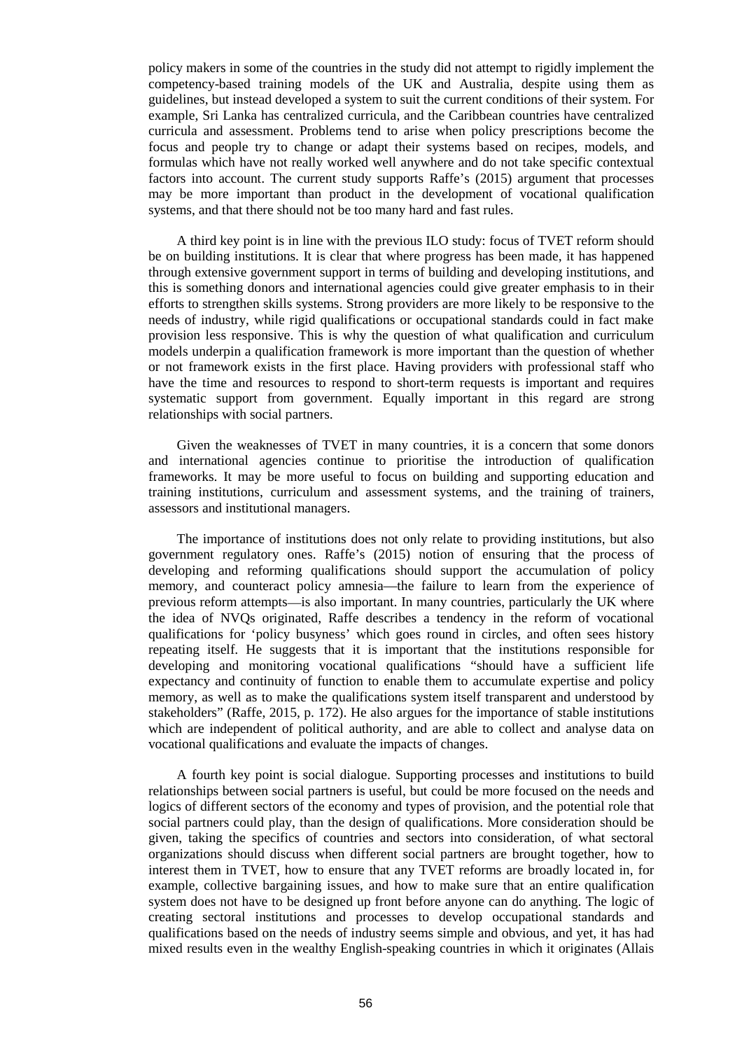policy makers in some of the countries in the study did not attempt to rigidly implement the competency-based training models of the UK and Australia, despite using them as guidelines, but instead developed a system to suit the current conditions of their system. For example, Sri Lanka has centralized curricula, and the Caribbean countries have centralized curricula and assessment. Problems tend to arise when policy prescriptions become the focus and people try to change or adapt their systems based on recipes, models, and formulas which have not really worked well anywhere and do not take specific contextual factors into account. The current study supports Raffe's (2015) argument that processes may be more important than product in the development of vocational qualification systems, and that there should not be too many hard and fast rules.

A third key point is in line with the previous ILO study: focus of TVET reform should be on building institutions. It is clear that where progress has been made, it has happened through extensive government support in terms of building and developing institutions, and this is something donors and international agencies could give greater emphasis to in their efforts to strengthen skills systems. Strong providers are more likely to be responsive to the needs of industry, while rigid qualifications or occupational standards could in fact make provision less responsive. This is why the question of what qualification and curriculum models underpin a qualification framework is more important than the question of whether or not framework exists in the first place. Having providers with professional staff who have the time and resources to respond to short-term requests is important and requires systematic support from government. Equally important in this regard are strong relationships with social partners.

Given the weaknesses of TVET in many countries, it is a concern that some donors and international agencies continue to prioritise the introduction of qualification frameworks. It may be more useful to focus on building and supporting education and training institutions, curriculum and assessment systems, and the training of trainers, assessors and institutional managers.

The importance of institutions does not only relate to providing institutions, but also government regulatory ones. Raffe's (2015) notion of ensuring that the process of developing and reforming qualifications should support the accumulation of policy memory, and counteract policy amnesia—the failure to learn from the experience of previous reform attempts—is also important. In many countries, particularly the UK where the idea of NVQs originated, Raffe describes a tendency in the reform of vocational qualifications for 'policy busyness' which goes round in circles, and often sees history repeating itself. He suggests that it is important that the institutions responsible for developing and monitoring vocational qualifications "should have a sufficient life expectancy and continuity of function to enable them to accumulate expertise and policy memory, as well as to make the qualifications system itself transparent and understood by stakeholders" (Raffe, 2015, p. 172). He also argues for the importance of stable institutions which are independent of political authority, and are able to collect and analyse data on vocational qualifications and evaluate the impacts of changes.

A fourth key point is social dialogue. Supporting processes and institutions to build relationships between social partners is useful, but could be more focused on the needs and logics of different sectors of the economy and types of provision, and the potential role that social partners could play, than the design of qualifications. More consideration should be given, taking the specifics of countries and sectors into consideration, of what sectoral organizations should discuss when different social partners are brought together, how to interest them in TVET, how to ensure that any TVET reforms are broadly located in, for example, collective bargaining issues, and how to make sure that an entire qualification system does not have to be designed up front before anyone can do anything. The logic of creating sectoral institutions and processes to develop occupational standards and qualifications based on the needs of industry seems simple and obvious, and yet, it has had mixed results even in the wealthy English-speaking countries in which it originates (Allais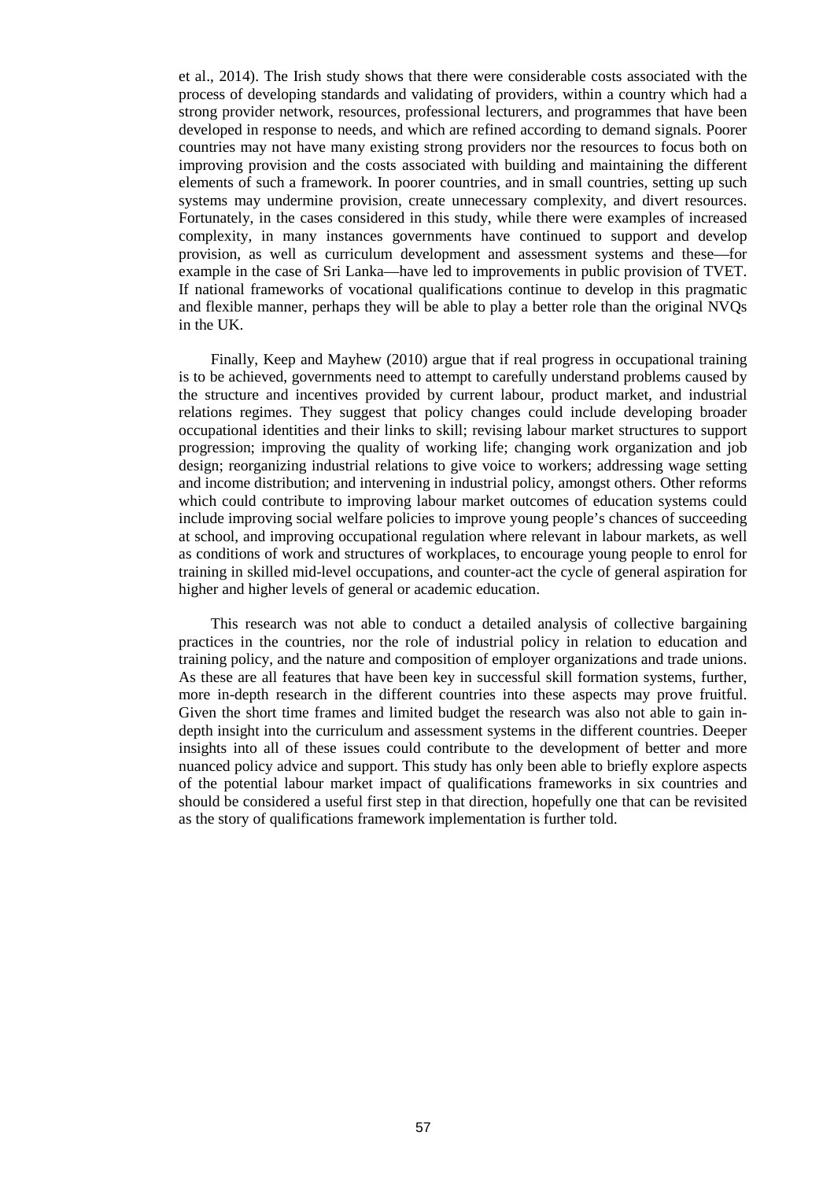et al., 2014). The Irish study shows that there were considerable costs associated with the process of developing standards and validating of providers, within a country which had a strong provider network, resources, professional lecturers, and programmes that have been developed in response to needs, and which are refined according to demand signals. Poorer countries may not have many existing strong providers nor the resources to focus both on improving provision and the costs associated with building and maintaining the different elements of such a framework. In poorer countries, and in small countries, setting up such systems may undermine provision, create unnecessary complexity, and divert resources. Fortunately, in the cases considered in this study, while there were examples of increased complexity, in many instances governments have continued to support and develop provision, as well as curriculum development and assessment systems and these—for example in the case of Sri Lanka—have led to improvements in public provision of TVET. If national frameworks of vocational qualifications continue to develop in this pragmatic and flexible manner, perhaps they will be able to play a better role than the original NVQs in the UK.

Finally, Keep and Mayhew (2010) argue that if real progress in occupational training is to be achieved, governments need to attempt to carefully understand problems caused by the structure and incentives provided by current labour, product market, and industrial relations regimes. They suggest that policy changes could include developing broader occupational identities and their links to skill; revising labour market structures to support progression; improving the quality of working life; changing work organization and job design; reorganizing industrial relations to give voice to workers; addressing wage setting and income distribution; and intervening in industrial policy, amongst others. Other reforms which could contribute to improving labour market outcomes of education systems could include improving social welfare policies to improve young people's chances of succeeding at school, and improving occupational regulation where relevant in labour markets, as well as conditions of work and structures of workplaces, to encourage young people to enrol for training in skilled mid-level occupations, and counter-act the cycle of general aspiration for higher and higher levels of general or academic education.

This research was not able to conduct a detailed analysis of collective bargaining practices in the countries, nor the role of industrial policy in relation to education and training policy, and the nature and composition of employer organizations and trade unions. As these are all features that have been key in successful skill formation systems, further, more in-depth research in the different countries into these aspects may prove fruitful. Given the short time frames and limited budget the research was also not able to gain in-depth insight into the curriculum and assessment systems in the different countries. Deeper insights into all of these issues could contribute to the development of better and more nuanced policy advice and support. This study has only been able to briefly explore aspects of the potential labour market impact of qualifications frameworks in six countries and should be considered a useful first step in that direction, hopefully one that can be revisited as the story of qualifications framework implementation is further told.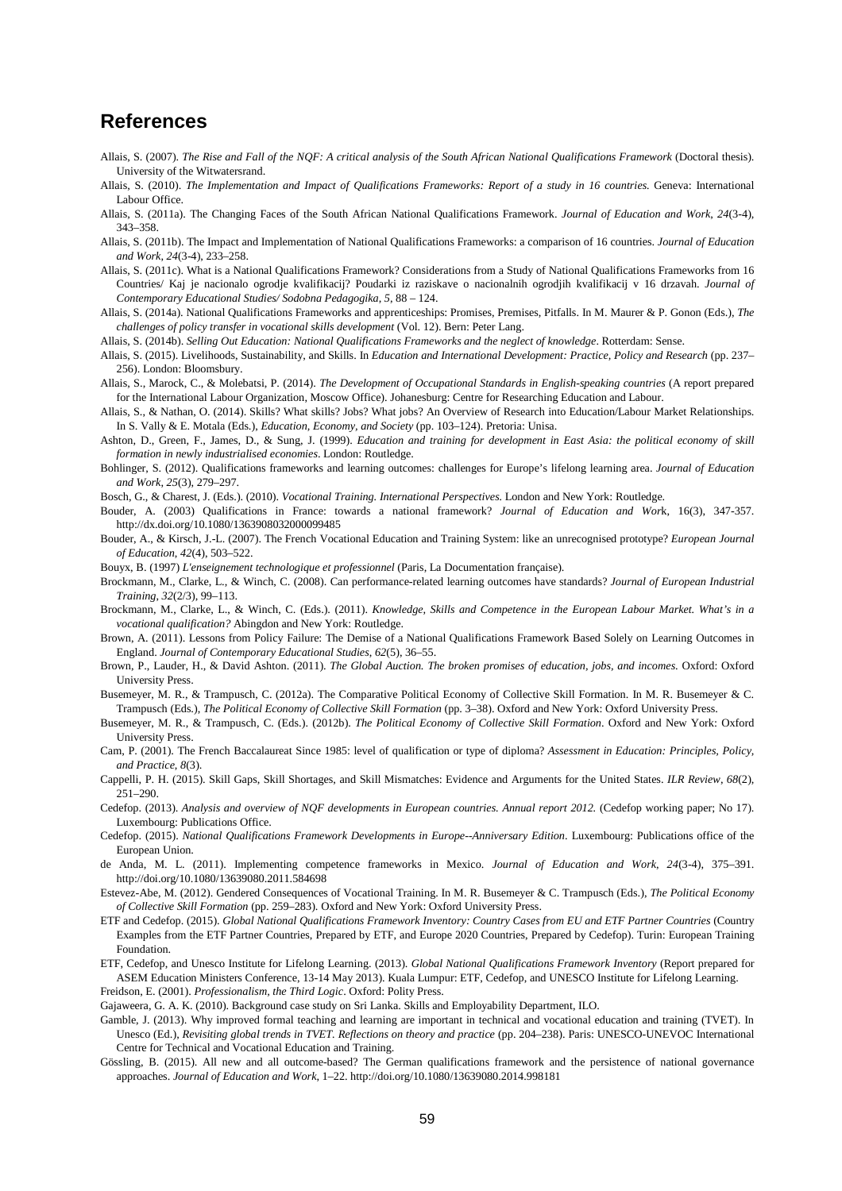## References

Allais, S. (2007). *The Rise and Fall of the NQF: A critical analysis of the South African National Qualifications Framework* (Doctoral thesis). University of the Witwatersrand.

Allais, S. (2010). *The Implementation and Impact of Qualifications Frameworks: Report of a study in 16 countries.* Geneva: International Labour Office.

Allais, S. (2011a). The Changing Faces of the South African National Qualifications Framework. *Journal of Education and Work, 24*(3-4), 343–358.

Allais, S. (2011b). The Impact and Implementation of National Qualifications Frameworks: a comparison of 16 countries. *Journal of Education and Work, 24*(3-4), 233–258.

Allais, S. (2011c). What is a National Qualifications Framework? Considerations from a Study of National Qualifications Frameworks from 16 Countries/ Kaj je nacionalo ogrodje kvalifikacij? Poudarki iz raziskave o nacionalnih ogrodjih kvalifikacij v 16 drzavah. *Journal of Contemporary Educational Studies/ Sodobna Pedagogika, 5*, 88 – 124.

Allais, S. (2014a). National Qualifications Frameworks and apprenticeships: Promises, Premises, Pitfalls. In M. Maurer & P. Gonon (Eds.), *The challenges of policy transfer in vocational skills development* (Vol. 12). Bern: Peter Lang.

Allais, S. (2014b). *Selling Out Education: National Qualifications Frameworks and the neglect of knowledge*. Rotterdam: Sense.

Allais, S. (2015). Livelihoods, Sustainability, and Skills. In *Education and International Development: Practice, Policy and Research* (pp. 237–256). London: Bloomsbury.

Allais, S., Marock, C., & Molebatsi, P. (2014). *The Development of Occupational Standards in English-speaking countries* (A report prepared for the International Labour Organization, Moscow Office). Johanesburg: Centre for Researching Education and Labour.

Allais, S., & Nathan, O. (2014). Skills? What skills? Jobs? What jobs? An Overview of Research into Education/Labour Market Relationships. In S. Vally & E. Motala (Eds.), *Education, Economy, and Society* (pp. 103–124). Pretoria: Unisa.

Ashton, D., Green, F., James, D., & Sung, J. (1999). *Education and training for development in East Asia: the political economy of skill formation in newly industrialised economies*. London: Routledge.

Bohlinger, S. (2012). Qualifications frameworks and learning outcomes: challenges for Europe's lifelong learning area. *Journal of Education and Work, 25*(3), 279–297.

Bosch, G., & Charest, J. (Eds.). (2010). *Vocational Training. International Perspectives*. London and New York: Routledge.

Bouder, A. (2003) Qualifications in France: towards a national framework? *Journal of Education and Work*, 16(3), 347-357. http://dx.doi.org/10.1080/1363908032000099485

Bouder, A., & Kirsch, J.-L. (2007). The French Vocational Education and Training System: like an unrecognised prototype? *European Journal of Education, 42*(4), 503–522.

Bouyx, B. (1997) *L'enseignement technologique et professionnel* (Paris, La Documentation française).

Brockmann, M., Clarke, L., & Winch, C. (2008). Can performance-related learning outcomes have standards? *Journal of European Industrial Training, 32*(2/3), 99–113.

Brockmann, M., Clarke, L., & Winch, C. (Eds.). (2011). *Knowledge, Skills and Competence in the European Labour Market. What's in a vocational qualification?* Abingdon and New York: Routledge.

Brown, A. (2011). Lessons from Policy Failure: The Demise of a National Qualifications Framework Based Solely on Learning Outcomes in England. *Journal of Contemporary Educational Studies, 62*(5), 36–55.

Brown, P., Lauder, H., & David Ashton. (2011). *The Global Auction. The broken promises of education, jobs, and incomes.* Oxford: Oxford University Press.

Busemeyer, M. R., & Trampusch, C. (2012a). The Comparative Political Economy of Collective Skill Formation. In M. R. Busemeyer & C. Trampusch (Eds.), *The Political Economy of Collective Skill Formation* (pp. 3–38). Oxford and New York: Oxford University Press.

Busemeyer, M. R., & Trampusch, C. (Eds.). (2012b). *The Political Economy of Collective Skill Formation*. Oxford and New York: Oxford University Press.

Cam, P. (2001). The French Baccalaureat Since 1985: level of qualification or type of diploma? *Assessment in Education: Principles, Policy, and Practice, 8*(3).

Cappelli, P. H. (2015). Skill Gaps, Skill Shortages, and Skill Mismatches: Evidence and Arguments for the United States. *ILR Review, 68*(2), 251–290.

Cedefop. (2013). *Analysis and overview of NQF developments in European countries. Annual report 2012.* (Cedefop working paper; No 17). Luxembourg: Publications Office.

Cedefop. (2015). *National Qualifications Framework Developments in Europe--Anniversary Edition*. Luxembourg: Publications office of the European Union.

de Anda, M. L. (2011). Implementing competence frameworks in Mexico. *Journal of Education and Work, 24*(3-4), 375–391. http://doi.org/10.1080/13639080.2011.584698

Estevez-Abe, M. (2012). Gendered Consequences of Vocational Training. In M. R. Busemeyer & C. Trampusch (Eds.), *The Political Economy of Collective Skill Formation* (pp. 259–283). Oxford and New York: Oxford University Press.

ETF and Cedefop. (2015). *Global National Qualifications Framework Inventory: Country Cases from EU and ETF Partner Countries* (Country Examples from the ETF Partner Countries, Prepared by ETF, and Europe 2020 Countries, Prepared by Cedefop). Turin: European Training Foundation.

ETF, Cedefop, and Unesco Institute for Lifelong Learning. (2013). *Global National Qualifications Framework Inventory* (Report prepared for ASEM Education Ministers Conference, 13-14 May 2013). Kuala Lumpur: ETF, Cedefop, and UNESCO Institute for Lifelong Learning.

Freidson, E. (2001). *Professionalism, the Third Logic*. Oxford: Polity Press.

Gajaweera, G. A. K. (2010). Background case study on Sri Lanka. Skills and Employability Department, ILO.

Gamble, J. (2013). Why improved formal teaching and learning are important in technical and vocational education and training (TVET). In Unesco (Ed.), *Revisiting global trends in TVET. Reflections on theory and practice* (pp. 204–238). Paris: UNESCO-UNEVOC International Centre for Technical and Vocational Education and Training.

Gössling, B. (2015). All new and all outcome-based? The German qualifications framework and the persistence of national governance approaches. *Journal of Education and Work*, 1–22. http://doi.org/10.1080/13639080.2014.998181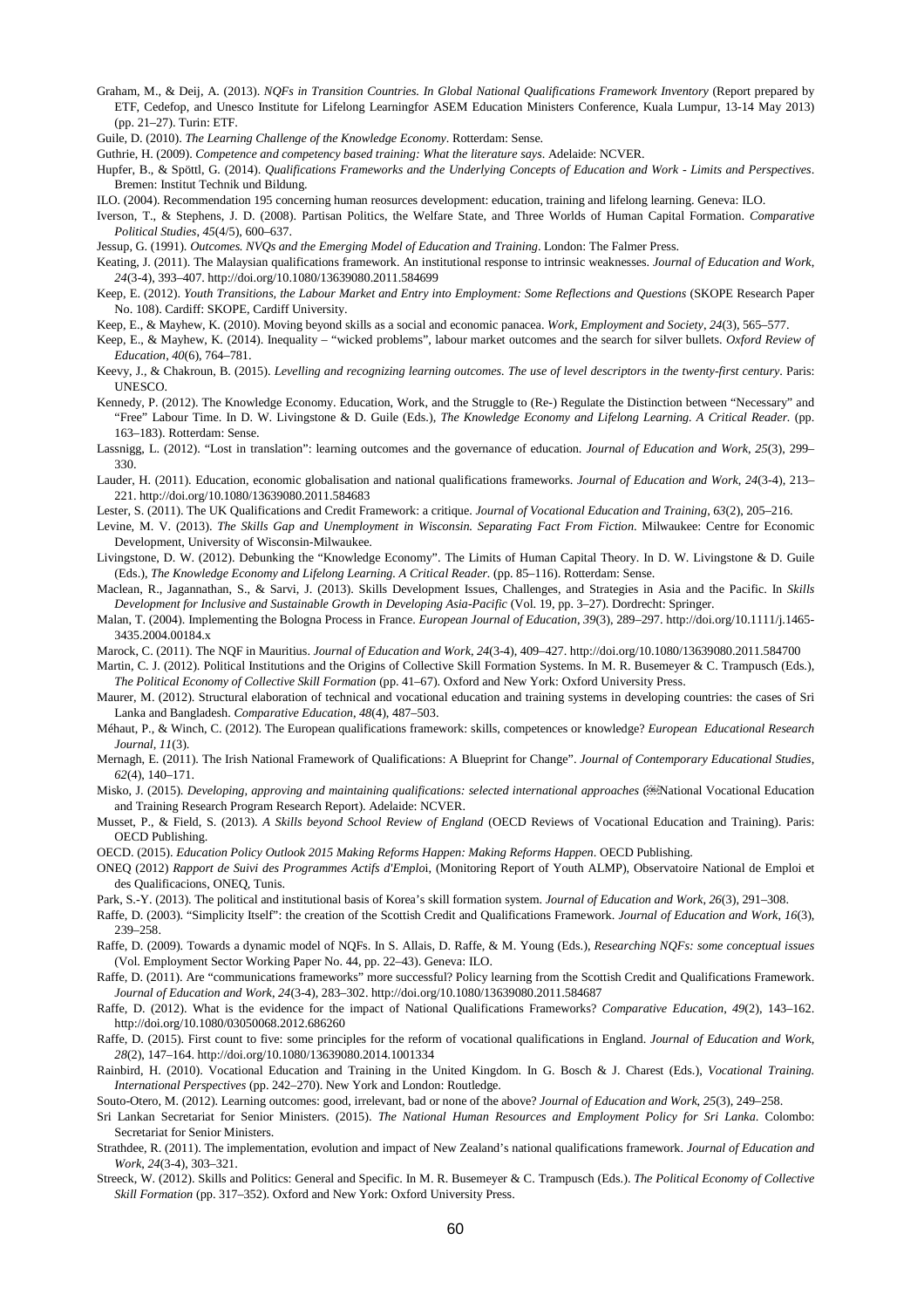Graham, M., & Deij, A. (2013). *NQFs in Transition Countries. In Global National Qualifications Framework Inventory* (Report prepared by ETF, Cedefop, and Unesco Institute for Lifelong Learningfor ASEM Education Ministers Conference, Kuala Lumpur, 13-14 May 2013) (pp. 21–27). Turin: ETF.

Guile, D. (2010). *The Learning Challenge of the Knowledge Economy*. Rotterdam: Sense.

Guthrie, H. (2009). *Competence and competency based training: What the literature says*. Adelaide: NCVER.

Hupfer, B., & Spöttl, G. (2014). *Qualifications Frameworks and the Underlying Concepts of Education and Work - Limits and Perspectives*. Bremen: Institut Technik und Bildung.

ILO. (2004). Recommendation 195 concerning human reosurces development: education, training and lifelong learning. Geneva: ILO.

Iverson, T., & Stephens, J. D. (2008). Partisan Politics, the Welfare State, and Three Worlds of Human Capital Formation. *Comparative Political Studies*, *45*(4/5), 600–637.

Jessup, G. (1991). *Outcomes. NVQs and the Emerging Model of Education and Training*. London: The Falmer Press.

Keating, J. (2011). The Malaysian qualifications framework. An institutional response to intrinsic weaknesses. *Journal of Education and Work*, *24*(3-4), 393–407. http://doi.org/10.1080/13639080.2011.584699

Keep, E. (2012). *Youth Transitions, the Labour Market and Entry into Employment: Some Reflections and Questions* (SKOPE Research Paper No. 108). Cardiff: SKOPE, Cardiff University.

Keep, E., & Mayhew, K. (2010). Moving beyond skills as a social and economic panacea. *Work, Employment and Society*, *24*(3), 565–577.

Keep, E., & Mayhew, K. (2014). Inequality – "wicked problems", labour market outcomes and the search for silver bullets. *Oxford Review of Education*, *40*(6), 764–781.

Keevy, J., & Chakroun, B. (2015). *Levelling and recognizing learning outcomes. The use of level descriptors in the twenty-first century*. Paris: UNESCO.

Kennedy, P. (2012). The Knowledge Economy. Education, Work, and the Struggle to (Re-) Regulate the Distinction between "Necessary" and "Free" Labour Time. In D. W. Livingstone & D. Guile (Eds.), *The Knowledge Economy and Lifelong Learning. A Critical Reader.* (pp. 163–183). Rotterdam: Sense.

Lassnigg, L. (2012). "Lost in translation": learning outcomes and the governance of education. *Journal of Education and Work*, *25*(3), 299–330.

Lauder, H. (2011). Education, economic globalisation and national qualifications frameworks. *Journal of Education and Work, 24*(3-4), 213–221. http://doi.org/10.1080/13639080.2011.584683

Lester, S. (2011). The UK Qualifications and Credit Framework: a critique. *Journal of Vocational Education and Training*, *63*(2), 205–216.

Levine, M. V. (2013). *The Skills Gap and Unemployment in Wisconsin. Separating Fact From Fiction*. Milwaukee: Centre for Economic Development, University of Wisconsin-Milwaukee.

Livingstone, D. W. (2012). Debunking the "Knowledge Economy". The Limits of Human Capital Theory. In D. W. Livingstone & D. Guile (Eds.), *The Knowledge Economy and Lifelong Learning. A Critical Reader.* (pp. 85–116). Rotterdam: Sense.

Maclean, R., Jagannathan, S., & Sarvi, J. (2013). Skills Development Issues, Challenges, and Strategies in Asia and the Pacific. In *Skills Development for Inclusive and Sustainable Growth in Developing Asia-Pacific* (Vol. 19, pp. 3–27). Dordrecht: Springer.

Malan, T. (2004). Implementing the Bologna Process in France. *European Journal of Education*, *39*(3), 289–297. http://doi.org/10.1111/j.1465-3435.2004.00184.x

Marock, C. (2011). The NQF in Mauritius. *Journal of Education and Work, 24*(3-4), 409–427. http://doi.org/10.1080/13639080.2011.584700

Martin, C. J. (2012). Political Institutions and the Origins of Collective Skill Formation Systems. In M. R. Busemeyer & C. Trampusch (Eds.), *The Political Economy of Collective Skill Formation* (pp. 41–67). Oxford and New York: Oxford University Press.

Maurer, M. (2012). Structural elaboration of technical and vocational education and training systems in developing countries: the cases of Sri Lanka and Bangladesh. *Comparative Education*, *48*(4), 487–503.

Méhaut, P., & Winch, C. (2012). The European qualifications framework: skills, competences or knowledge? *European Educational Research Journal*, *11*(3).

Mernagh, E. (2011). The Irish National Framework of Qualifications: A Blueprint for Change". *Journal of Contemporary Educational Studies*, *62*(4), 140–171.

Misko, J. (2015). *Developing, approving and maintaining qualifications: selected international approaches* (National Vocational Education and Training Research Program Research Report). Adelaide: NCVER.

Musset, P., & Field, S. (2013). *A Skills beyond School Review of England* (OECD Reviews of Vocational Education and Training). Paris: OECD Publishing.

OECD. (2015). *Education Policy Outlook 2015 Making Reforms Happen: Making Reforms Happen*. OECD Publishing.

ONEQ (2012) *Rapport de Suivi des Programmes Actifs d'Emploi*, (Monitoring Report of Youth ALMP), Observatoire National de Emploi et des Qualificacions, ONEQ, Tunis.

Park, S.-Y. (2013). The political and institutional basis of Korea's skill formation system. *Journal of Education and Work*, *26*(3), 291–308.

Raffe, D. (2003). "Simplicity Itself": the creation of the Scottish Credit and Qualifications Framework. *Journal of Education and Work*, *16*(3), 239–258.

Raffe, D. (2009). Towards a dynamic model of NQFs. In S. Allais, D. Raffe, & M. Young (Eds.), *Researching NQFs: some conceptual issues* (Vol. Employment Sector Working Paper No. 44, pp. 22–43). Geneva: ILO.

Raffe, D. (2011). Are "communications frameworks" more successful? Policy learning from the Scottish Credit and Qualifications Framework. *Journal of Education and Work*, *24*(3-4), 283–302. http://doi.org/10.1080/13639080.2011.584687

Raffe, D. (2012). What is the evidence for the impact of National Qualifications Frameworks? *Comparative Education*, *49*(2), 143–162. http://doi.org/10.1080/03050068.2012.686260

Raffe, D. (2015). First count to five: some principles for the reform of vocational qualifications in England. *Journal of Education and Work*, *28*(2), 147–164. http://doi.org/10.1080/13639080.2014.1001334

Rainbird, H. (2010). Vocational Education and Training in the United Kingdom. In G. Bosch & J. Charest (Eds.), *Vocational Training. International Perspectives* (pp. 242–270). New York and London: Routledge.

Souto-Otero, M. (2012). Learning outcomes: good, irrelevant, bad or none of the above? *Journal of Education and Work*, *25*(3), 249–258.

Sri Lankan Secretariat for Senior Ministers. (2015). *The National Human Resources and Employment Policy for Sri Lanka*. Colombo: Secretariat for Senior Ministers.

Strathdee, R. (2011). The implementation, evolution and impact of New Zealand's national qualifications framework. *Journal of Education and Work*, *24*(3-4), 303–321.

Streeck, W. (2012). Skills and Politics: General and Specific. In M. R. Busemeyer & C. Trampusch (Eds.). *The Political Economy of Collective Skill Formation* (pp. 317–352). Oxford and New York: Oxford University Press.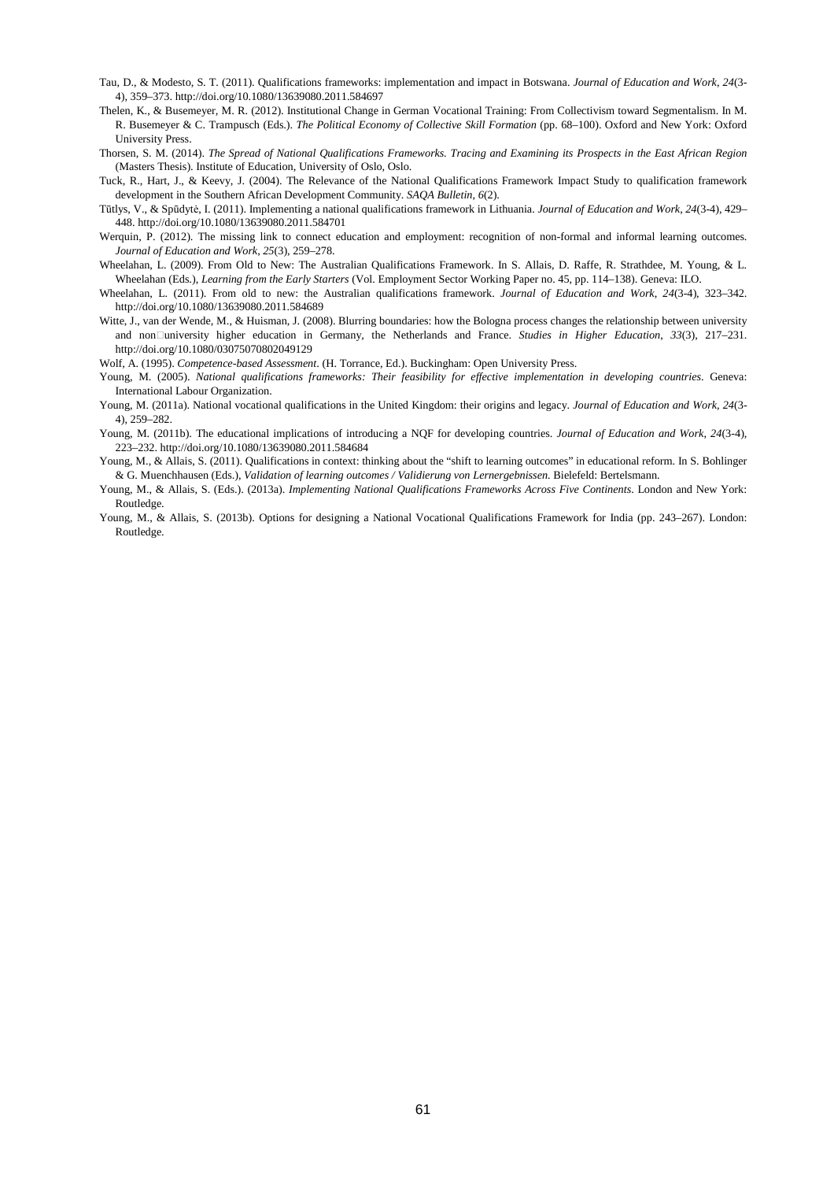Tau, D., & Modesto, S. T. (2011). Qualifications frameworks: implementation and impact in Botswana. *Journal of Education and Work*, *24*(3-4), 359–373. http://doi.org/10.1080/13639080.2011.584697

Thelen, K., & Busemeyer, M. R. (2012). Institutional Change in German Vocational Training: From Collectivism toward Segmentalism. In M. R. Busemeyer & C. Trampusch (Eds.). *The Political Economy of Collective Skill Formation* (pp. 68–100). Oxford and New York: Oxford University Press.

Thorsen, S. M. (2014). *The Spread of National Qualifications Frameworks. Tracing and Examining its Prospects in the East African Region* (Masters Thesis). Institute of Education, University of Oslo, Oslo.

Tuck, R., Hart, J., & Keevy, J. (2004). The Relevance of the National Qualifications Framework Impact Study to qualification framework development in the Southern African Development Community. *SAQA Bulletin*, *6*(2).

Tūtlys, V., & Spūdytė, I. (2011). Implementing a national qualifications framework in Lithuania. *Journal of Education and Work*, *24*(3-4), 429–448. http://doi.org/10.1080/13639080.2011.584701

Werquin, P. (2012). The missing link to connect education and employment: recognition of non-formal and informal learning outcomes. *Journal of Education and Work*, *25*(3), 259–278.

Wheelahan, L. (2009). From Old to New: The Australian Qualifications Framework. In S. Allais, D. Raffe, R. Strathdee, M. Young, & L. Wheelahan (Eds.), *Learning from the Early Starters* (Vol. Employment Sector Working Paper no. 45, pp. 114–138). Geneva: ILO.

Wheelahan, L. (2011). From old to new: the Australian qualifications framework. *Journal of Education and Work*, *24*(3-4), 323–342. http://doi.org/10.1080/13639080.2011.584689

Witte, J., van der Wende, M., & Huisman, J. (2008). Blurring boundaries: how the Bologna process changes the relationship between university and non□university higher education in Germany, the Netherlands and France. *Studies in Higher Education*, *33*(3), 217–231. http://doi.org/10.1080/03075070802049129

Wolf, A. (1995). *Competence-based Assessment*. (H. Torrance, Ed.). Buckingham: Open University Press.

Young, M. (2005). *National qualifications frameworks: Their feasibility for effective implementation in developing countries*. Geneva: International Labour Organization.

Young, M. (2011a). National vocational qualifications in the United Kingdom: their origins and legacy. *Journal of Education and Work*, *24*(3-4), 259–282.

Young, M. (2011b). The educational implications of introducing a NQF for developing countries. *Journal of Education and Work*, *24*(3-4), 223–232. http://doi.org/10.1080/13639080.2011.584684

Young, M., & Allais, S. (2011). Qualifications in context: thinking about the "shift to learning outcomes" in educational reform. In S. Bohlinger & G. Muenchhausen (Eds.), *Validation of learning outcomes / Validierung von Lernergebnissen*. Bielefeld: Bertelsmann.

Young, M., & Allais, S. (Eds.). (2013a). *Implementing National Qualifications Frameworks Across Five Continents*. London and New York: Routledge.

Young, M., & Allais, S. (2013b). Options for designing a National Vocational Qualifications Framework for India (pp. 243–267). London: Routledge.